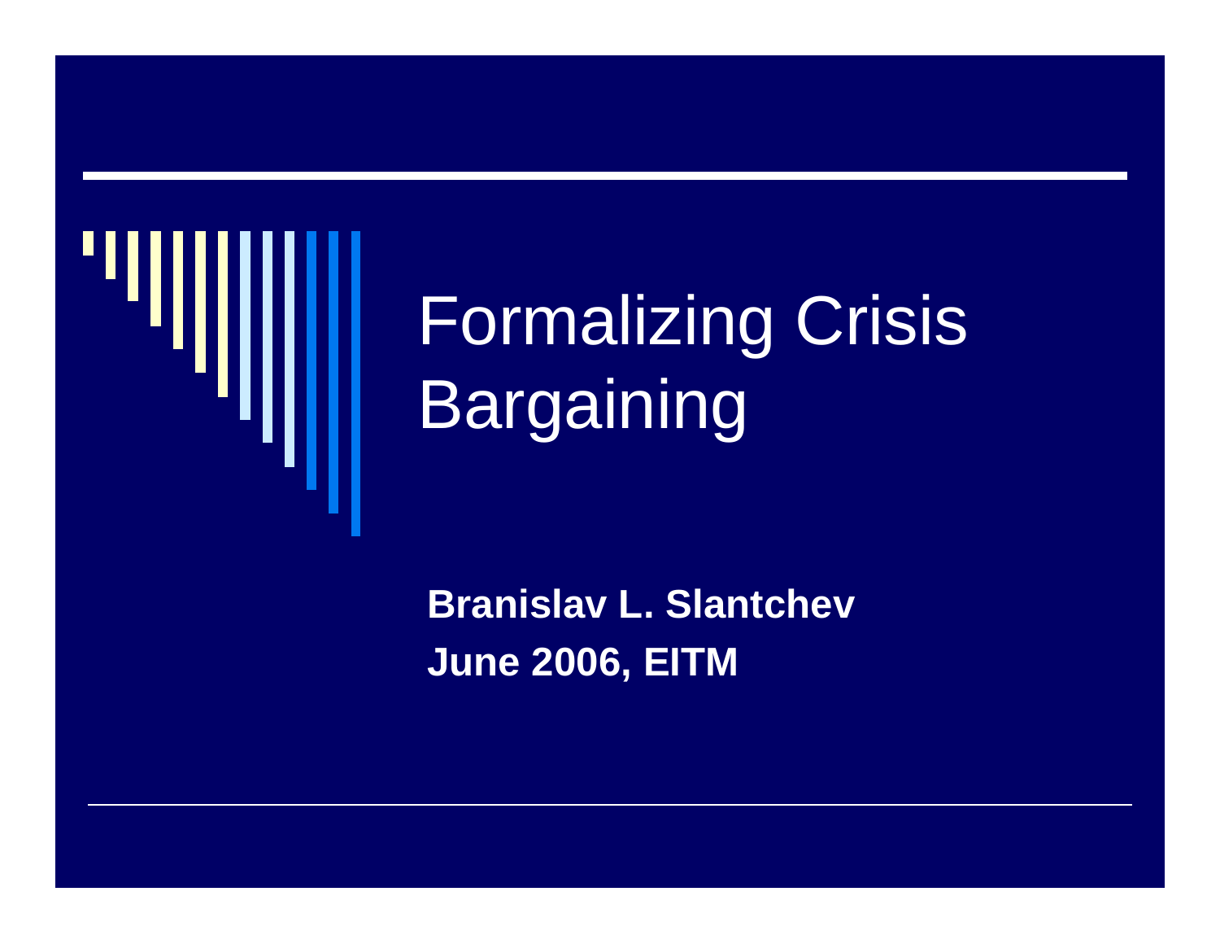# Formalizing Crisis Bargaining

**Branislav L. Slantchev**
**June 2006, EITM**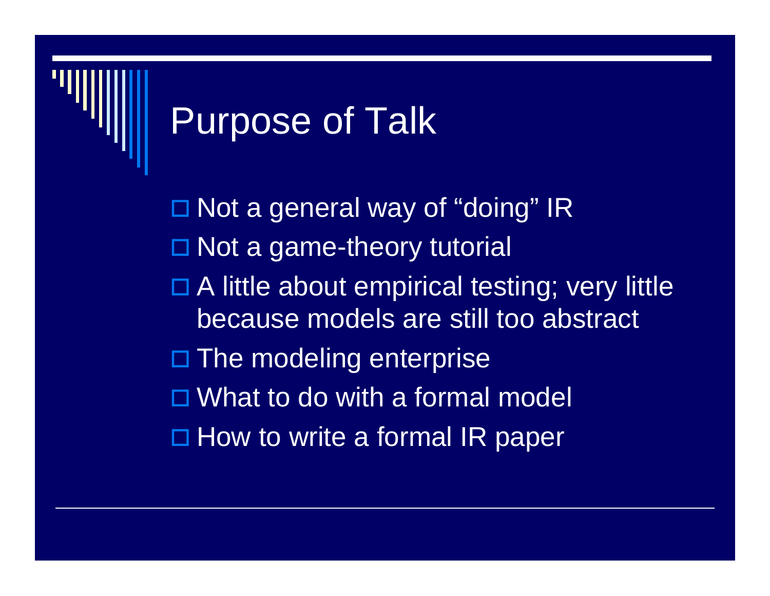# Purpose of Talk

- Not a general way of "doing" IR
- Not a game-theory tutorial
- A little about empirical testing; very little because models are still too abstract
- The modeling enterprise
- What to do with a formal model
- How to write a formal IR paper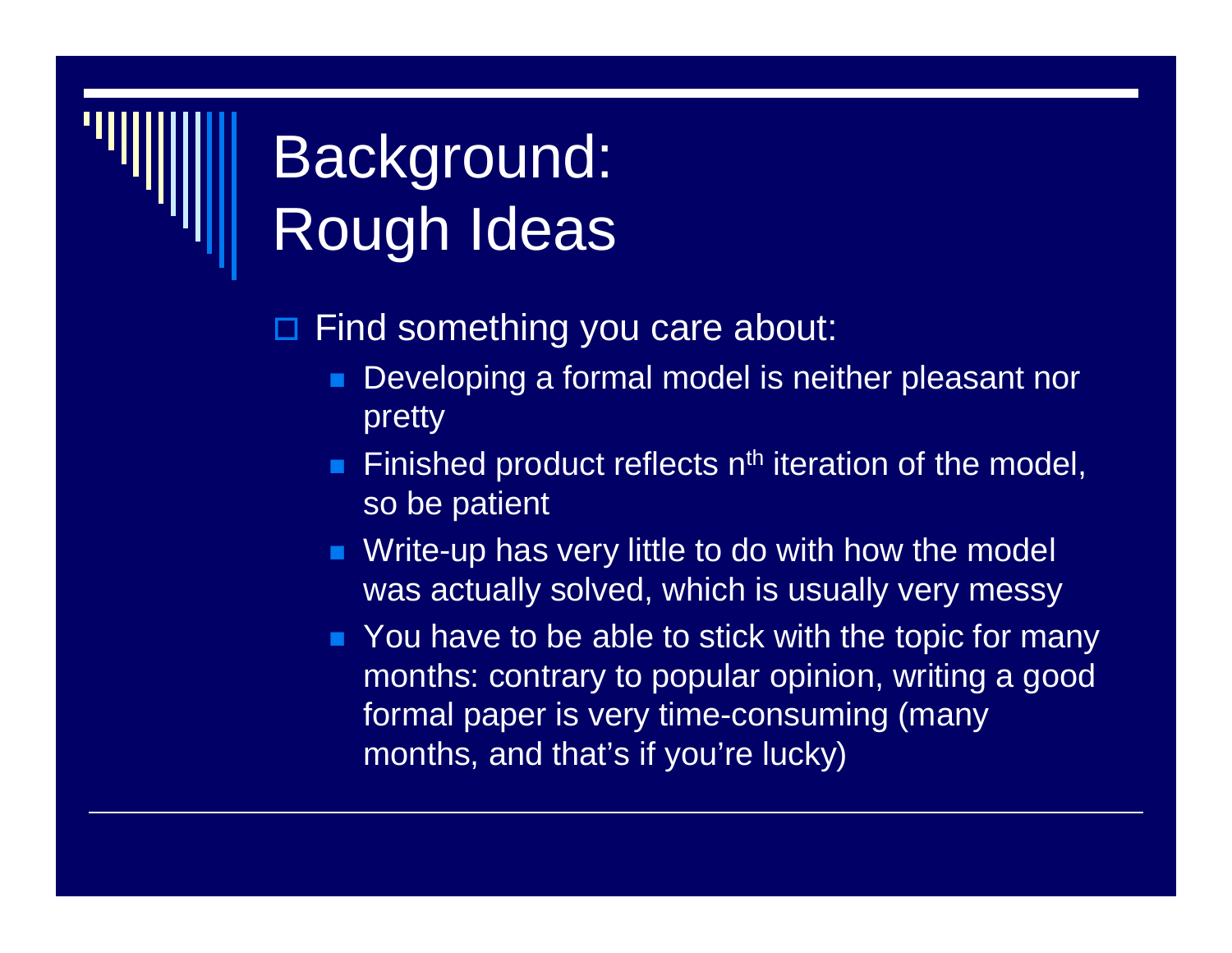# Background: Rough Ideas

- Find something you care about:
  - Developing a formal model is neither pleasant nor pretty
  - Finished product reflects $n^{th}$ iteration of the model, so be patient
  - Write-up has very little to do with how the model was actually solved, which is usually very messy
  - You have to be able to stick with the topic for many months: contrary to popular opinion, writing a good formal paper is very time-consuming (many months, and that's if you're lucky)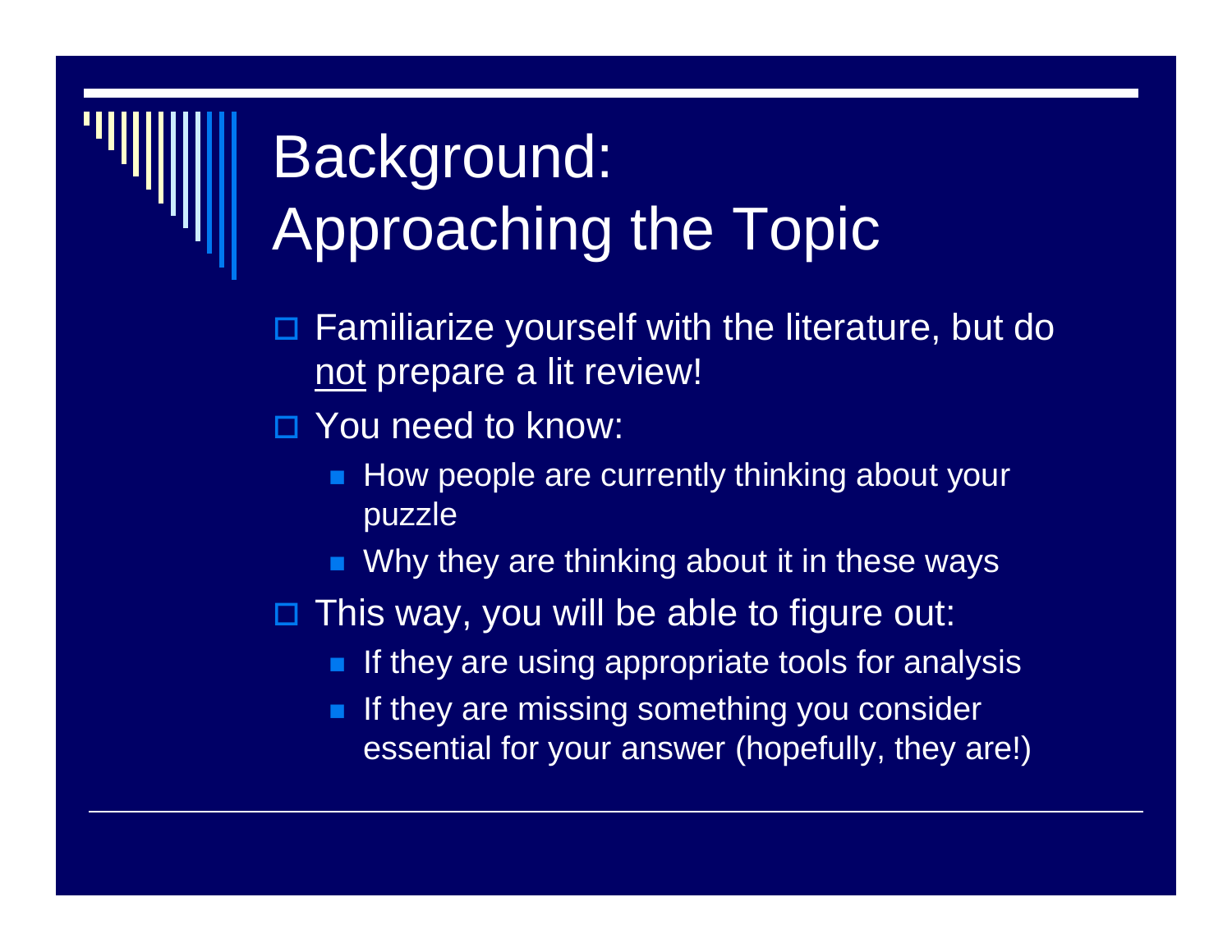# Background: Approaching the Topic

- Familiarize yourself with the literature, but do <u>not</u> prepare a lit review!
- You need to know:
  - How people are currently thinking about your puzzle
  - Why they are thinking about it in these ways
- This way, you will be able to figure out:
  - If they are using appropriate tools for analysis
  - If they are missing something you consider essential for your answer (hopefully, they are!)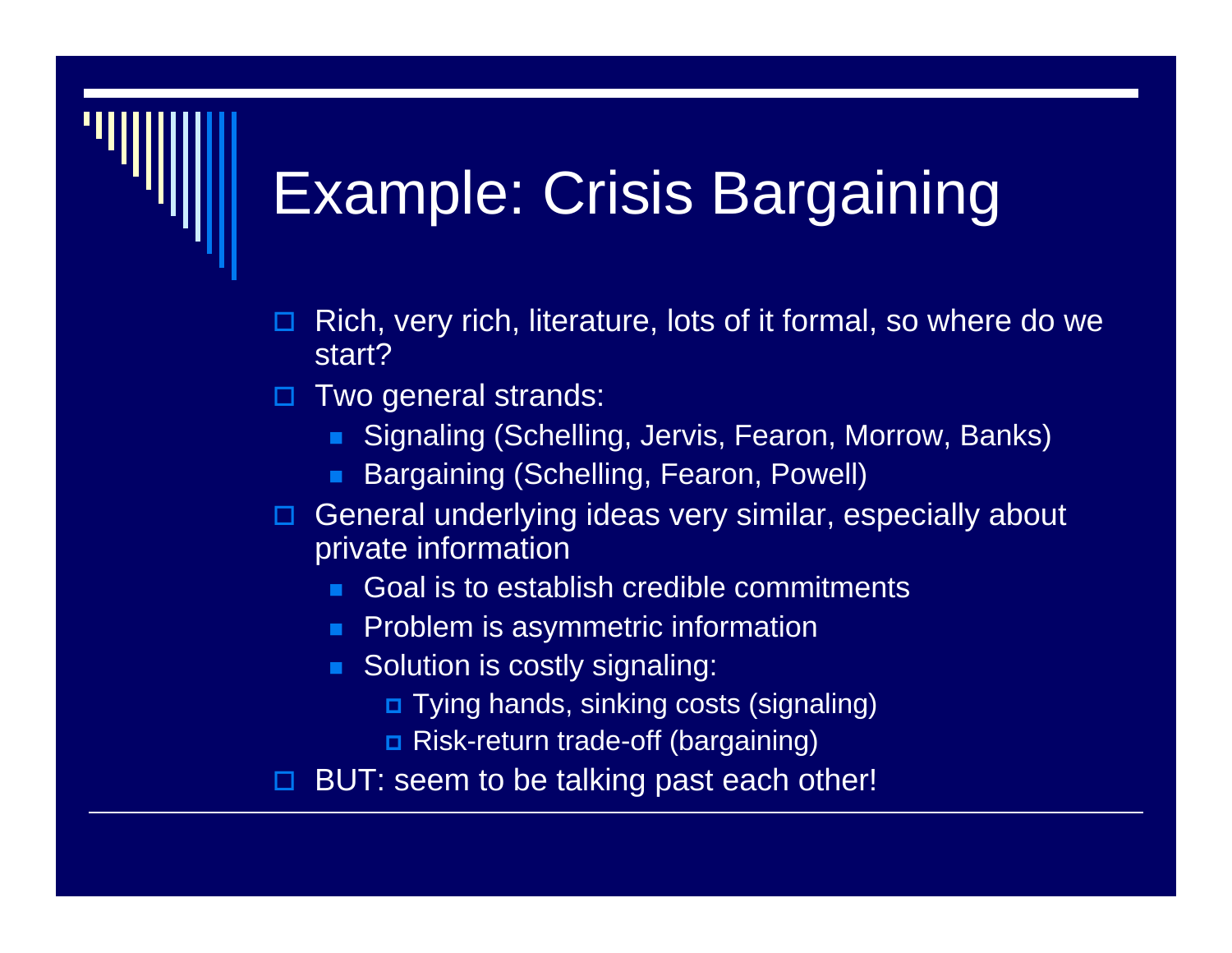# Example: Crisis Bargaining

- Rich, very rich, literature, lots of it formal, so where do we start?
- Two general strands:
  - Signaling (Schelling, Jervis, Fearon, Morrow, Banks)
  - Bargaining (Schelling, Fearon, Powell)
- General underlying ideas very similar, especially about private information
  - Goal is to establish credible commitments
  - Problem is asymmetric information
  - Solution is costly signaling:
    - Tying hands, sinking costs (signaling)
    - Risk-return trade-off (bargaining)
- BUT: seem to be talking past each other!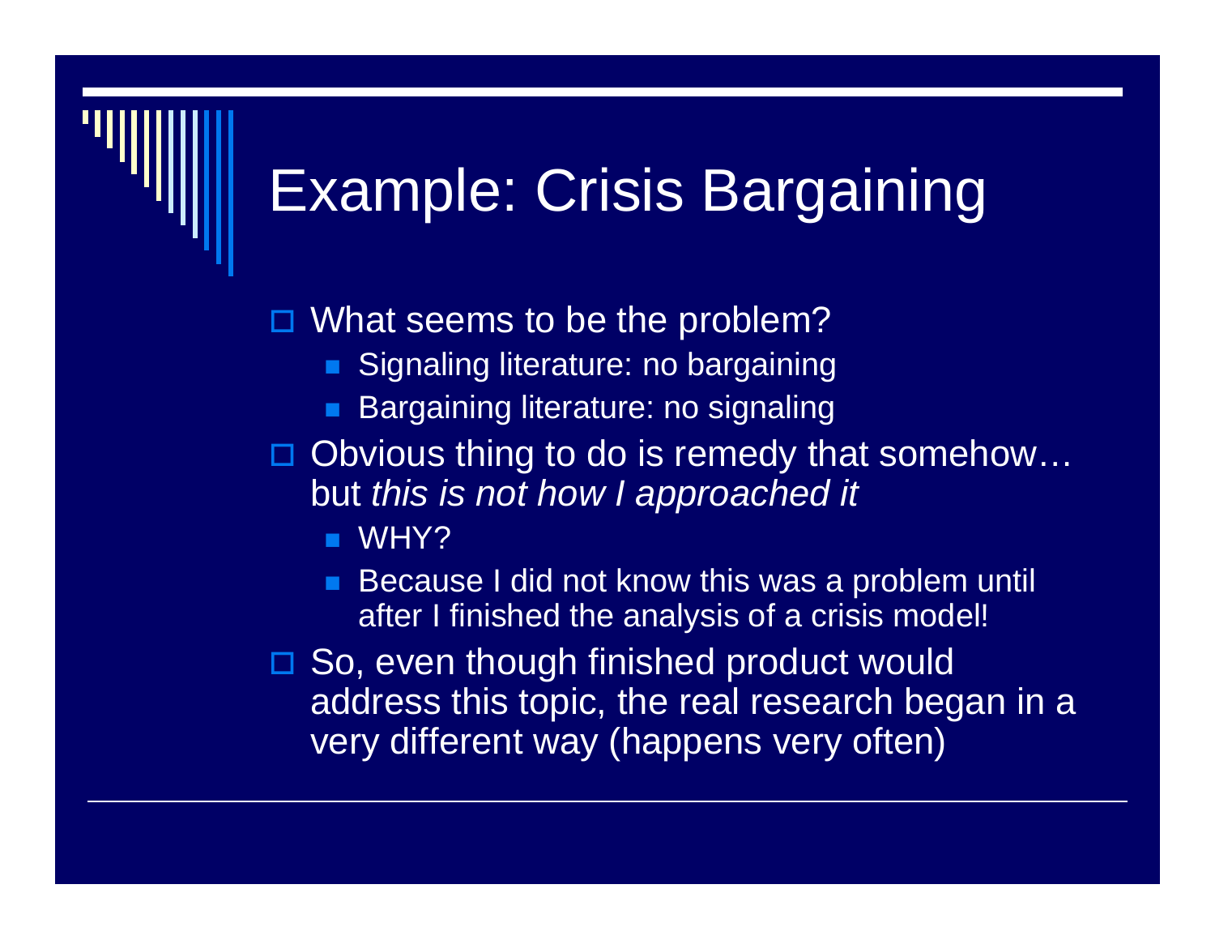# Example: Crisis Bargaining

- What seems to be the problem?
  - Signaling literature: no bargaining
  - Bargaining literature: no signaling
- Obvious thing to do is remedy that somehow… but *this is not how I approached it*
  - WHY?
  - Because I did not know this was a problem until after I finished the analysis of a crisis model!
- So, even though finished product would address this topic, the real research began in a very different way (happens very often)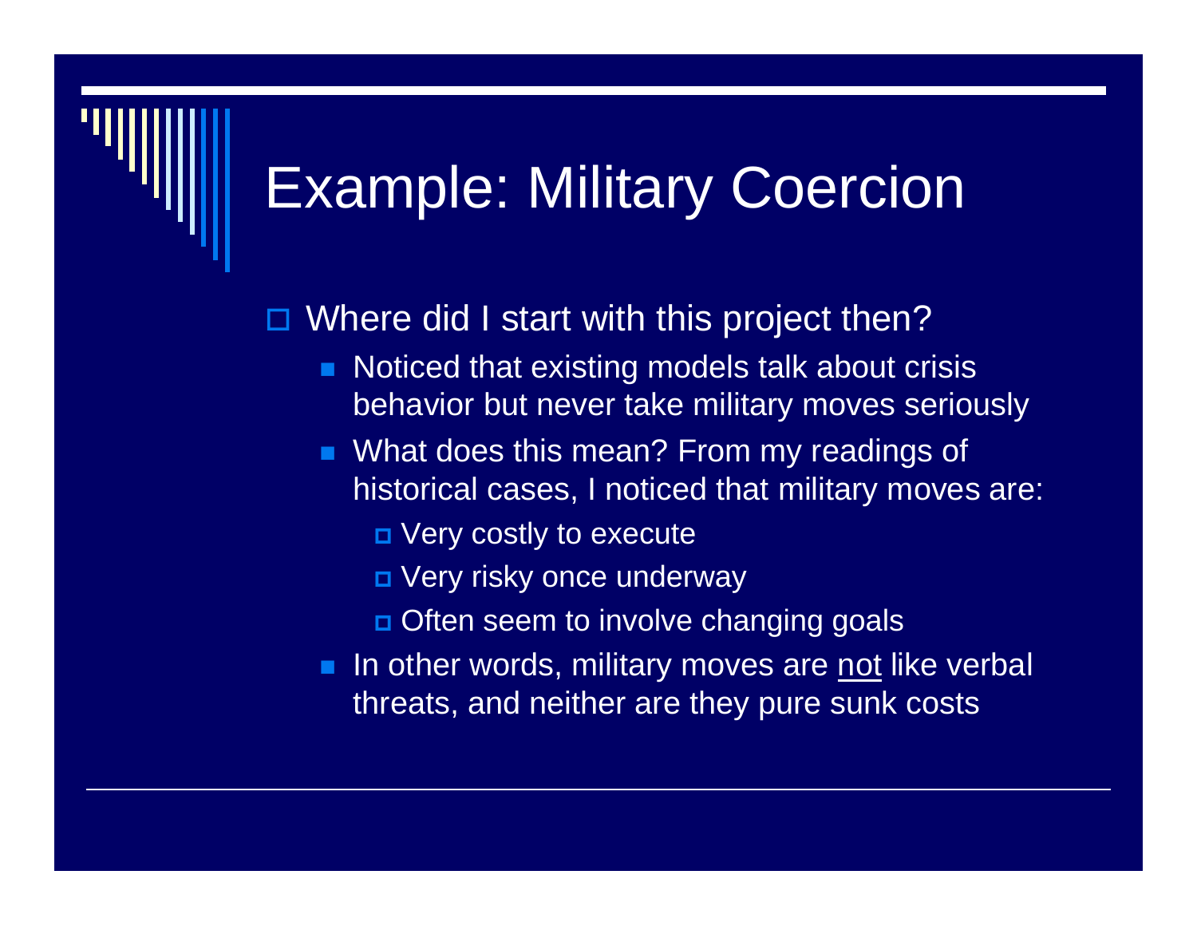# Example: Military Coercion

- Where did I start with this project then?
  - Noticed that existing models talk about crisis behavior but never take military moves seriously
  - What does this mean? From my readings of historical cases, I noticed that military moves are:
    - Very costly to execute
    - Very risky once underway
    - Often seem to involve changing goals
  - In other words, military moves are <u>not</u> like verbal threats, and neither are they pure sunk costs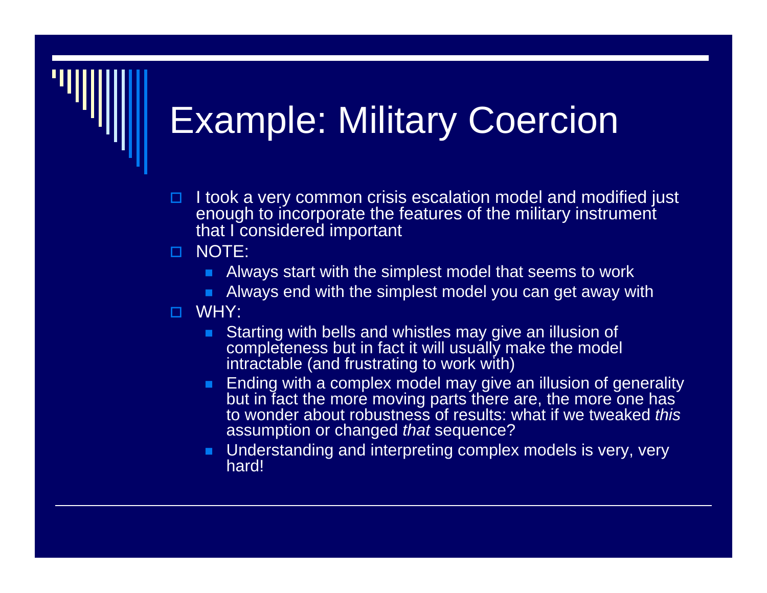# Example: Military Coercion

- I took a very common crisis escalation model and modified just enough to incorporate the features of the military instrument that I considered important
- NOTE:
  - Always start with the simplest model that seems to work
  - Always end with the simplest model you can get away with
- WHY:
  - Starting with bells and whistles may give an illusion of completeness but in fact it will usually make the model intractable (and frustrating to work with)
  - Ending with a complex model may give an illusion of generality but in fact the more moving parts there are, the more one has to wonder about robustness of results: what if we tweaked *this* assumption or changed *that* sequence?
  - Understanding and interpreting complex models is very, very hard!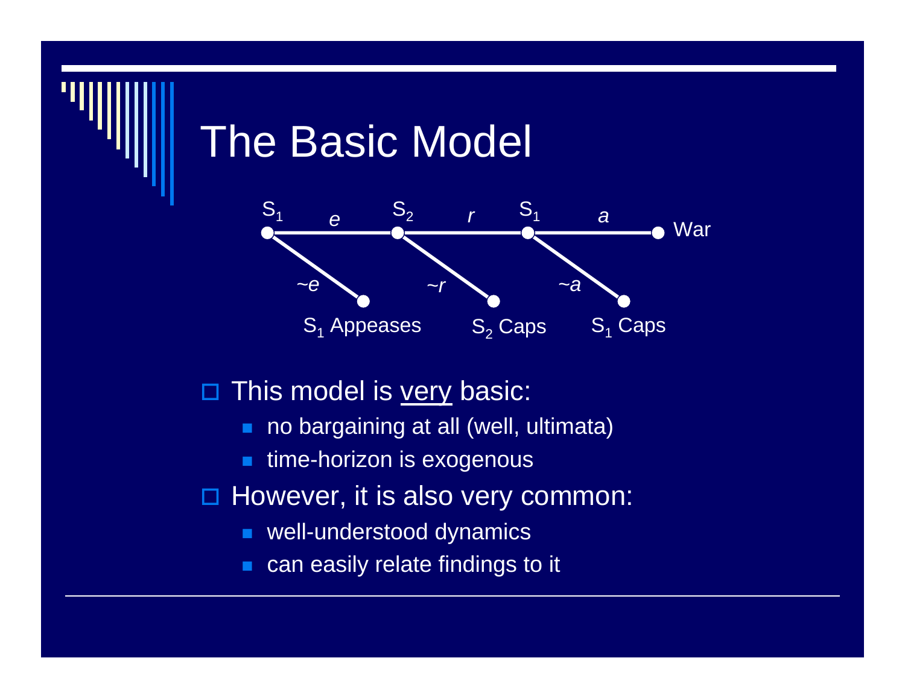# The Basic Model

$S_1$ — *e* — $S_2$ — *r* — $S_1$ — *a* — War

*~e*: $S_1$ Appeases

*~r*: $S_2$ Caps

*~a*: $S_1$ Caps

- This model is <u>very</u> basic:
  - no bargaining at all (well, ultimata)
  - time-horizon is exogenous
- However, it is also very common:
  - well-understood dynamics
  - can easily relate findings to it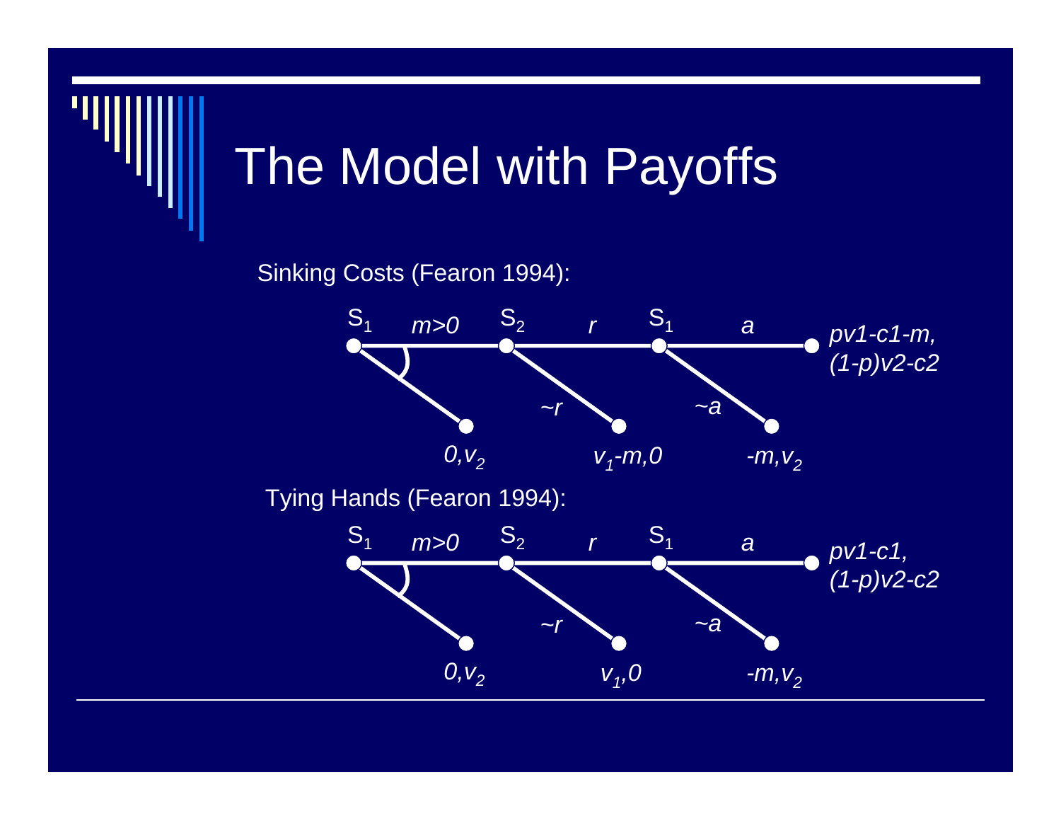# The Model with Payoffs

Sinking Costs (Fearon 1994):

$S_1$ — $m>0$ — $S_2$ — $r$ — $S_1$ — $a$ — $pv1\text{-}c1\text{-}m,\ (1\text{-}p)v2\text{-}c2$

- $S_1$ chooses $m=0$: $0, v_2$
- $S_2$ chooses $\sim r$: $v_1 - m, 0$
- $S_1$ chooses $\sim a$: $-m, v_2$

Tying Hands (Fearon 1994):

$S_1$ — $m>0$ — $S_2$ — $r$ — $S_1$ — $a$ — $pv1\text{-}c1,\ (1\text{-}p)v2\text{-}c2$

- $S_1$ chooses $m=0$: $0, v_2$
- $S_2$ chooses $\sim r$: $v_1, 0$
- $S_1$ chooses $\sim a$: $-m, v_2$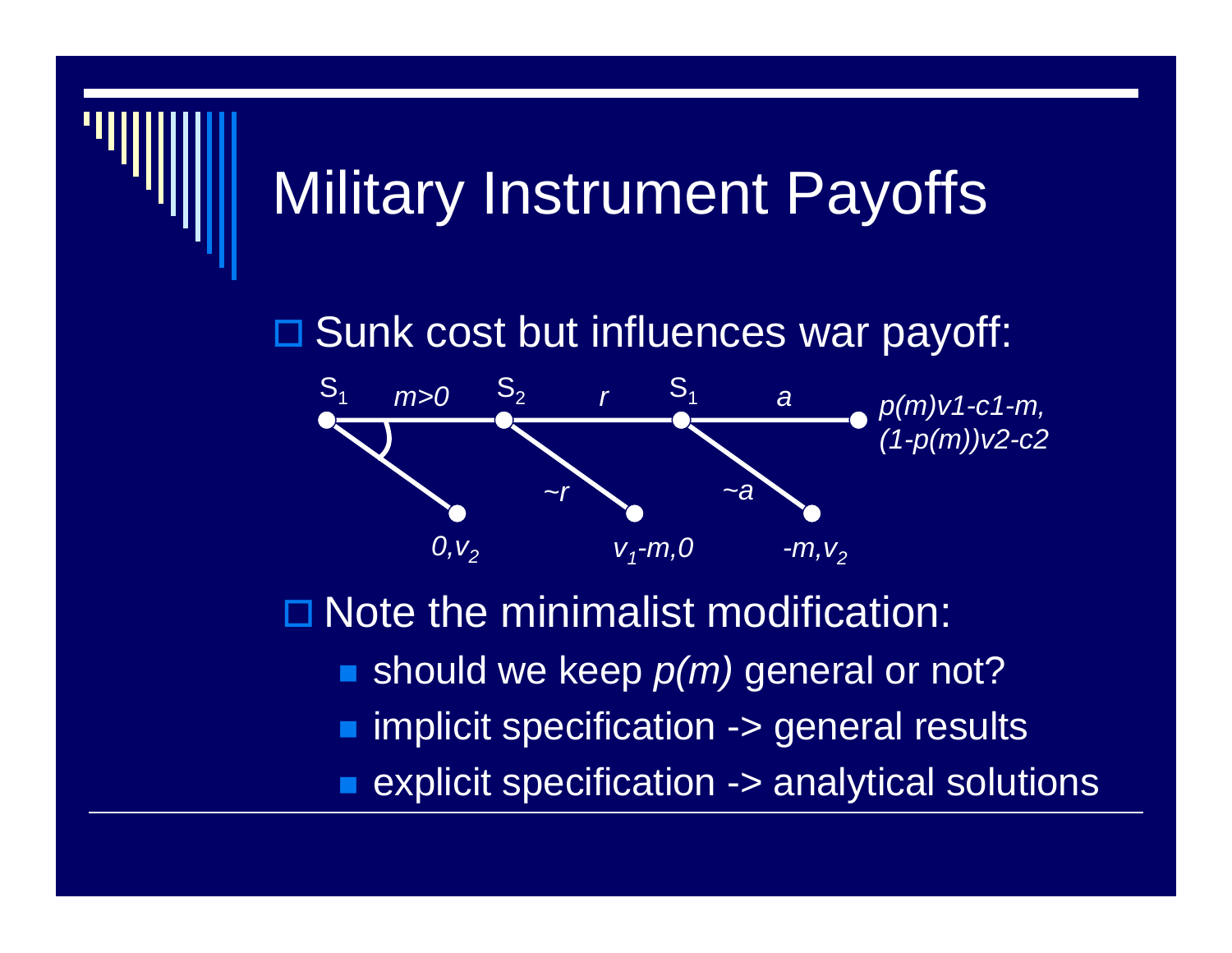# Military Instrument Payoffs

- Sunk cost but influences war payoff:

$S_1$ — $m>0$ — $S_2$ — $r$ — $S_1$ — $a$ — $p(m)v1\text{-}c1\text{-}m,\ (1\text{-}p(m))v2\text{-}c2$

$0, v_2$ $\quad$ $\sim r$: $v_1\text{-}m, 0$ $\quad$ $\sim a$: $\text{-}m, v_2$

- Note the minimalist modification:
  - should we keep *p(m)* general or not?
  - implicit specification -> general results
  - explicit specification -> analytical solutions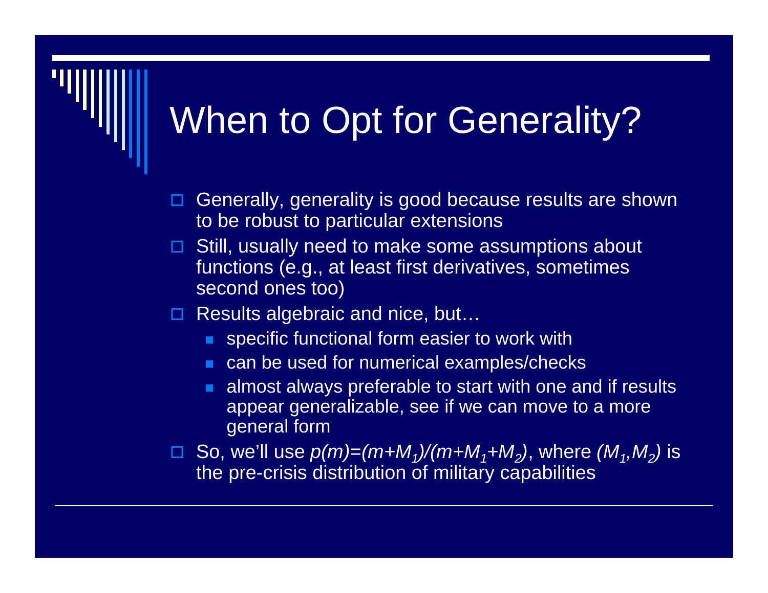# When to Opt for Generality?

- Generally, generality is good because results are shown to be robust to particular extensions
- Still, usually need to make some assumptions about functions (e.g., at least first derivatives, sometimes second ones too)
- Results algebraic and nice, but…
  - specific functional form easier to work with
  - can be used for numerical examples/checks
  - almost always preferable to start with one and if results appear generalizable, see if we can move to a more general form
- So, we'll use $p(m)=(m+M_1)/(m+M_1+M_2)$, where $(M_1,M_2)$ is the pre-crisis distribution of military capabilities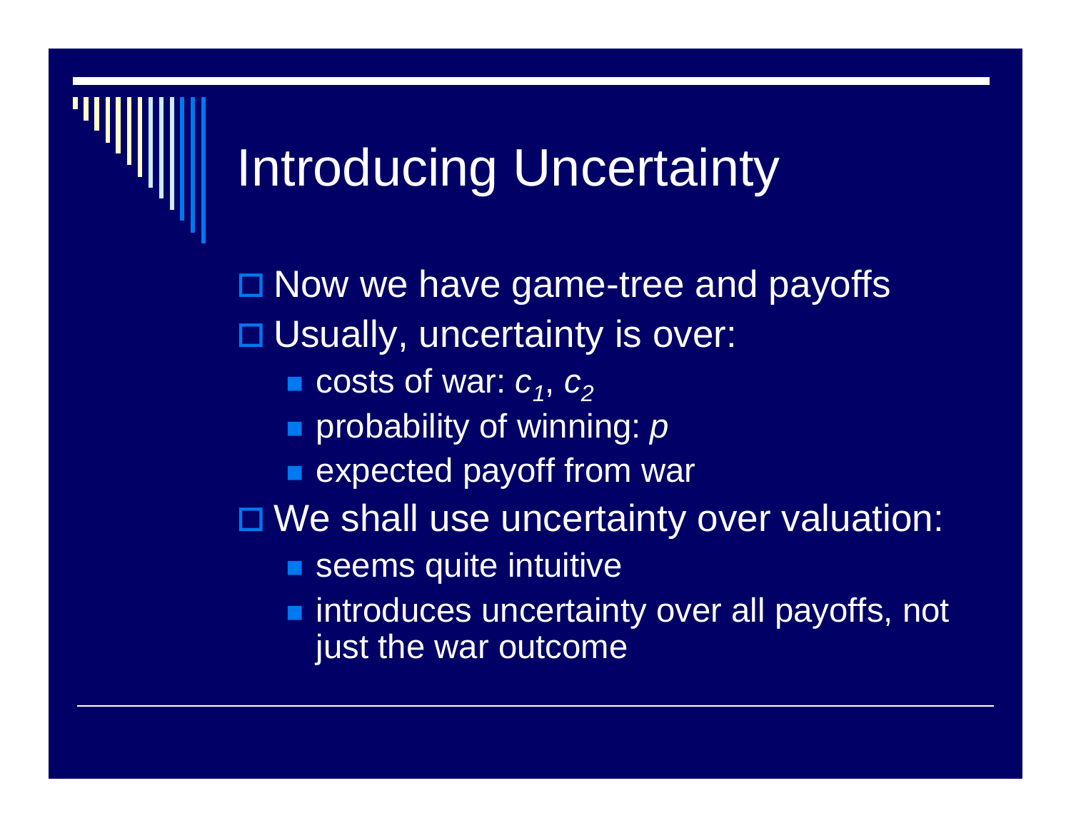# Introducing Uncertainty

- Now we have game-tree and payoffs
- Usually, uncertainty is over:
  - costs of war: $c_1$, $c_2$
  - probability of winning: $p$
  - expected payoff from war
- We shall use uncertainty over valuation:
  - seems quite intuitive
  - introduces uncertainty over all payoffs, not just the war outcome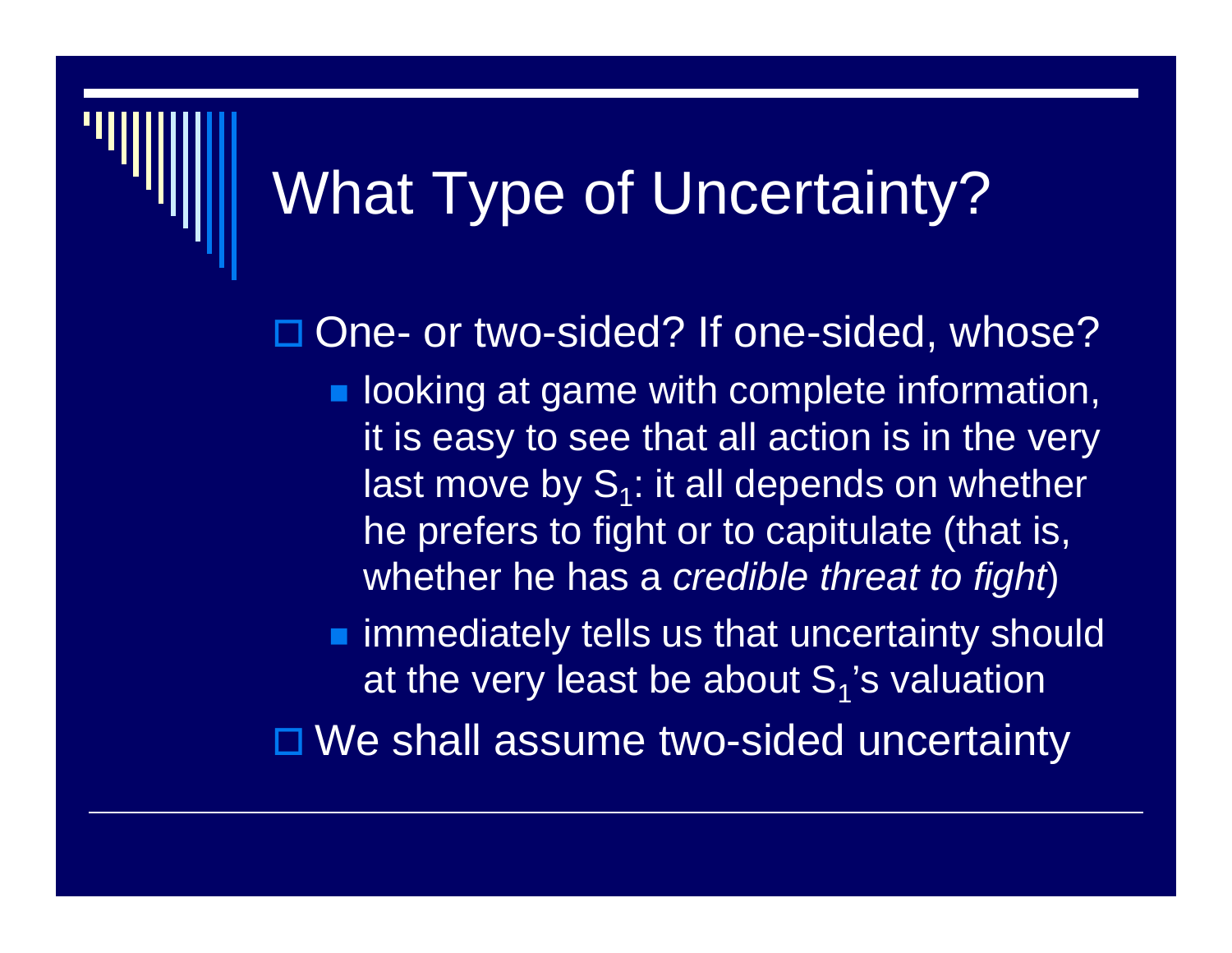# What Type of Uncertainty?

- One- or two-sided? If one-sided, whose?
  - looking at game with complete information, it is easy to see that all action is in the very last move by $S_1$: it all depends on whether he prefers to fight or to capitulate (that is, whether he has a *credible threat to fight*)
  - immediately tells us that uncertainty should at the very least be about $S_1$'s valuation
- We shall assume two-sided uncertainty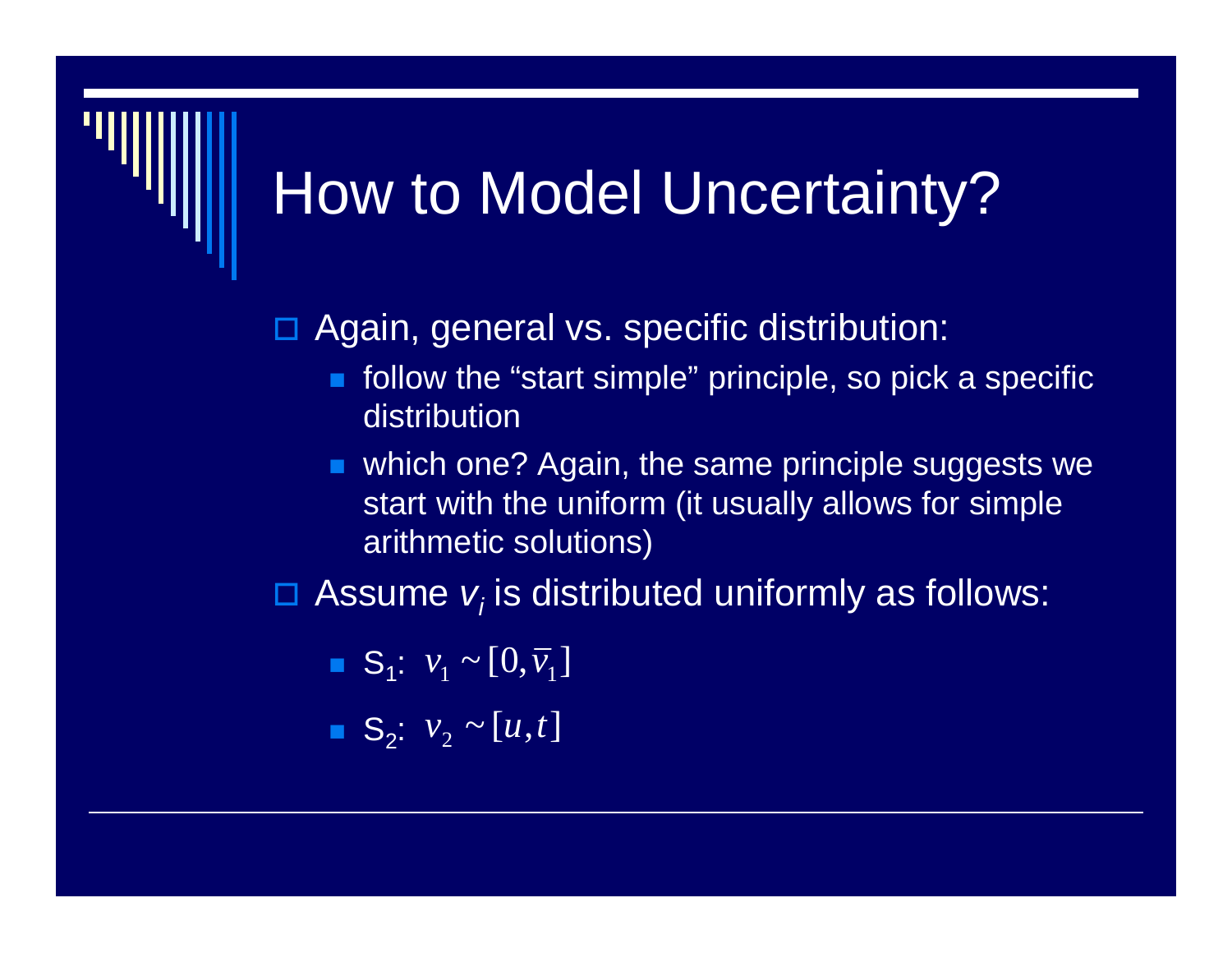# How to Model Uncertainty?

- Again, general vs. specific distribution:
  - follow the “start simple” principle, so pick a specific distribution
  - which one? Again, the same principle suggests we start with the uniform (it usually allows for simple arithmetic solutions)
- Assume $v_i$ is distributed uniformly as follows:
  - $S_1$: $v_1 \sim [0, \bar{v}_1]$
  - $S_2$: $v_2 \sim [u, t]$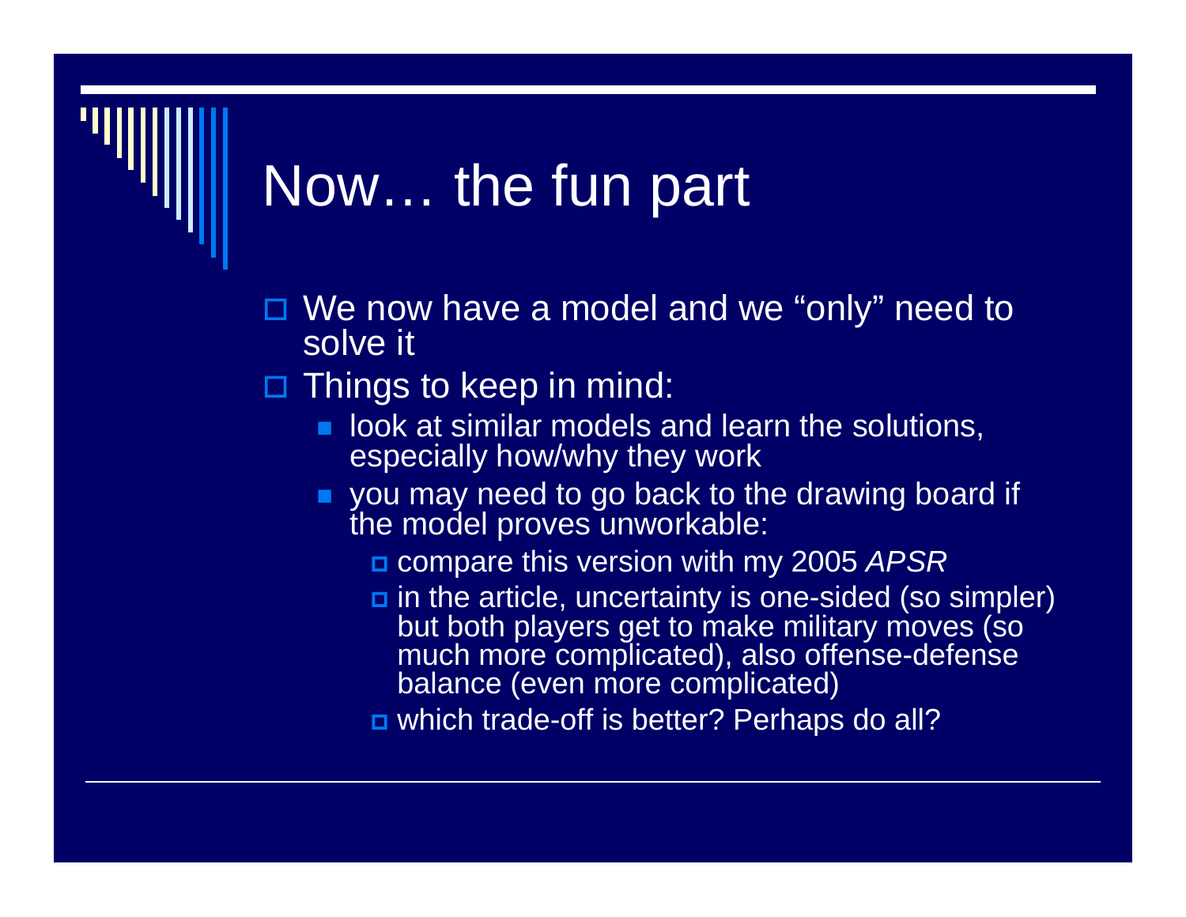# Now… the fun part

- We now have a model and we “only” need to solve it
- Things to keep in mind:
  - look at similar models and learn the solutions, especially how/why they work
  - you may need to go back to the drawing board if the model proves unworkable:
    - compare this version with my 2005 *APSR*
    - in the article, uncertainty is one-sided (so simpler) but both players get to make military moves (so much more complicated), also offense-defense balance (even more complicated)
    - which trade-off is better? Perhaps do all?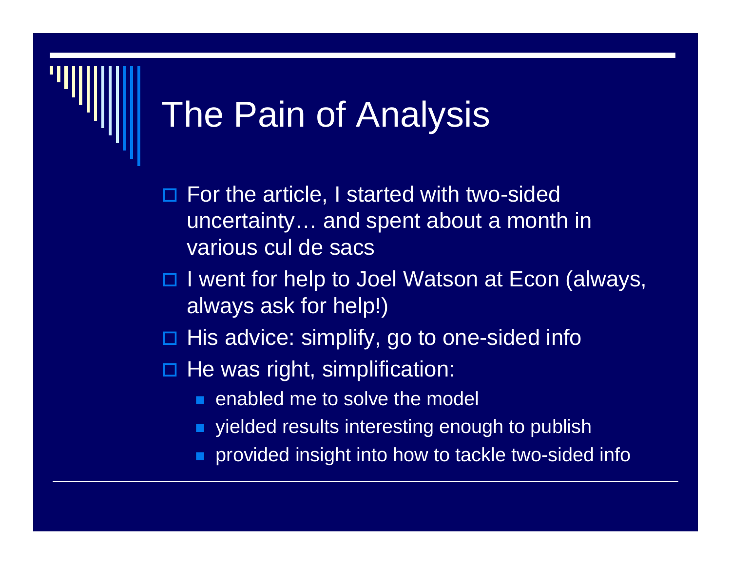# The Pain of Analysis

- For the article, I started with two-sided uncertainty… and spent about a month in various cul de sacs
- I went for help to Joel Watson at Econ (always, always ask for help!)
- His advice: simplify, go to one-sided info
- He was right, simplification:
  - enabled me to solve the model
  - yielded results interesting enough to publish
  - provided insight into how to tackle two-sided info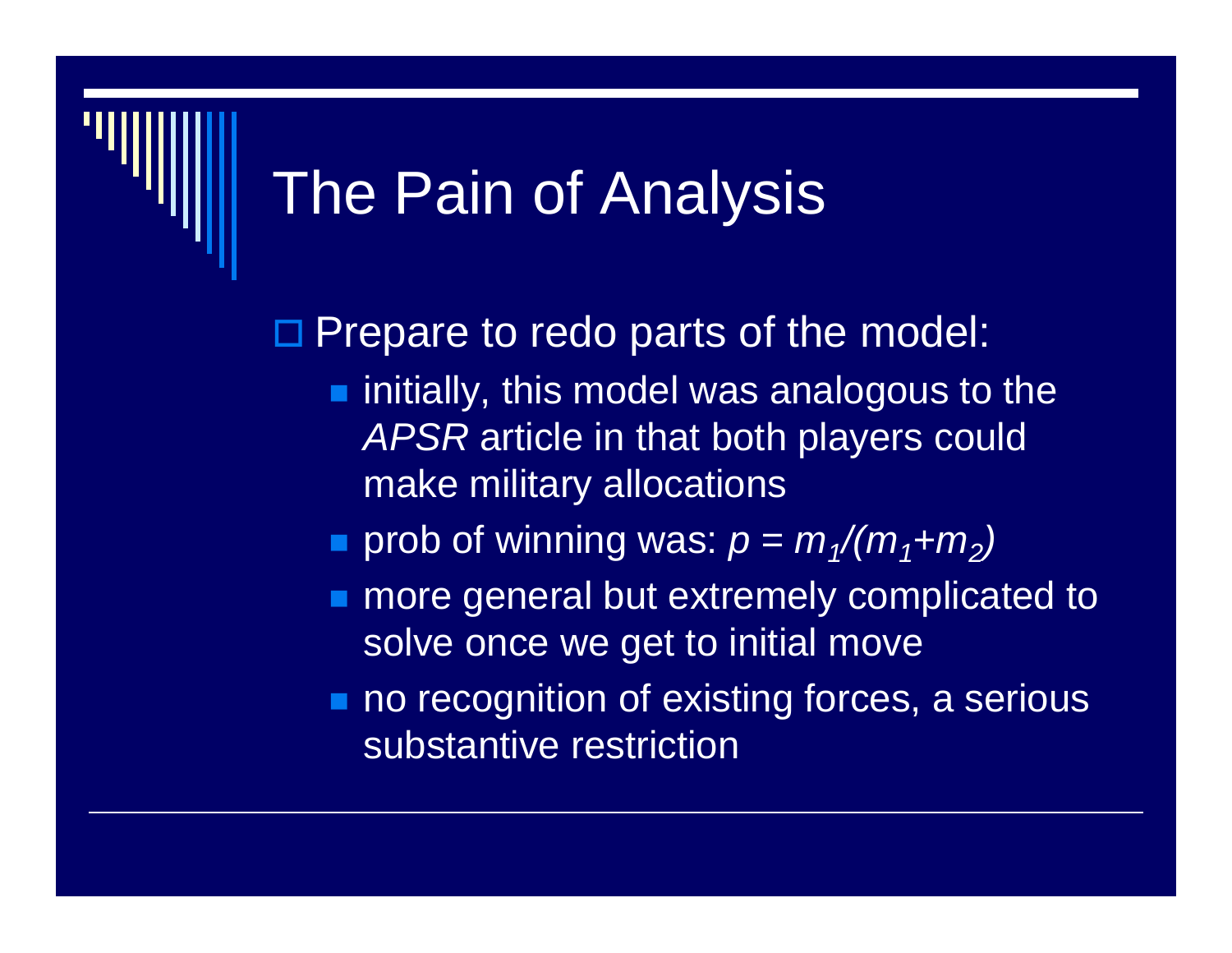# The Pain of Analysis

- Prepare to redo parts of the model:
  - initially, this model was analogous to the *APSR* article in that both players could make military allocations
  - prob of winning was: $p = m_1/(m_1+m_2)$
  - more general but extremely complicated to solve once we get to initial move
  - no recognition of existing forces, a serious substantive restriction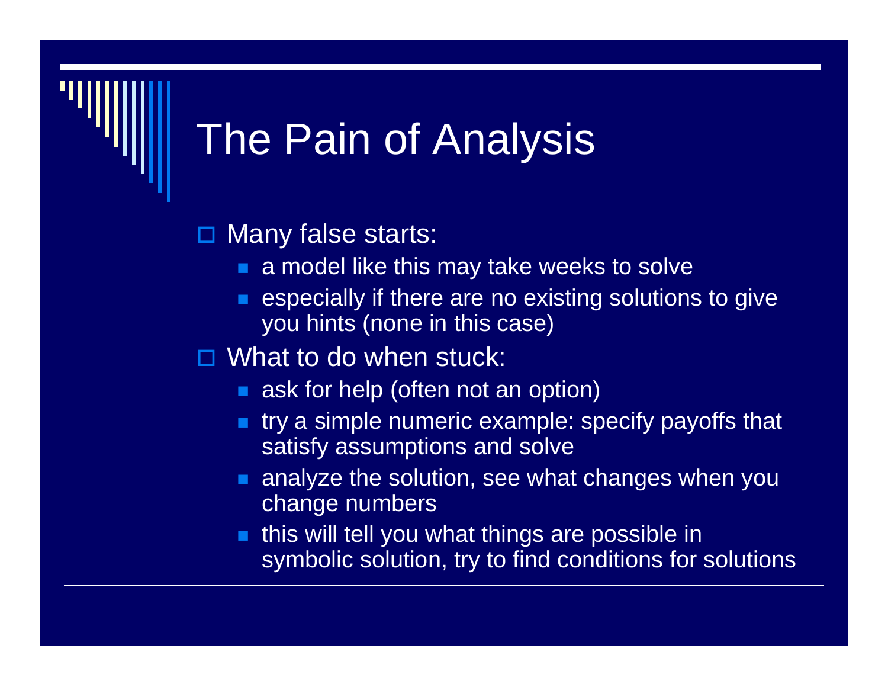# The Pain of Analysis

- Many false starts:
  - a model like this may take weeks to solve
  - especially if there are no existing solutions to give you hints (none in this case)
- What to do when stuck:
  - ask for help (often not an option)
  - try a simple numeric example: specify payoffs that satisfy assumptions and solve
  - analyze the solution, see what changes when you change numbers
  - this will tell you what things are possible in symbolic solution, try to find conditions for solutions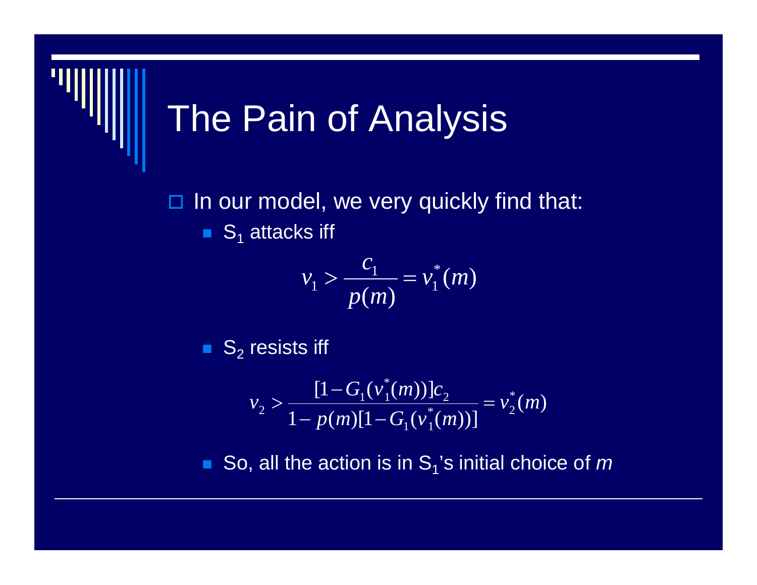# The Pain of Analysis

- In our model, we very quickly find that:
  - $S_1$ attacks iff

$$v_1 > \frac{c_1}{p(m)} = v_1^*(m)$$

  - $S_2$ resists iff

$$v_2 > \frac{[1 - G_1(v_1^*(m))]c_2}{1 - p(m)[1 - G_1(v_1^*(m))]} = v_2^*(m)$$

  - So, all the action is in $S_1$'s initial choice of *m*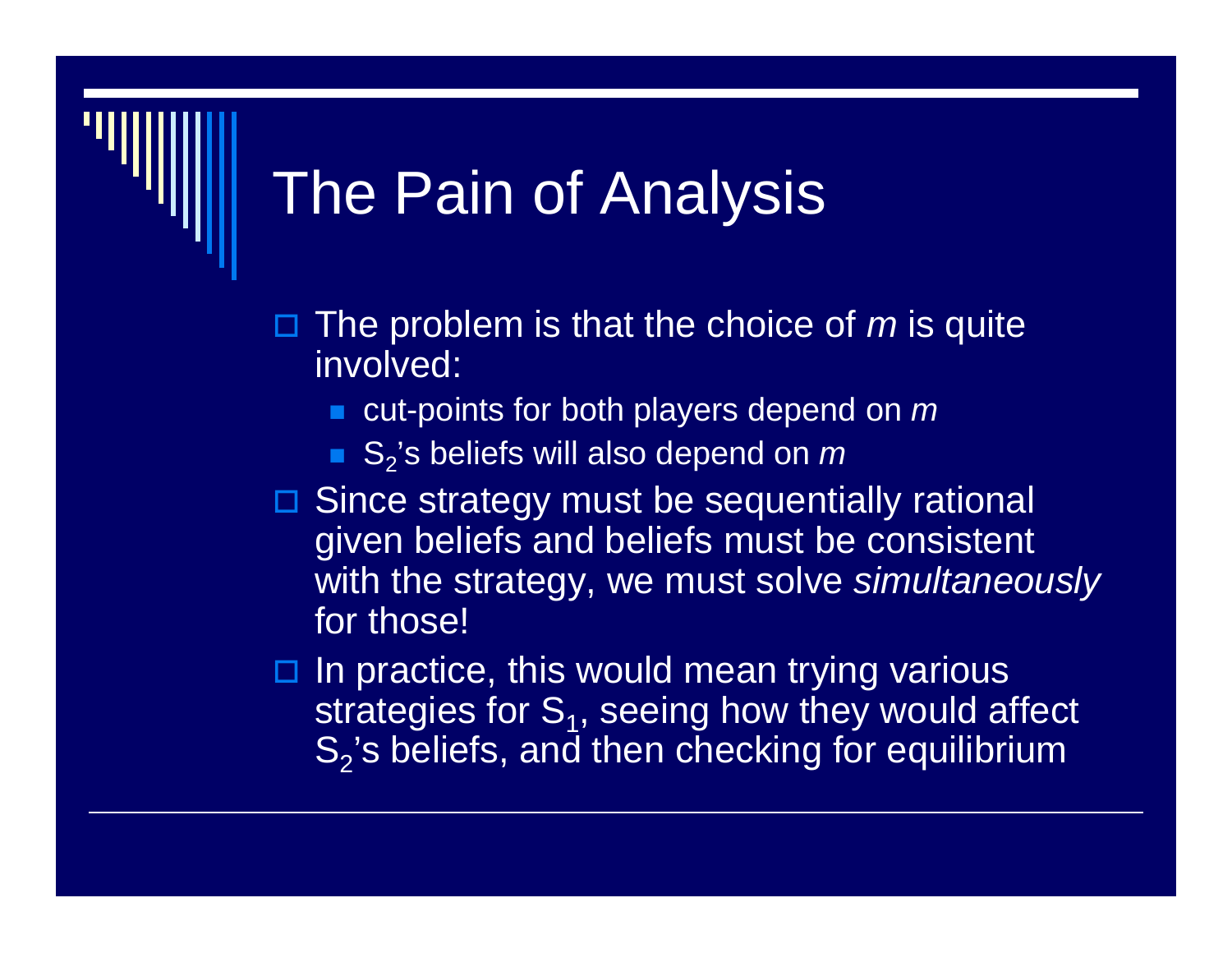# The Pain of Analysis

- The problem is that the choice of *m* is quite involved:
  - cut-points for both players depend on *m*
  - $S_2$'s beliefs will also depend on *m*
- Since strategy must be sequentially rational given beliefs and beliefs must be consistent with the strategy, we must solve *simultaneously* for those!
- In practice, this would mean trying various strategies for $S_1$, seeing how they would affect $S_2$'s beliefs, and then checking for equilibrium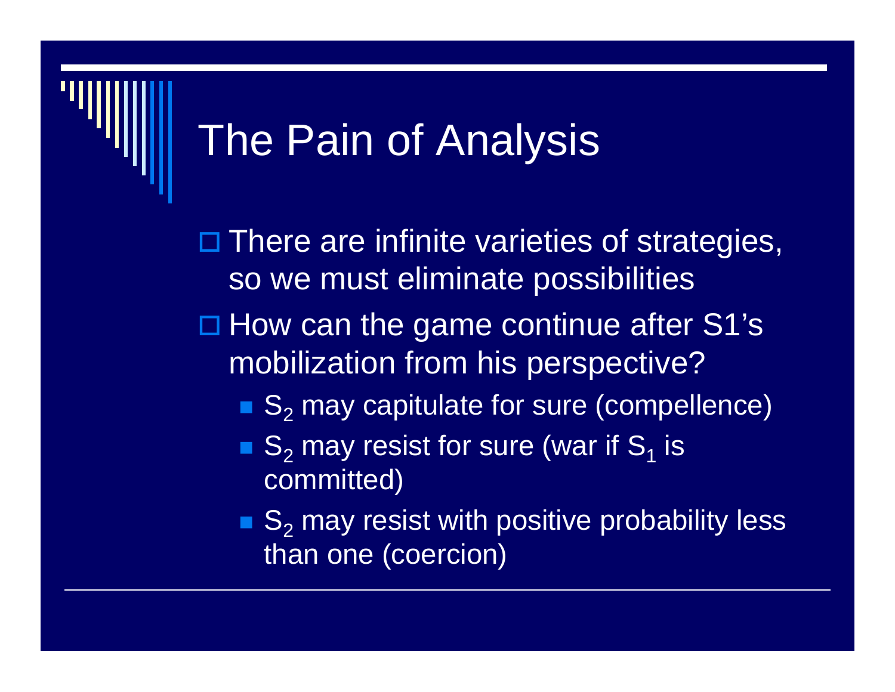# The Pain of Analysis

- There are infinite varieties of strategies, so we must eliminate possibilities
- How can the game continue after S1's mobilization from his perspective?
  - $S_2$ may capitulate for sure (compellence)
  - $S_2$ may resist for sure (war if $S_1$ is committed)
  - $S_2$ may resist with positive probability less than one (coercion)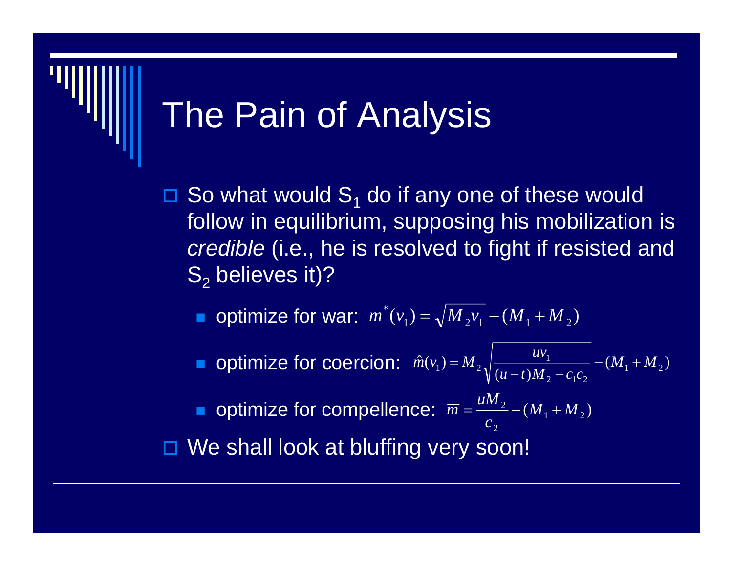# The Pain of Analysis

- So what would $S_1$ do if any one of these would follow in equilibrium, supposing his mobilization is *credible* (i.e., he is resolved to fight if resisted and $S_2$ believes it)?
  - optimize for war: $m^*(v_1) = \sqrt{M_2 v_1} - (M_1 + M_2)$
  - optimize for coercion: $\hat{m}(v_1) = M_2 \sqrt{\dfrac{u v_1}{(u-t)M_2 - c_1 c_2}} - (M_1 + M_2)$
  - optimize for compellence: $\overline{m} = \dfrac{uM_2}{c_2} - (M_1 + M_2)$
- We shall look at bluffing very soon!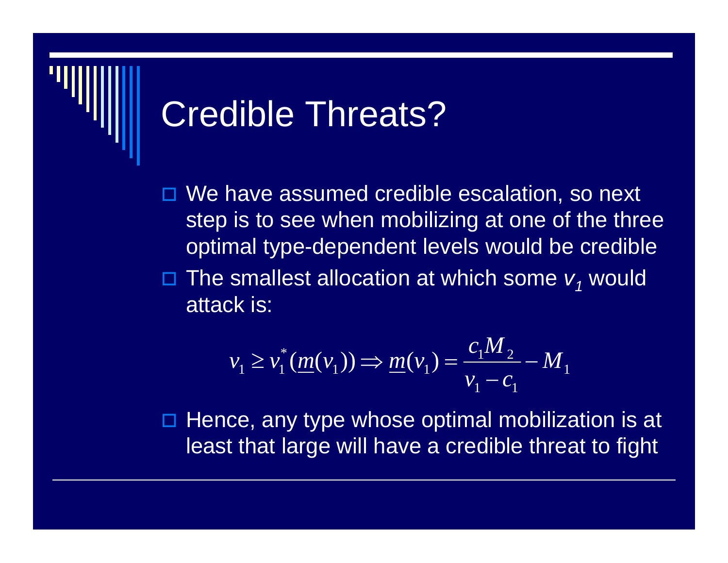# Credible Threats?

- We have assumed credible escalation, so next step is to see when mobilizing at one of the three optimal type-dependent levels would be credible
- The smallest allocation at which some $v_1$ would attack is:

$$v_1 \geq v_1^*(\underline{m}(v_1)) \Rightarrow \underline{m}(v_1) = \frac{c_1 M_2}{v_1 - c_1} - M_1$$

- Hence, any type whose optimal mobilization is at least that large will have a credible threat to fight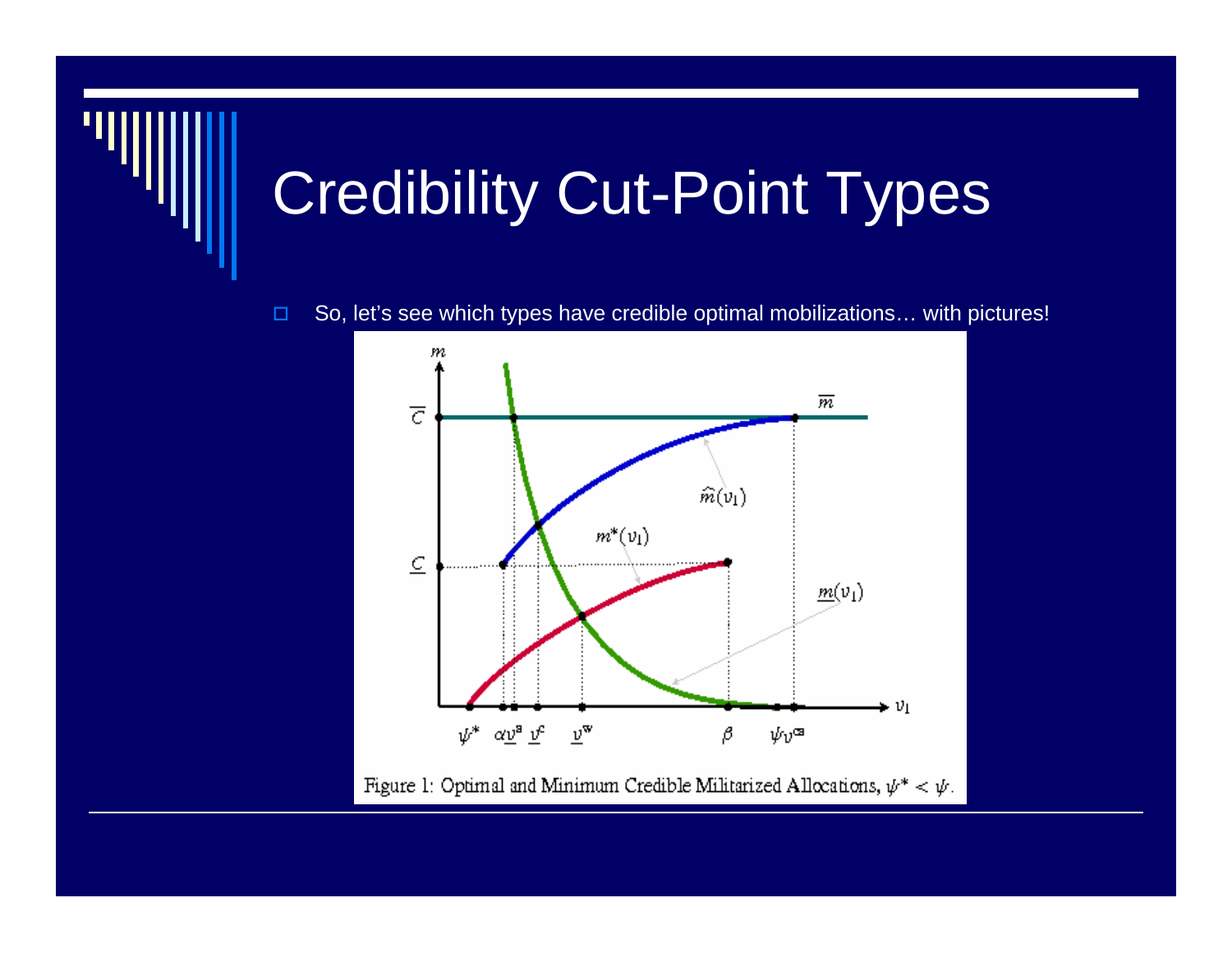# Credibility Cut-Point Types

- So, let's see which types have credible optimal mobilizations… with pictures!

Figure 1: Optimal and Minimum Credible Militarized Allocations, $\psi^* < \psi$.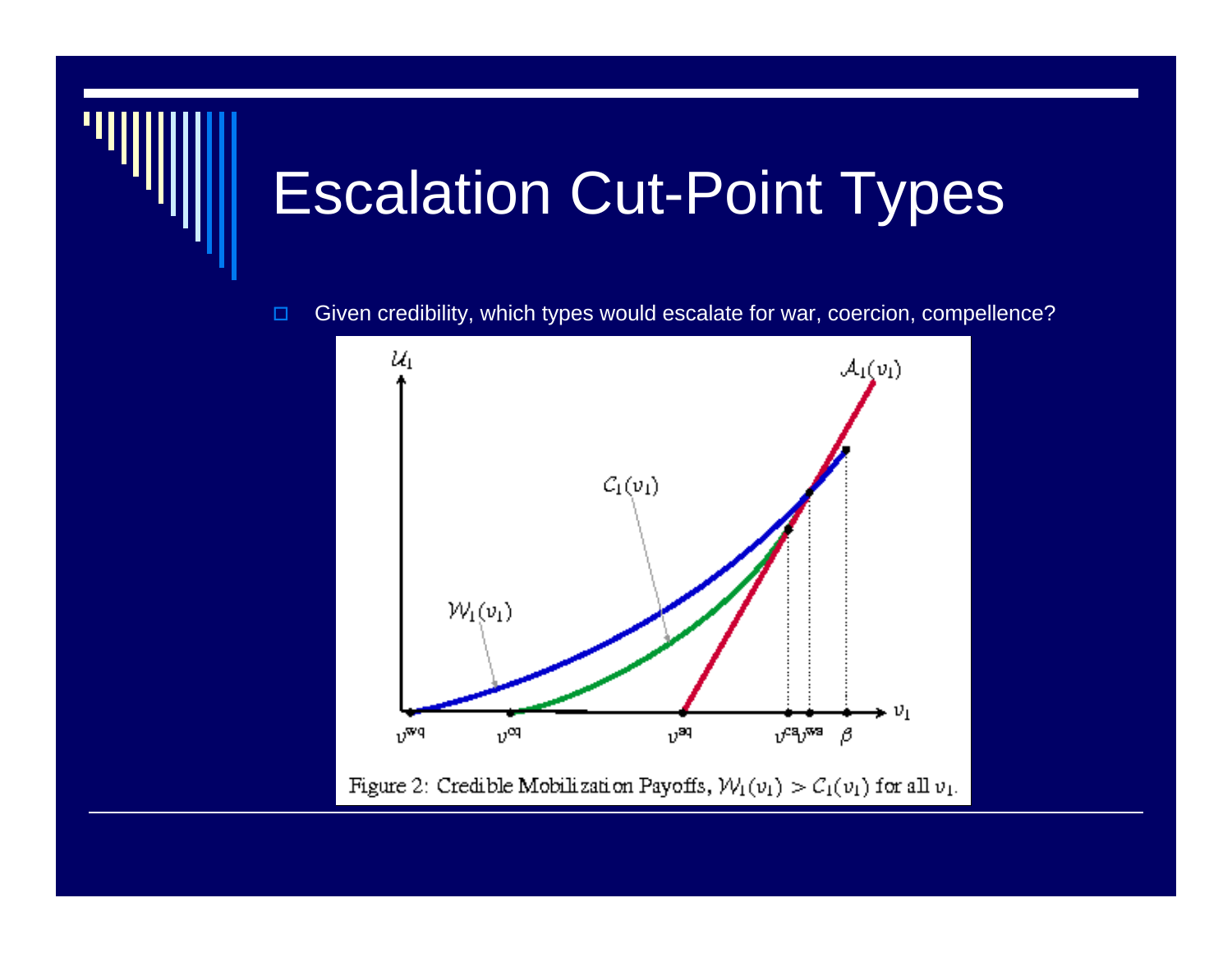# Escalation Cut-Point Types

- Given credibility, which types would escalate for war, coercion, compellence?

Figure 2: Credible Mobilization Payoffs, $\mathcal{W}_1(v_1) > \mathcal{C}_1(v_1)$ for all $v_1$.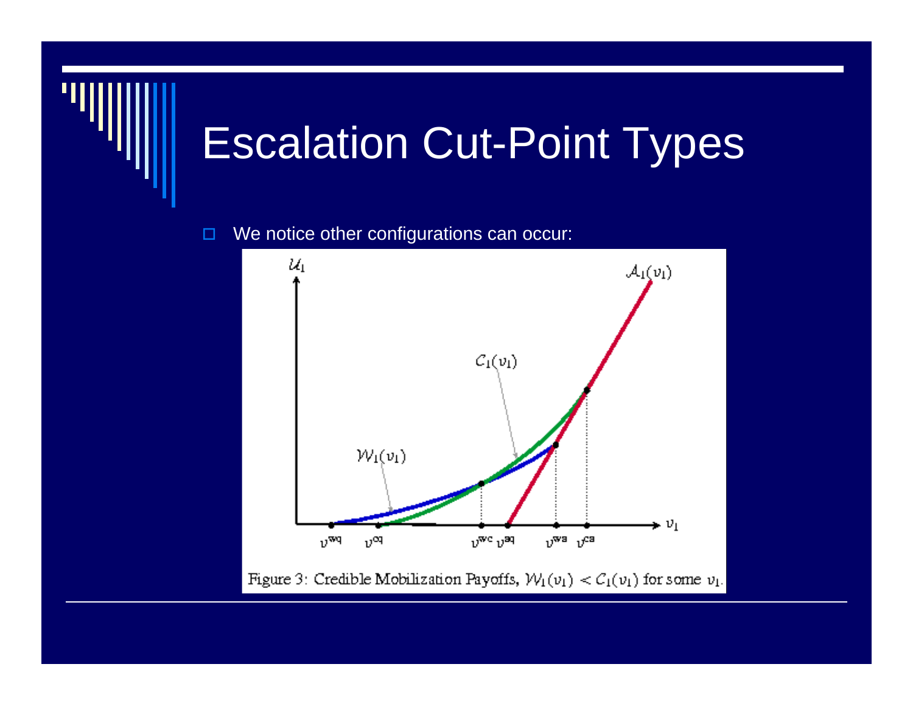# Escalation Cut-Point Types

- We notice other configurations can occur:

Figure 3: Credible Mobilization Payoffs, $\mathcal{W}_1(v_1) < \mathcal{C}_1(v_1)$ for some $v_1$.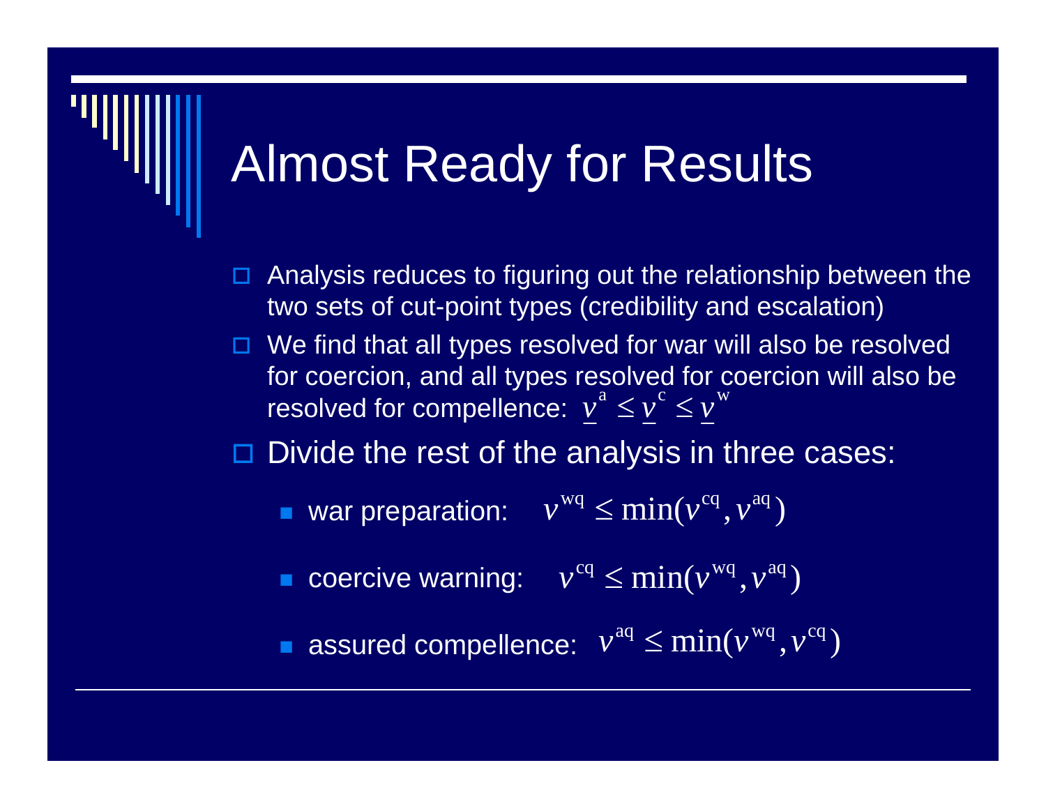# Almost Ready for Results

- Analysis reduces to figuring out the relationship between the two sets of cut-point types (credibility and escalation)
- We find that all types resolved for war will also be resolved for coercion, and all types resolved for coercion will also be resolved for compellence: $\underline{v}^{a} \leq \underline{v}^{c} \leq \underline{v}^{w}$
- Divide the rest of the analysis in three cases:
  - war preparation: $v^{wq} \leq \min(v^{cq}, v^{aq})$
  - coercive warning: $v^{cq} \leq \min(v^{wq}, v^{aq})$
  - assured compellence: $v^{aq} \leq \min(v^{wq}, v^{cq})$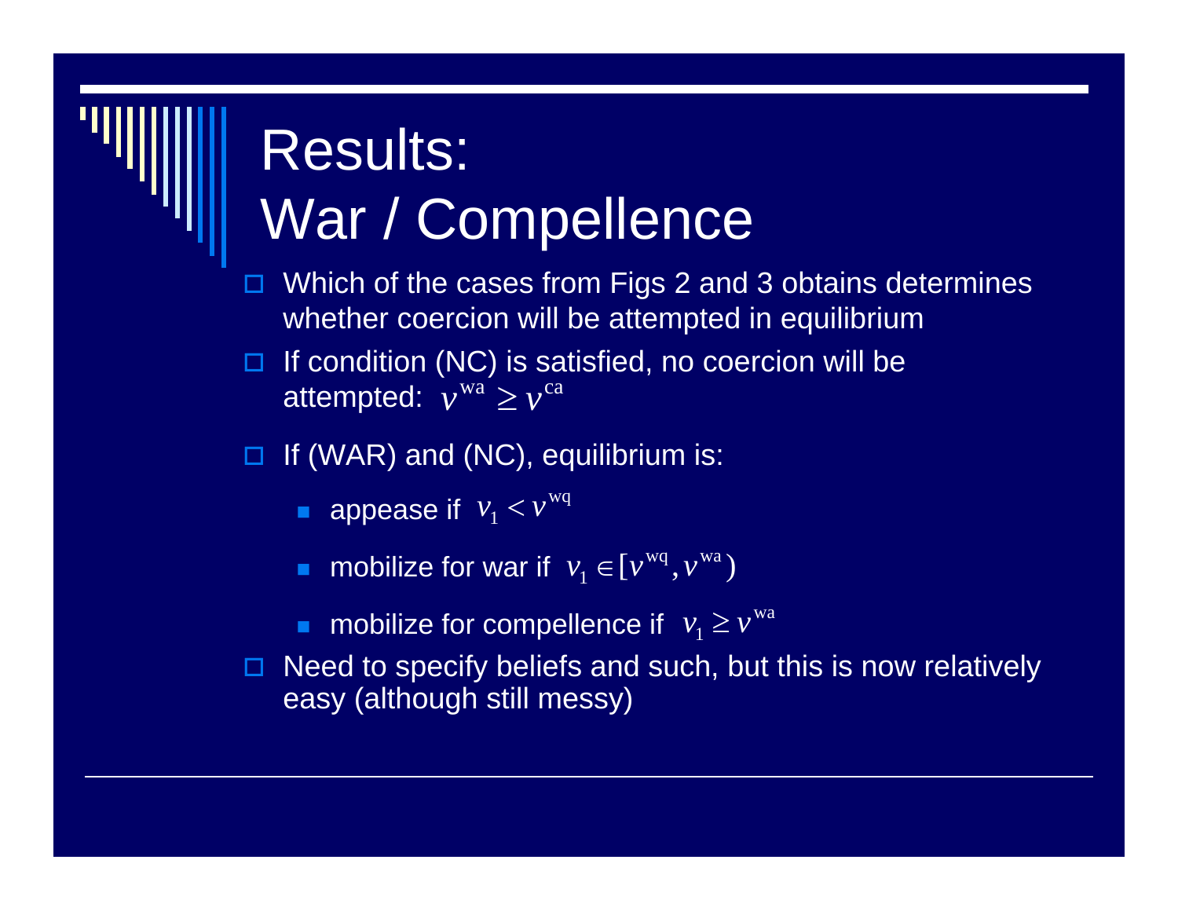# Results: War / Compellence

- Which of the cases from Figs 2 and 3 obtains determines whether coercion will be attempted in equilibrium
- If condition (NC) is satisfied, no coercion will be attempted: $v^{\text{wa}} \geq v^{\text{ca}}$
- If (WAR) and (NC), equilibrium is:
  - appease if $v_1 < v^{\text{wq}}$
  - mobilize for war if $v_1 \in [v^{\text{wq}}, v^{\text{wa}})$
  - mobilize for compellence if $v_1 \geq v^{\text{wa}}$
- Need to specify beliefs and such, but this is now relatively easy (although still messy)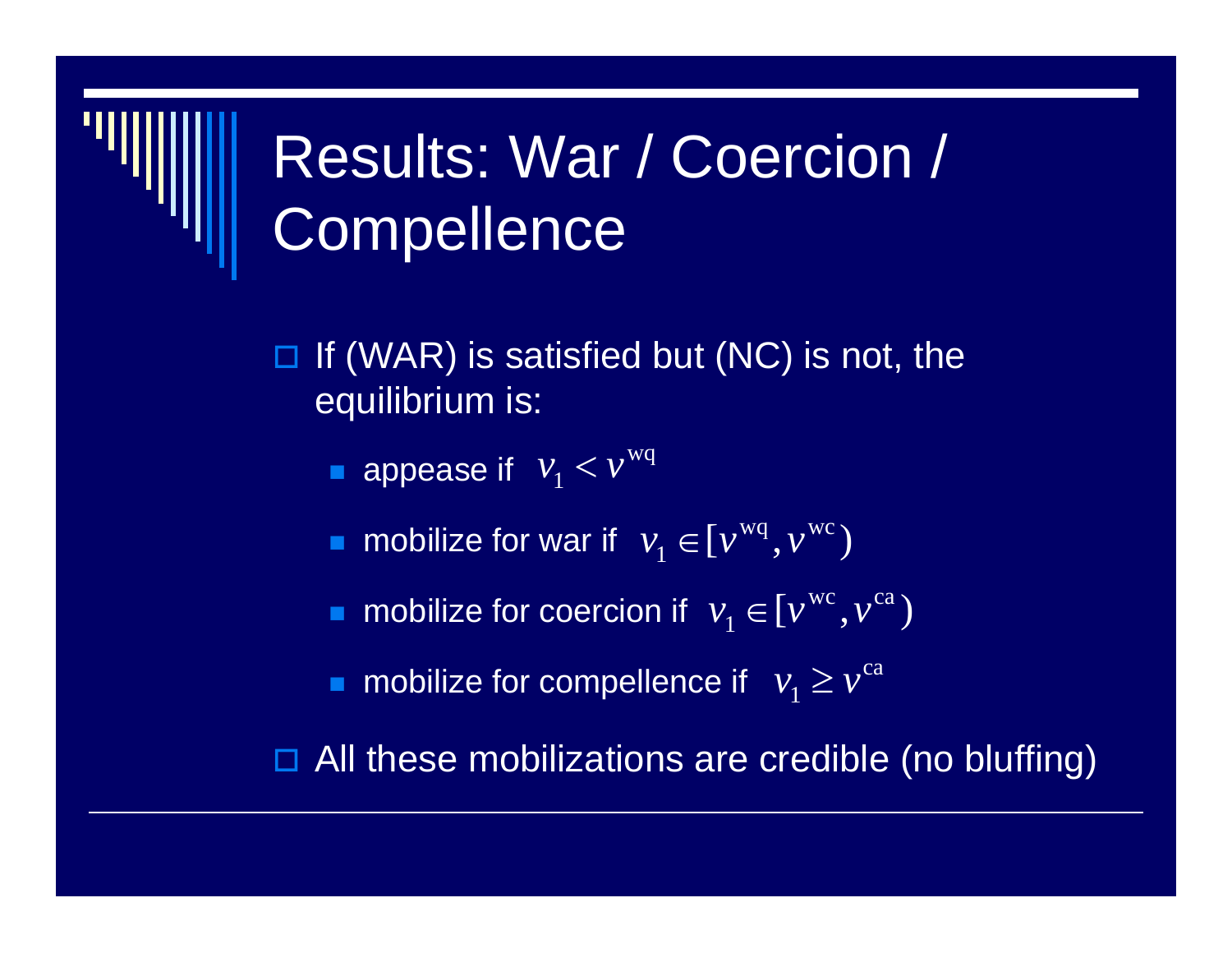# Results: War / Coercion / Compellence

- If (WAR) is satisfied but (NC) is not, the equilibrium is:
  - appease if $v_1 < v^{\mathrm{wq}}$
  - mobilize for war if $v_1 \in [v^{\mathrm{wq}}, v^{\mathrm{wc}})$
  - mobilize for coercion if $v_1 \in [v^{\mathrm{wc}}, v^{\mathrm{ca}})$
  - mobilize for compellence if $v_1 \geq v^{\mathrm{ca}}$
- All these mobilizations are credible (no bluffing)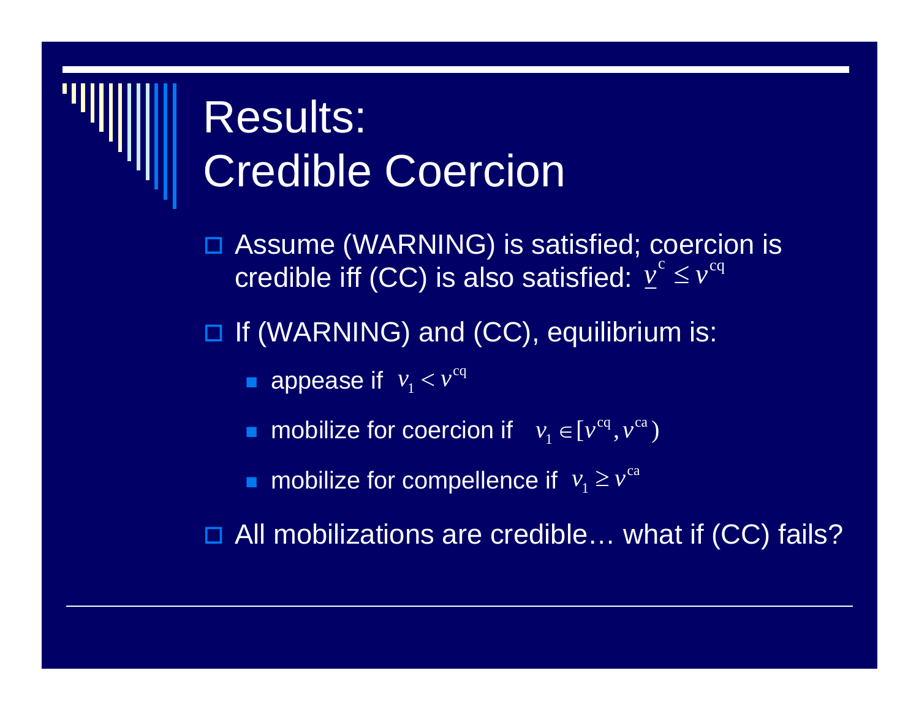# Results: Credible Coercion

- Assume (WARNING) is satisfied; coercion is credible iff (CC) is also satisfied: $\underline{v}^{c} \leq v^{cq}$
- If (WARNING) and (CC), equilibrium is:
  - appease if $v_1 < v^{cq}$
  - mobilize for coercion if $v_1 \in [v^{cq}, v^{ca})$
  - mobilize for compellence if $v_1 \geq v^{ca}$
- All mobilizations are credible… what if (CC) fails?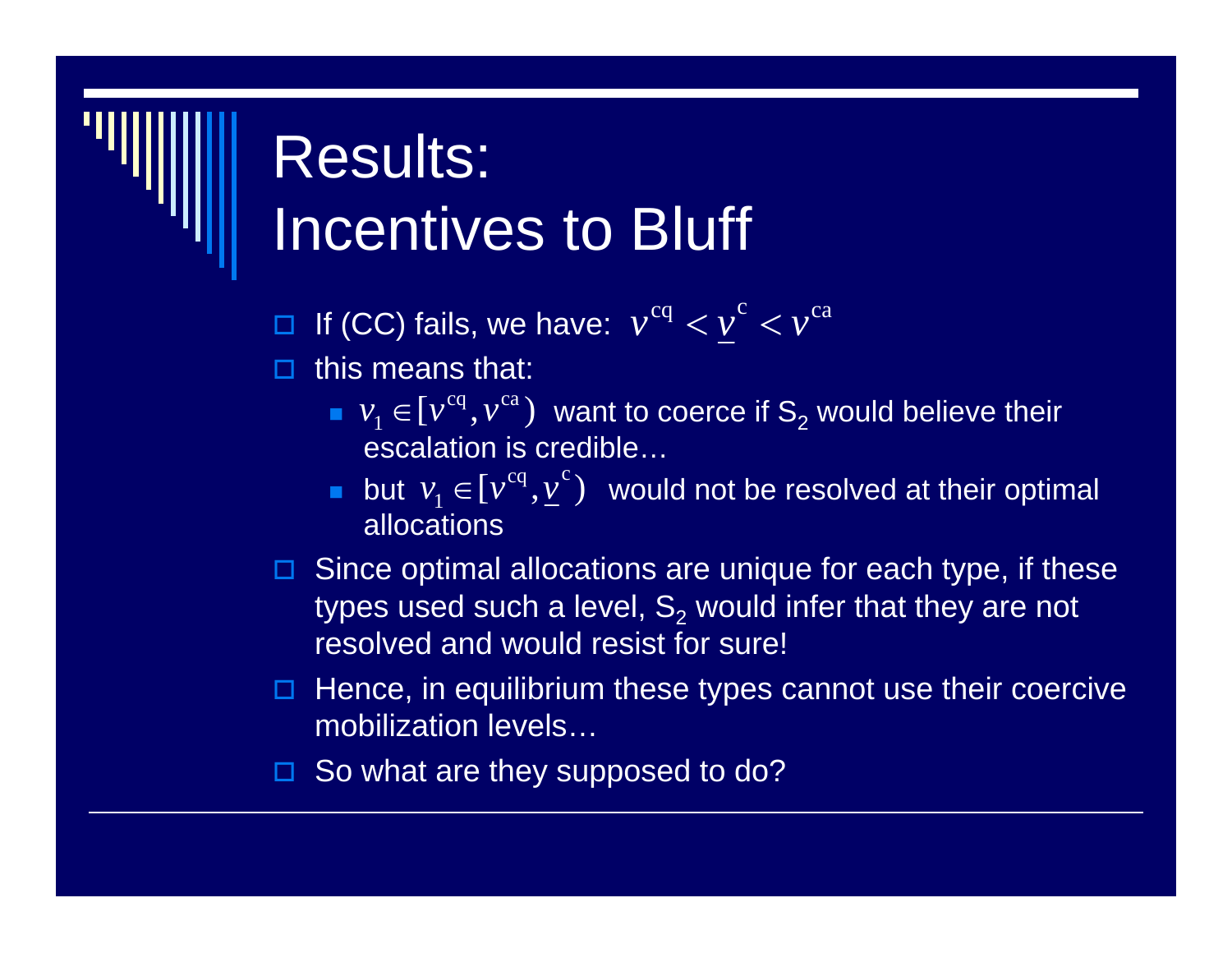# Results: Incentives to Bluff

- If (CC) fails, we have: $v^{cq} < \underline{v}^{c} < v^{ca}$
- this means that:
  - $v_1 \in [v^{cq}, v^{ca})$ want to coerce if $S_2$ would believe their escalation is credible…
  - but $v_1 \in [v^{cq}, \underline{v}^{c})$ would not be resolved at their optimal allocations
- Since optimal allocations are unique for each type, if these types used such a level, $S_2$ would infer that they are not resolved and would resist for sure!
- Hence, in equilibrium these types cannot use their coercive mobilization levels…
- So what are they supposed to do?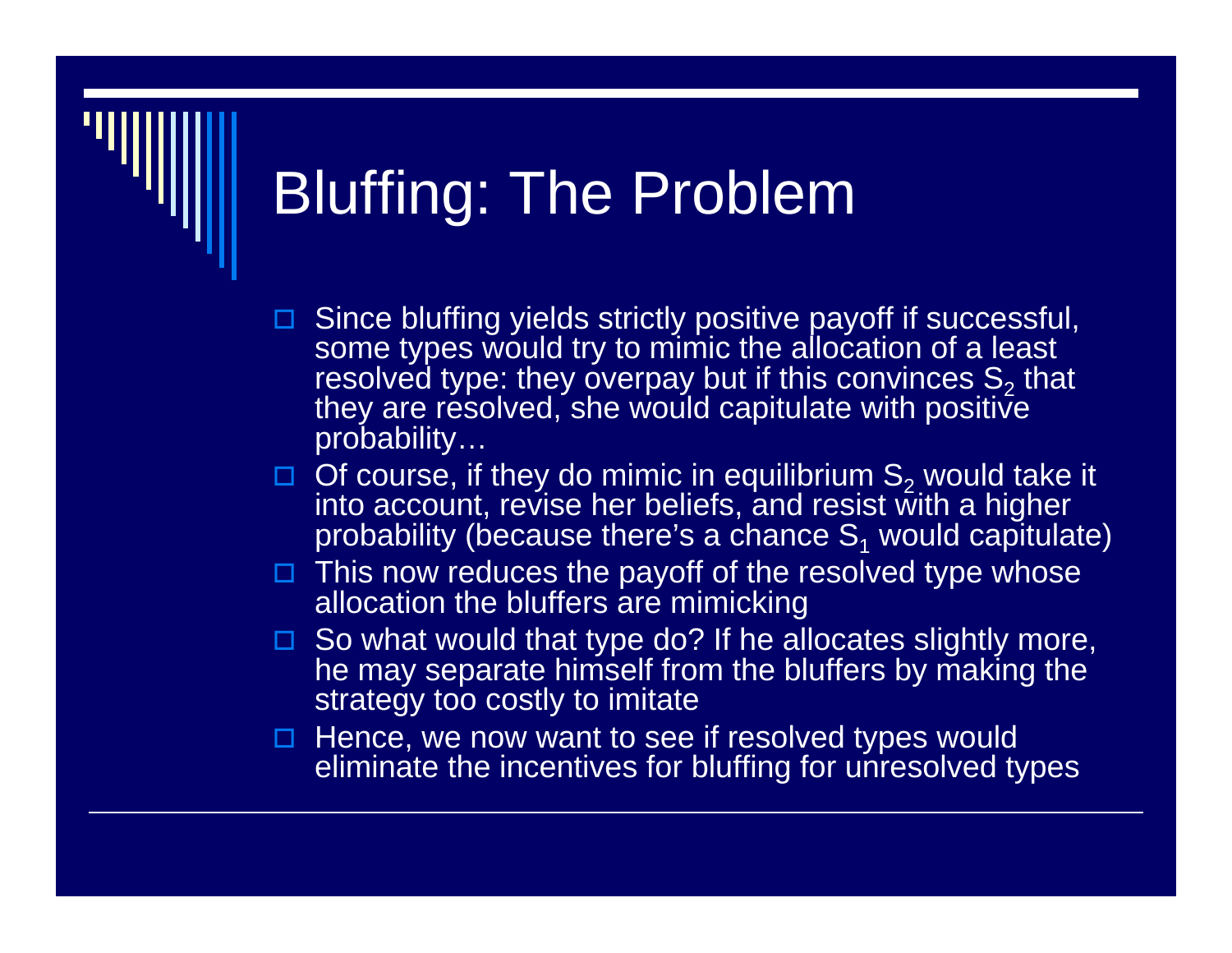# Bluffing: The Problem

- Since bluffing yields strictly positive payoff if successful, some types would try to mimic the allocation of a least resolved type: they overpay but if this convinces $S_2$ that they are resolved, she would capitulate with positive probability…
- Of course, if they do mimic in equilibrium $S_2$ would take it into account, revise her beliefs, and resist with a higher probability (because there's a chance $S_1$ would capitulate)
- This now reduces the payoff of the resolved type whose allocation the bluffers are mimicking
- So what would that type do? If he allocates slightly more, he may separate himself from the bluffers by making the strategy too costly to imitate
- Hence, we now want to see if resolved types would eliminate the incentives for bluffing for unresolved types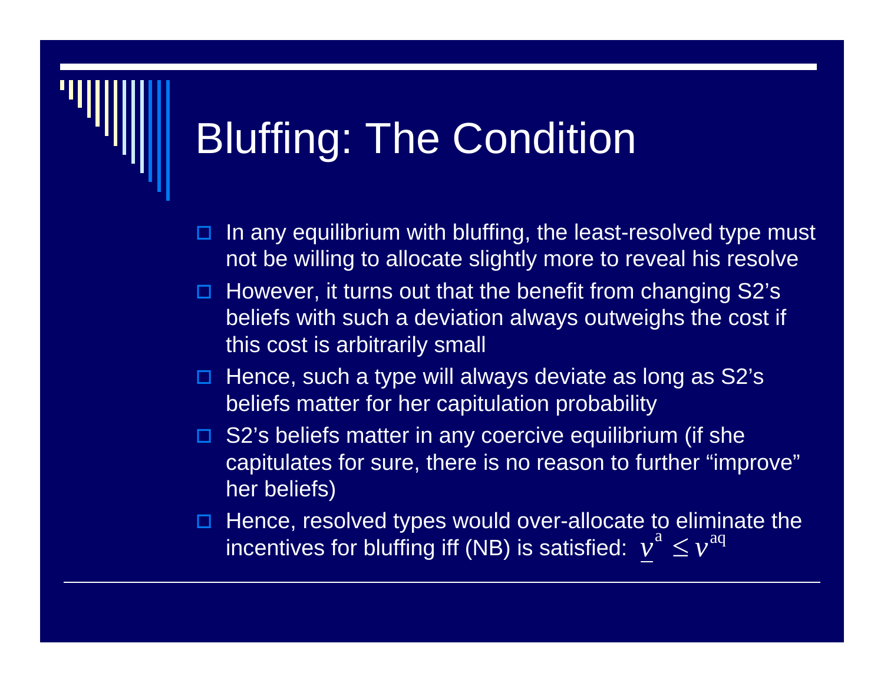# Bluffing: The Condition

- In any equilibrium with bluffing, the least-resolved type must not be willing to allocate slightly more to reveal his resolve
- However, it turns out that the benefit from changing S2's beliefs with such a deviation always outweighs the cost if this cost is arbitrarily small
- Hence, such a type will always deviate as long as S2's beliefs matter for her capitulation probability
- S2's beliefs matter in any coercive equilibrium (if she capitulates for sure, there is no reason to further "improve" her beliefs)
- Hence, resolved types would over-allocate to eliminate the incentives for bluffing iff (NB) is satisfied: $\underline{v}^{\mathrm{a}} \leq v^{\mathrm{aq}}$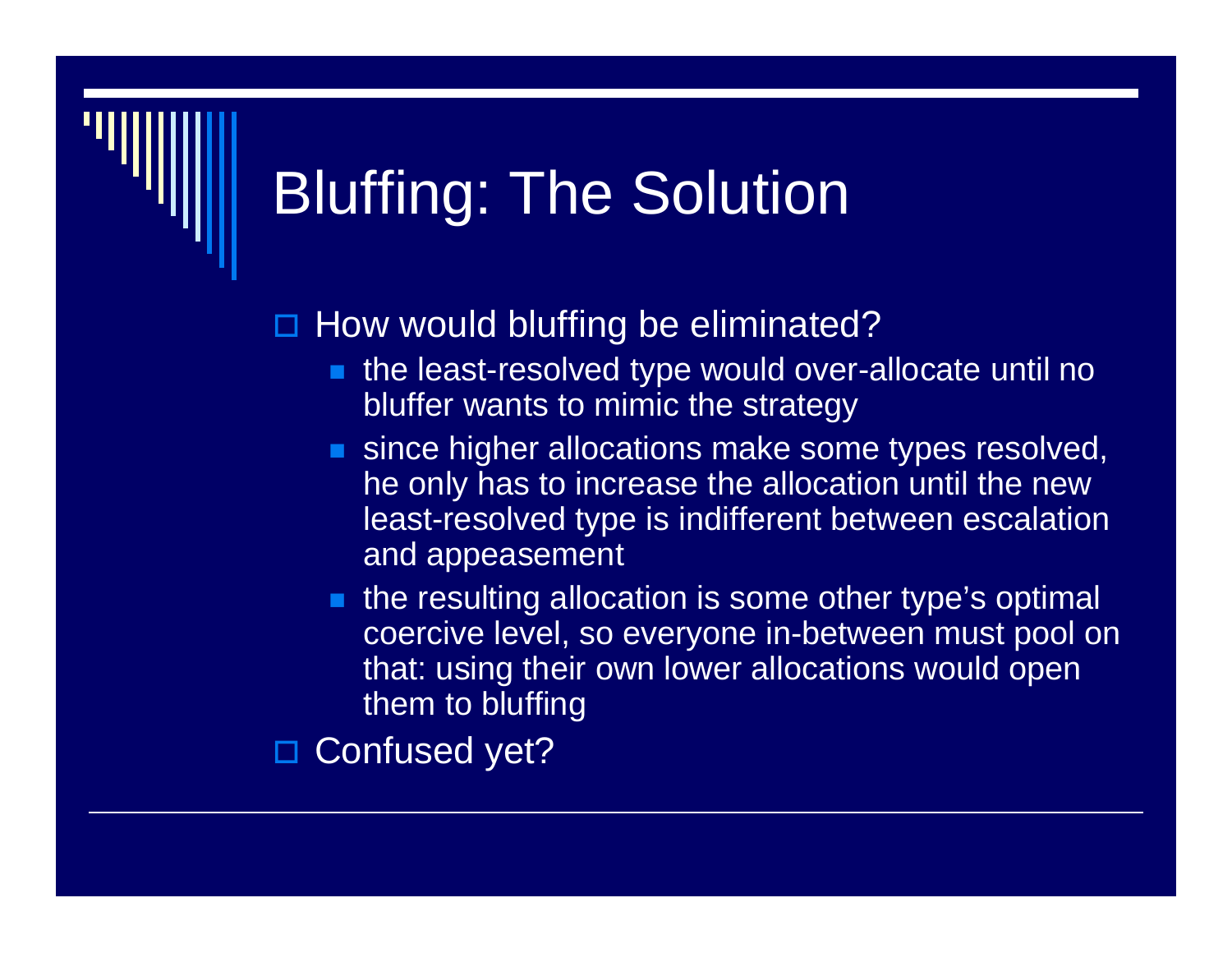# Bluffing: The Solution

- How would bluffing be eliminated?
  - the least-resolved type would over-allocate until no bluffer wants to mimic the strategy
  - since higher allocations make some types resolved, he only has to increase the allocation until the new least-resolved type is indifferent between escalation and appeasement
  - the resulting allocation is some other type's optimal coercive level, so everyone in-between must pool on that: using their own lower allocations would open them to bluffing
- Confused yet?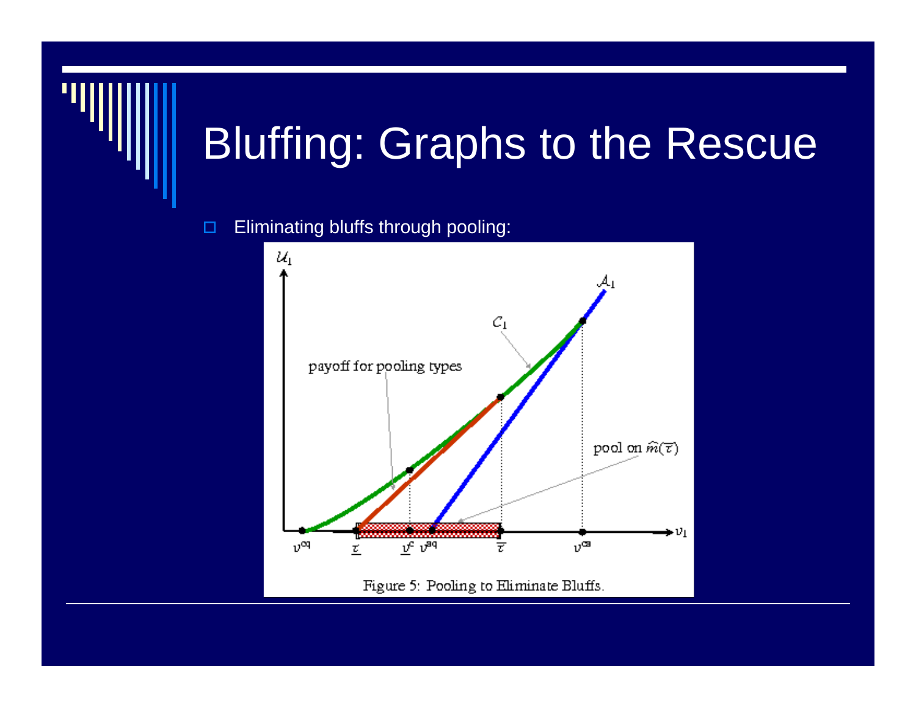# Bluffing: Graphs to the Rescue

- Eliminating bluffs through pooling:

Figure 5: Pooling to Eliminate Bluffs.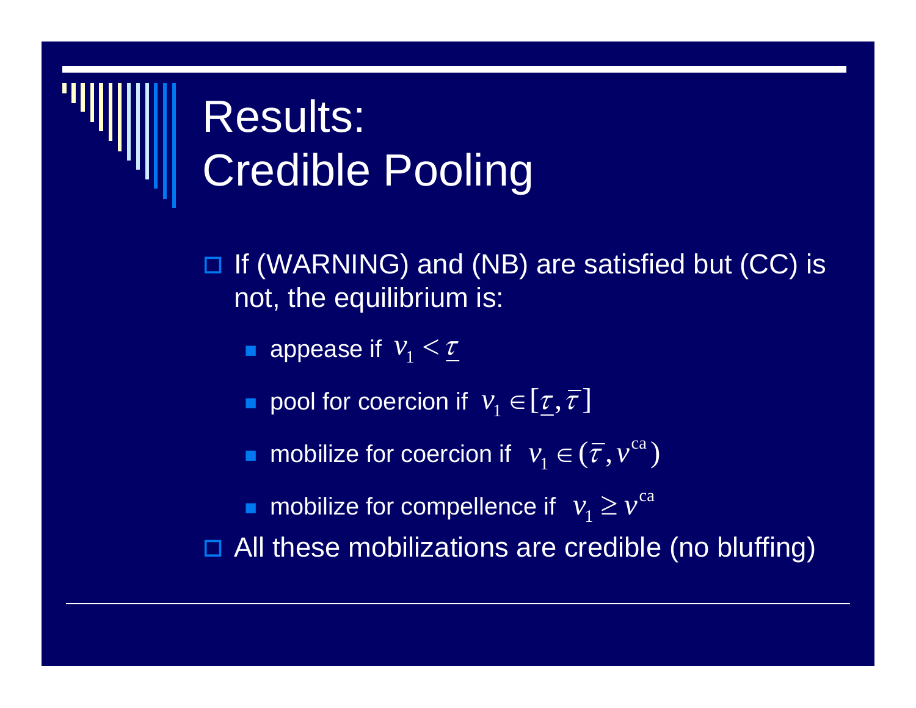# Results: Credible Pooling

- If (WARNING) and (NB) are satisfied but (CC) is not, the equilibrium is:
  - appease if $v_1 < \underline{\tau}$
  - pool for coercion if $v_1 \in [\underline{\tau}, \overline{\tau}]$
  - mobilize for coercion if $v_1 \in (\overline{\tau}, v^{\text{ca}})$
  - mobilize for compellence if $v_1 \geq v^{\text{ca}}$
- All these mobilizations are credible (no bluffing)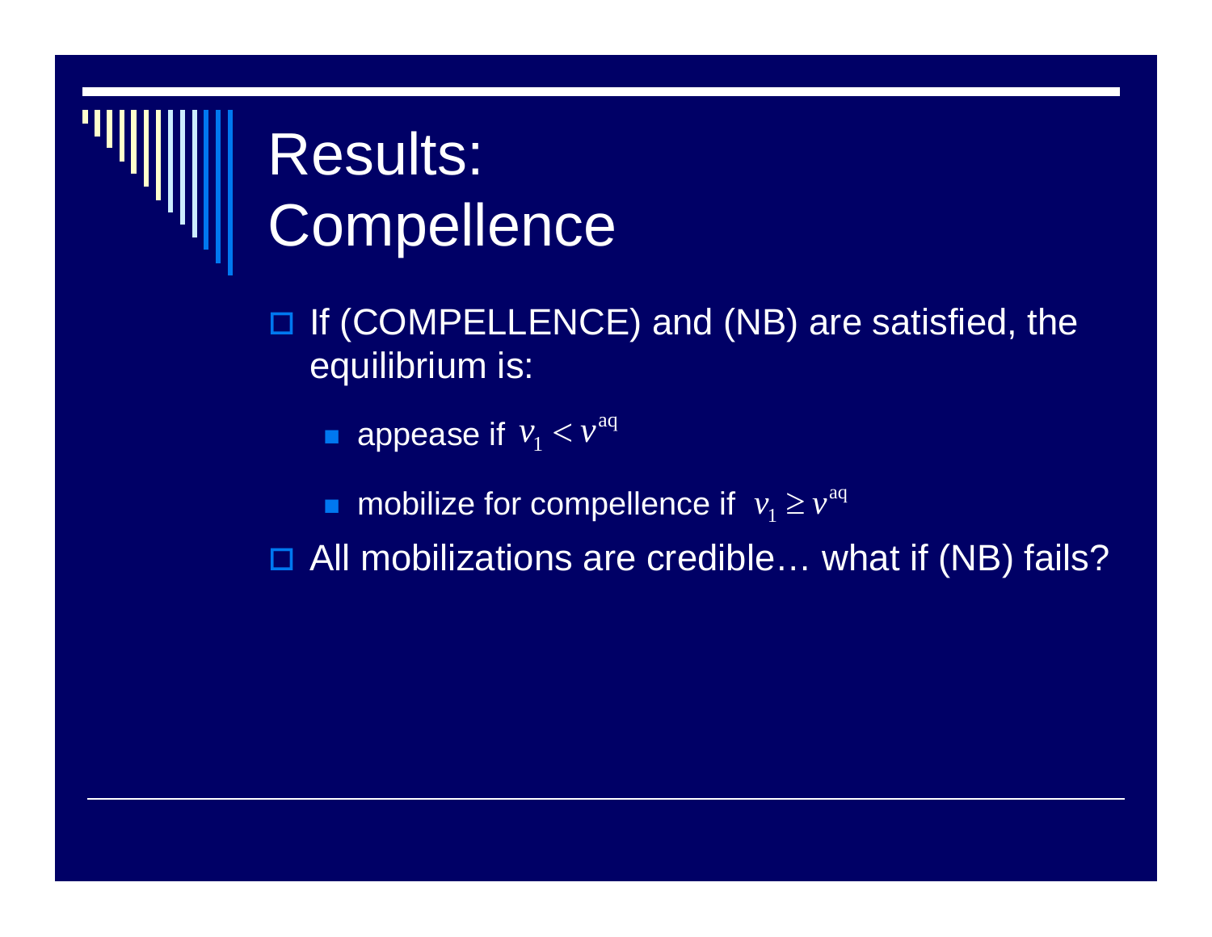# Results: Compellence

- If (COMPELLENCE) and (NB) are satisfied, the equilibrium is:
  - appease if $v_1 < v^{\text{aq}}$
  - mobilize for compellence if $v_1 \geq v^{\text{aq}}$
- All mobilizations are credible… what if (NB) fails?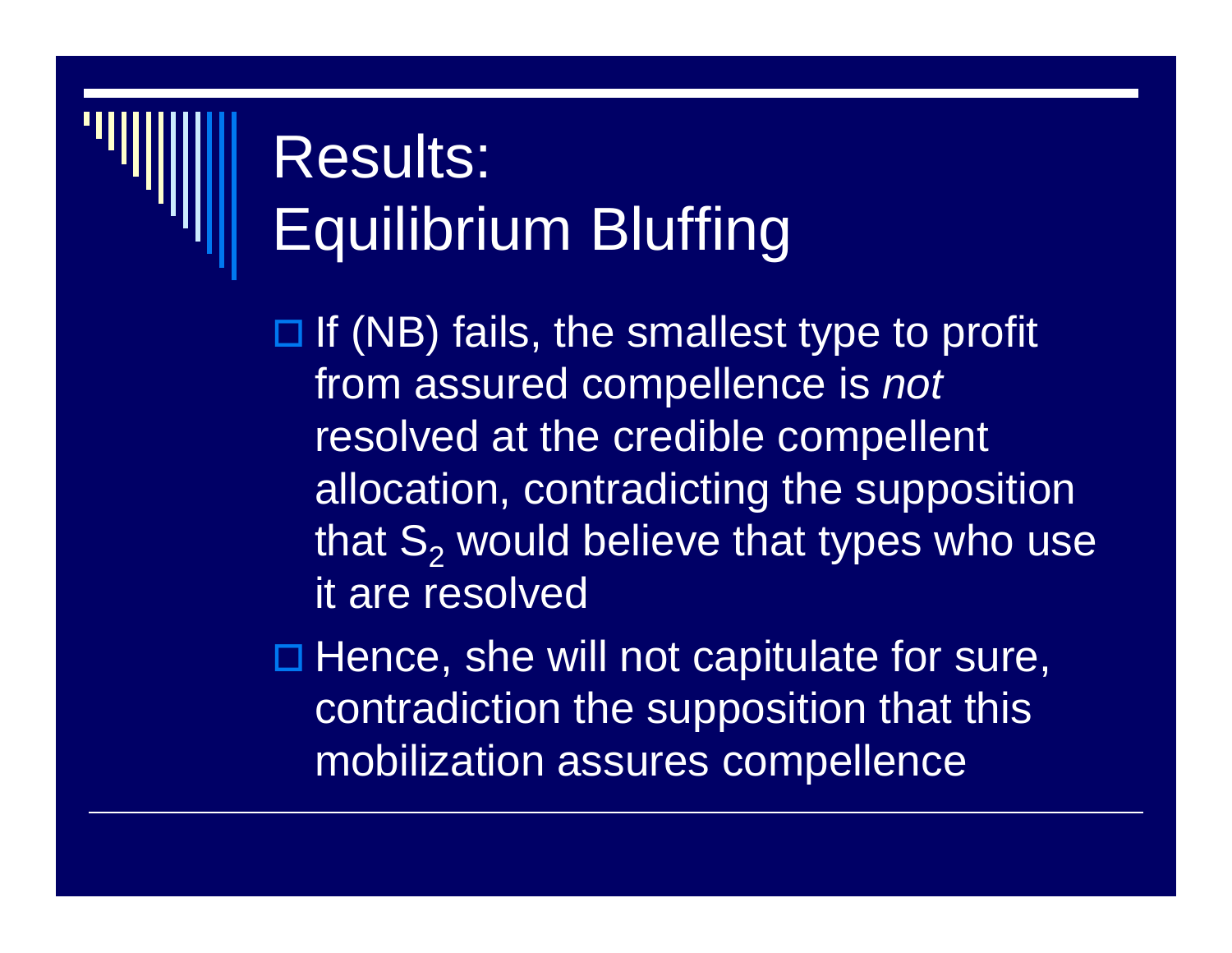# Results:
# Equilibrium Bluffing

- If (NB) fails, the smallest type to profit from assured compellence is *not* resolved at the credible compellent allocation, contradicting the supposition that $S_2$ would believe that types who use it are resolved
- Hence, she will not capitulate for sure, contradiction the supposition that this mobilization assures compellence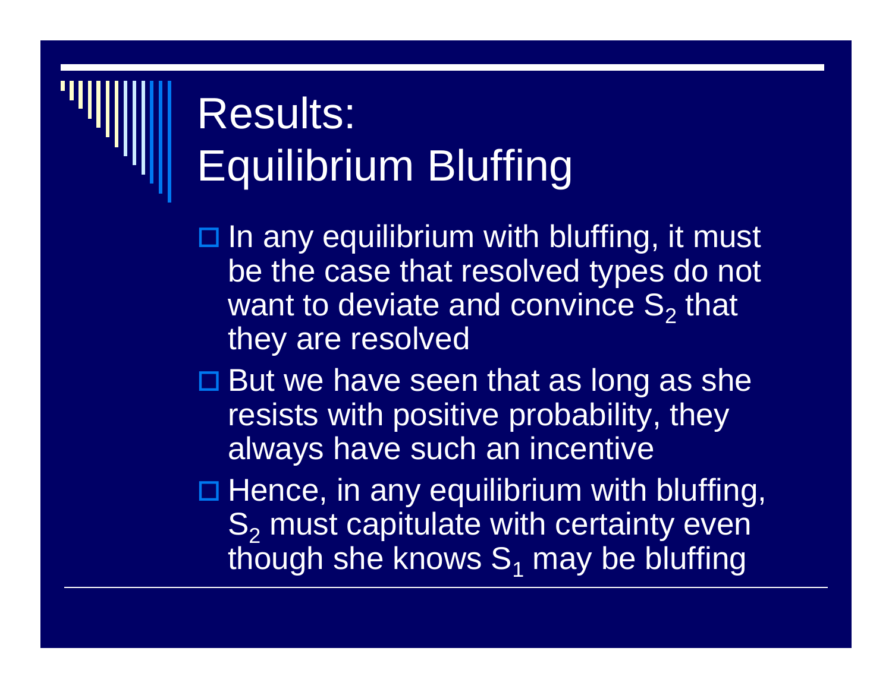# Results: Equilibrium Bluffing

- In any equilibrium with bluffing, it must be the case that resolved types do not want to deviate and convince $S_2$ that they are resolved
- But we have seen that as long as she resists with positive probability, they always have such an incentive
- Hence, in any equilibrium with bluffing, $S_2$ must capitulate with certainty even though she knows $S_1$ may be bluffing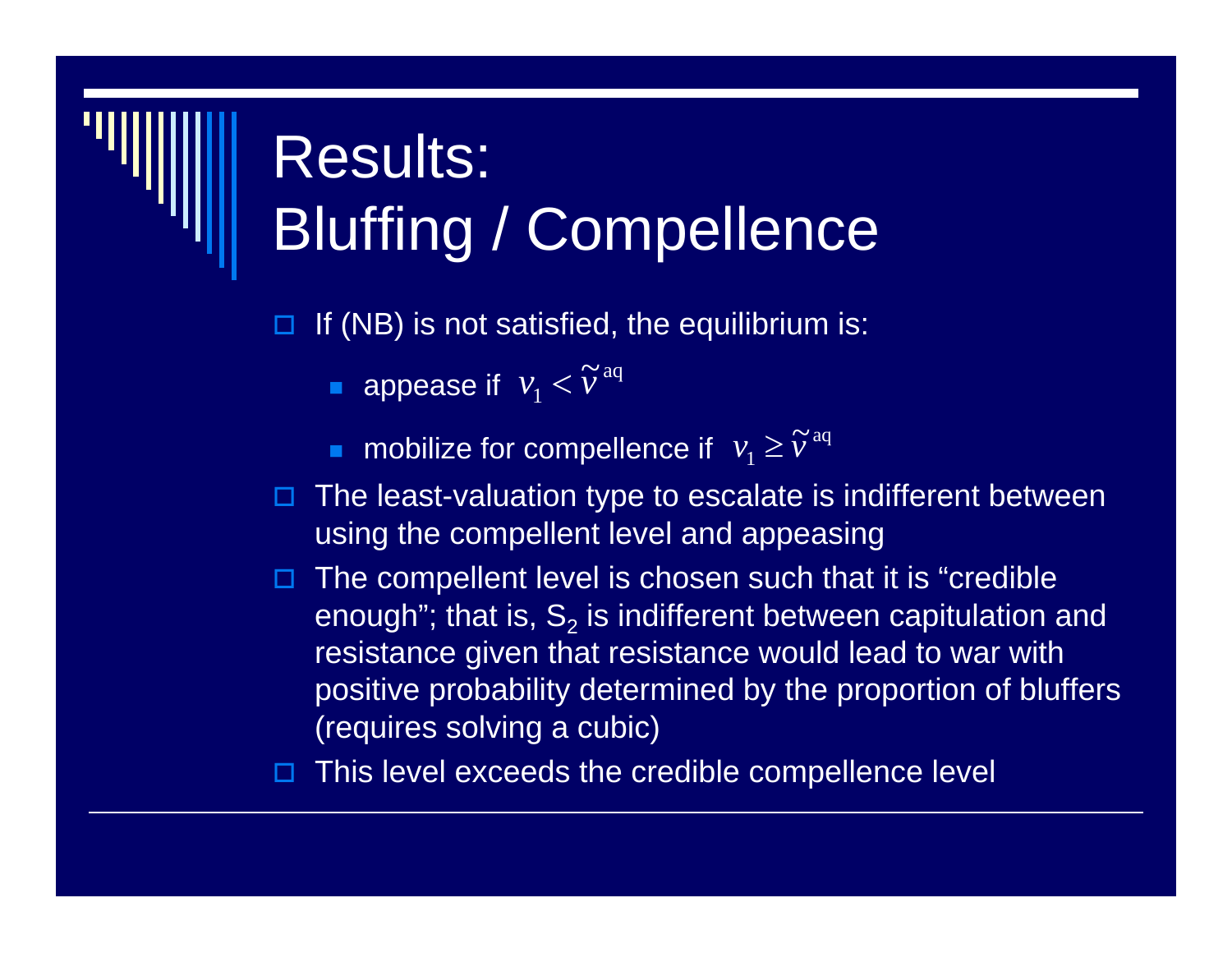# Results: Bluffing / Compellence

- If (NB) is not satisfied, the equilibrium is:
  - appease if $v_1 < \tilde{v}^{\text{aq}}$
  - mobilize for compellence if $v_1 \geq \tilde{v}^{\text{aq}}$
- The least-valuation type to escalate is indifferent between using the compellent level and appeasing
- The compellent level is chosen such that it is "credible enough"; that is, $S_2$ is indifferent between capitulation and resistance given that resistance would lead to war with positive probability determined by the proportion of bluffers (requires solving a cubic)
- This level exceeds the credible compellence level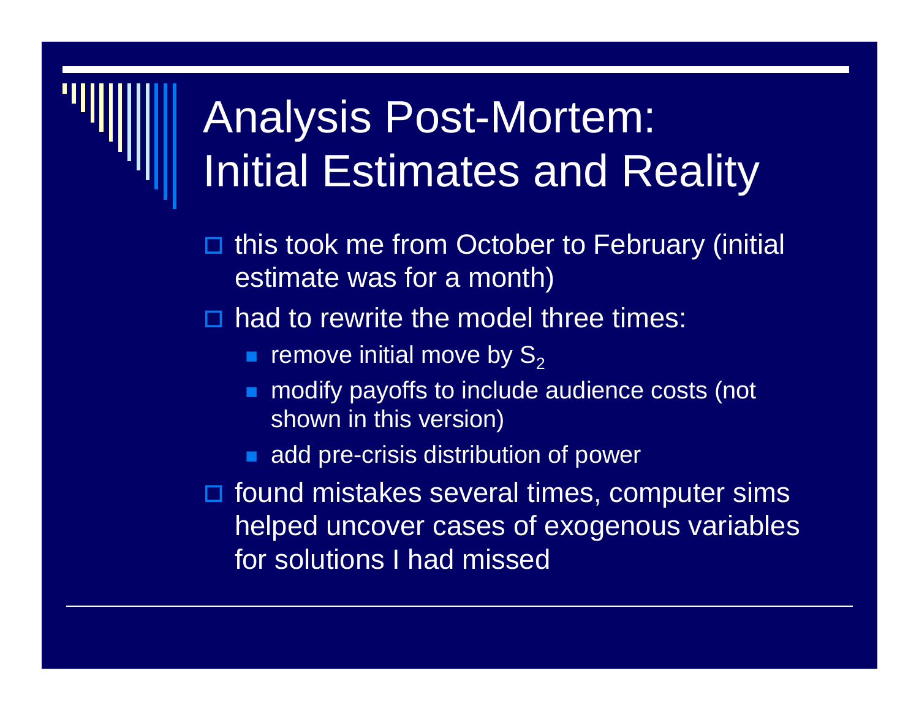# Analysis Post-Mortem: Initial Estimates and Reality

- this took me from October to February (initial estimate was for a month)
- had to rewrite the model three times:
  - remove initial move by $S_2$
  - modify payoffs to include audience costs (not shown in this version)
  - add pre-crisis distribution of power
- found mistakes several times, computer sims helped uncover cases of exogenous variables for solutions I had missed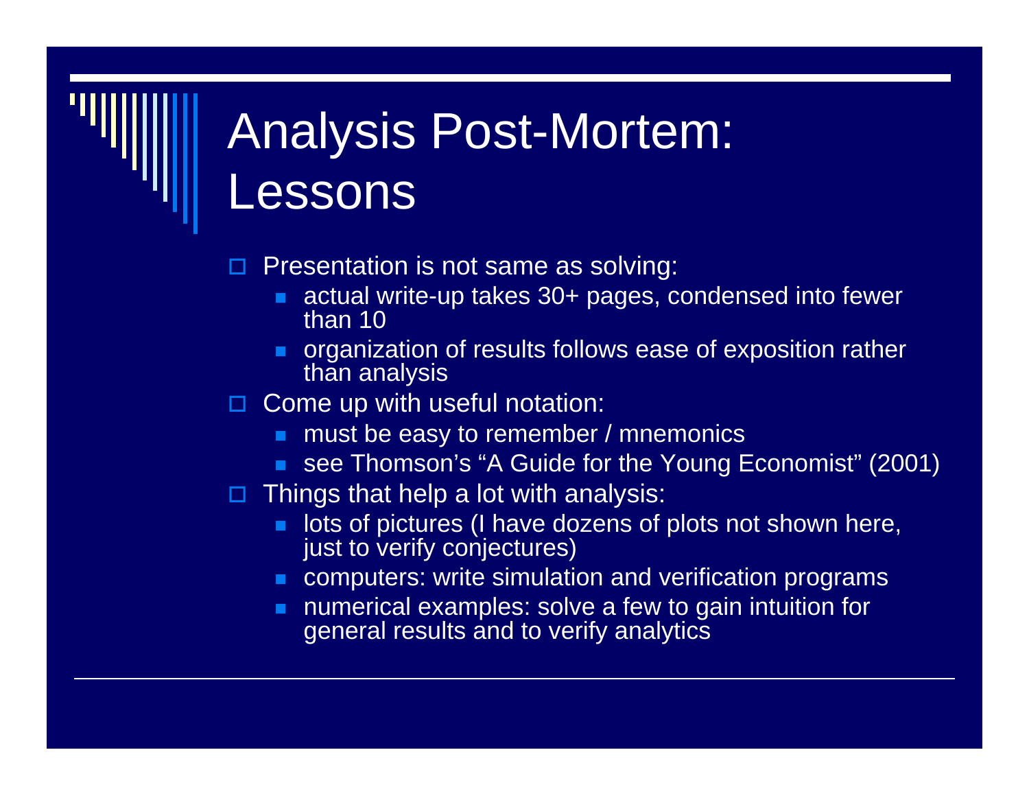# Analysis Post-Mortem: Lessons

- Presentation is not same as solving:
  - actual write-up takes 30+ pages, condensed into fewer than 10
  - organization of results follows ease of exposition rather than analysis
- Come up with useful notation:
  - must be easy to remember / mnemonics
  - see Thomson's "A Guide for the Young Economist" (2001)
- Things that help a lot with analysis:
  - lots of pictures (I have dozens of plots not shown here, just to verify conjectures)
  - computers: write simulation and verification programs
  - numerical examples: solve a few to gain intuition for general results and to verify analytics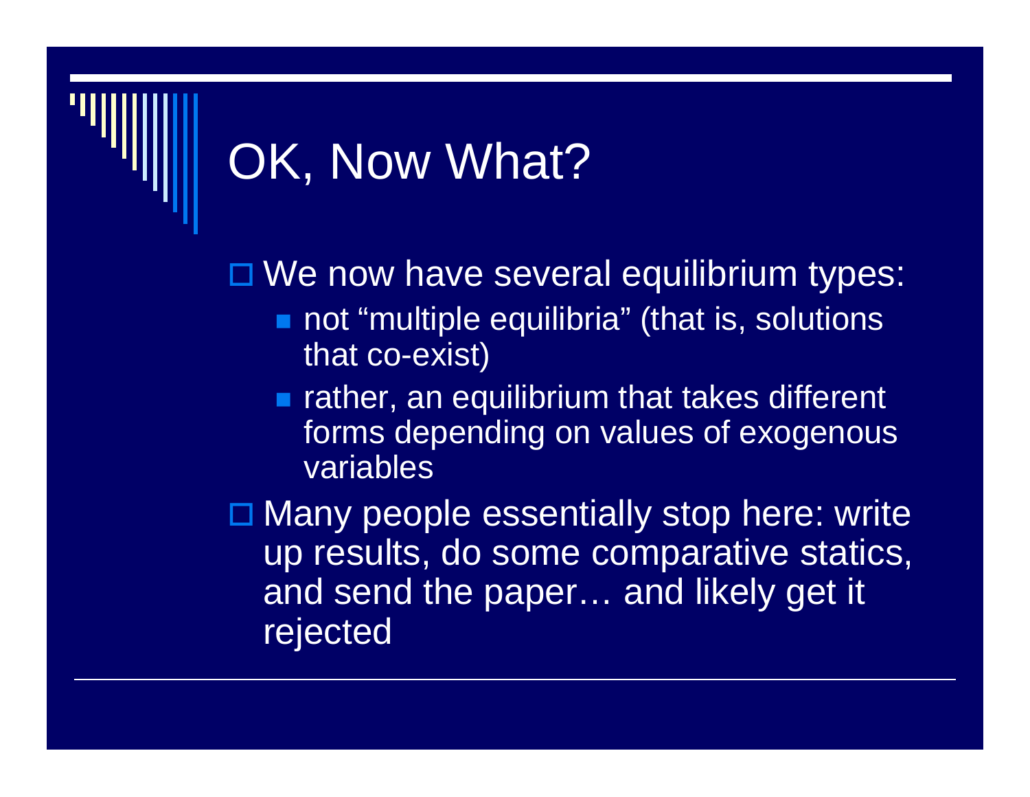# OK, Now What?

- We now have several equilibrium types:
  - not "multiple equilibria" (that is, solutions that co-exist)
  - rather, an equilibrium that takes different forms depending on values of exogenous variables
- Many people essentially stop here: write up results, do some comparative statics, and send the paper… and likely get it rejected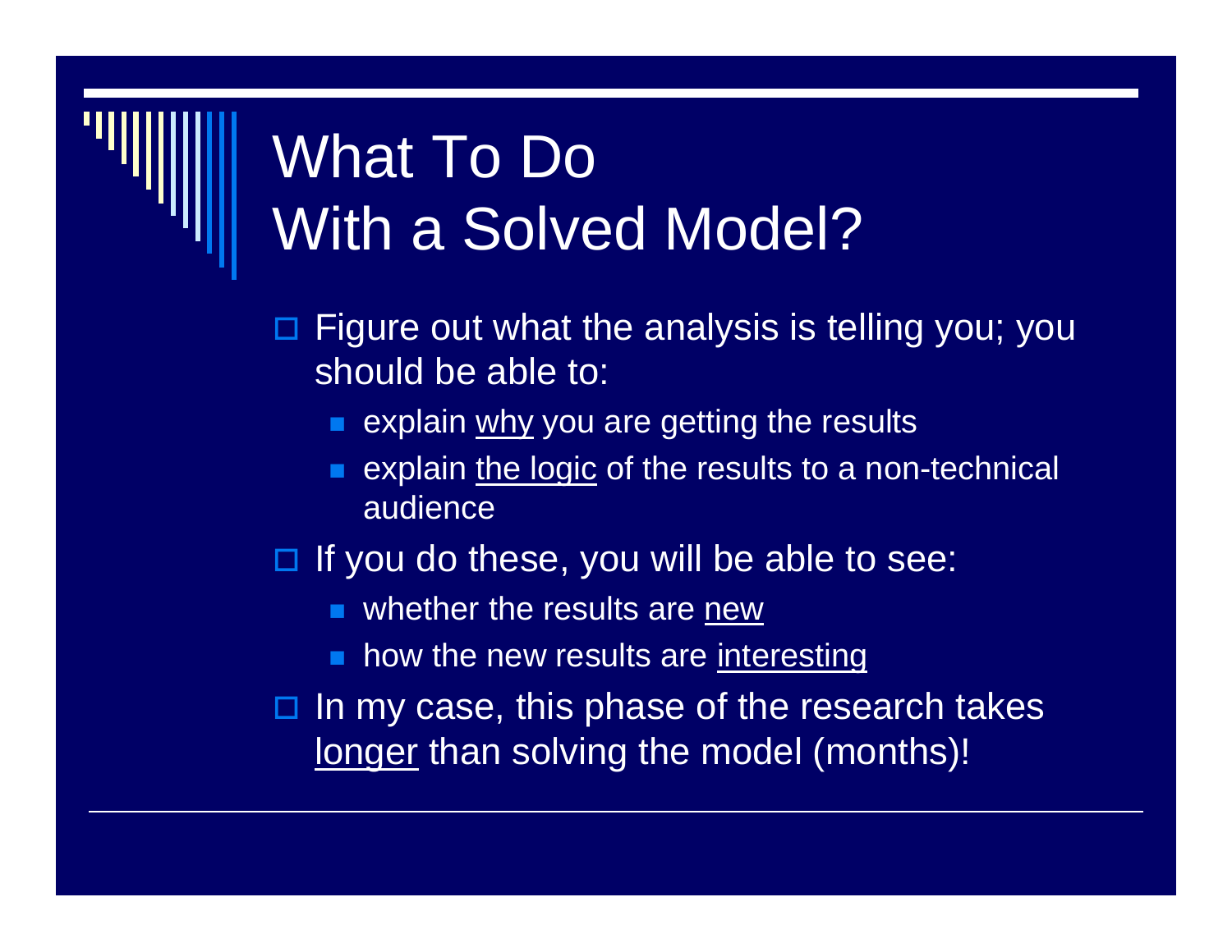# What To Do With a Solved Model?

- Figure out what the analysis is telling you; you should be able to:
  - explain <u>why</u> you are getting the results
  - explain <u>the logic</u> of the results to a non-technical audience
- If you do these, you will be able to see:
  - whether the results are <u>new</u>
  - how the new results are <u>interesting</u>
- In my case, this phase of the research takes <u>longer</u> than solving the model (months)!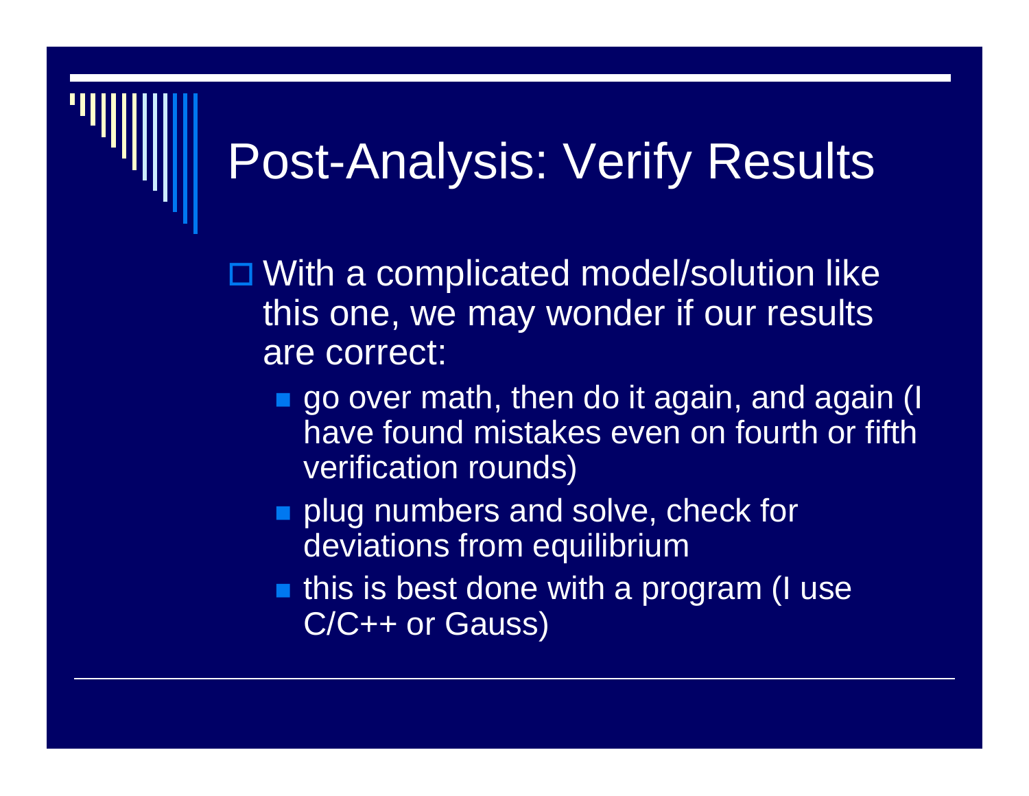# Post-Analysis: Verify Results

- With a complicated model/solution like this one, we may wonder if our results are correct:
  - go over math, then do it again, and again (I have found mistakes even on fourth or fifth verification rounds)
  - plug numbers and solve, check for deviations from equilibrium
  - this is best done with a program (I use C/C++ or Gauss)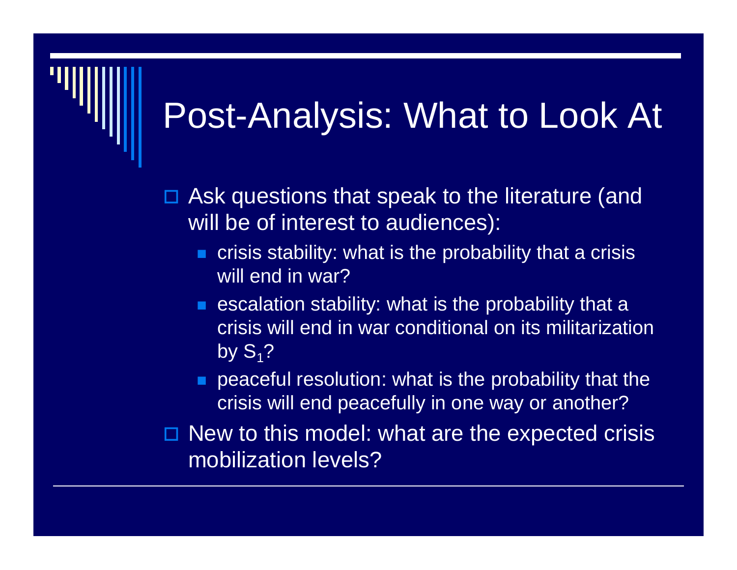# Post-Analysis: What to Look At

- Ask questions that speak to the literature (and will be of interest to audiences):
  - crisis stability: what is the probability that a crisis will end in war?
  - escalation stability: what is the probability that a crisis will end in war conditional on its militarization by $S_1$?
  - peaceful resolution: what is the probability that the crisis will end peacefully in one way or another?
- New to this model: what are the expected crisis mobilization levels?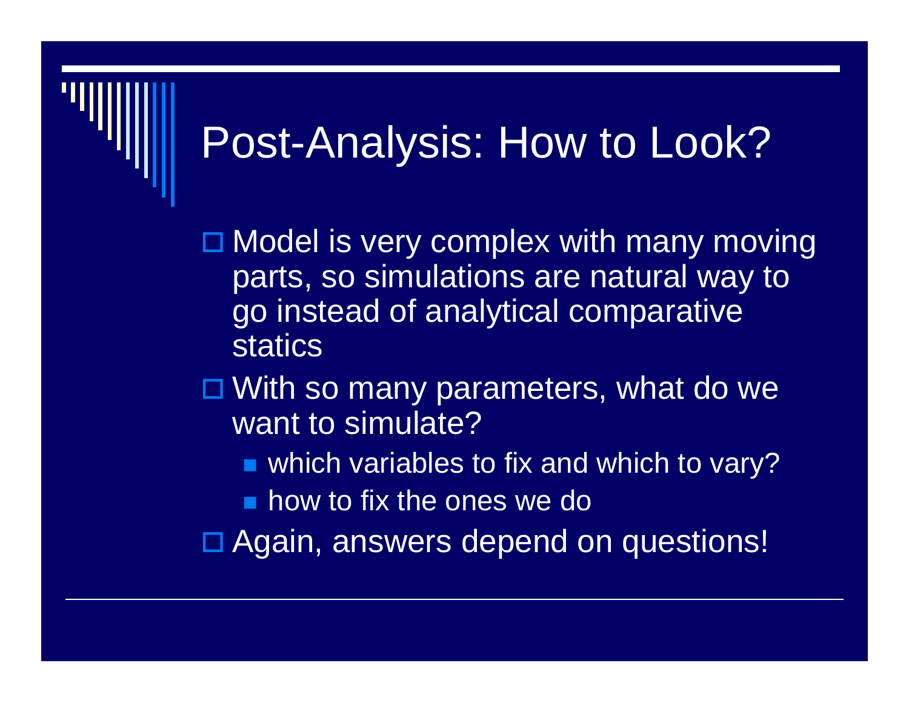# Post-Analysis: How to Look?

- Model is very complex with many moving parts, so simulations are natural way to go instead of analytical comparative statics
- With so many parameters, what do we want to simulate?
  - which variables to fix and which to vary?
  - how to fix the ones we do
- Again, answers depend on questions!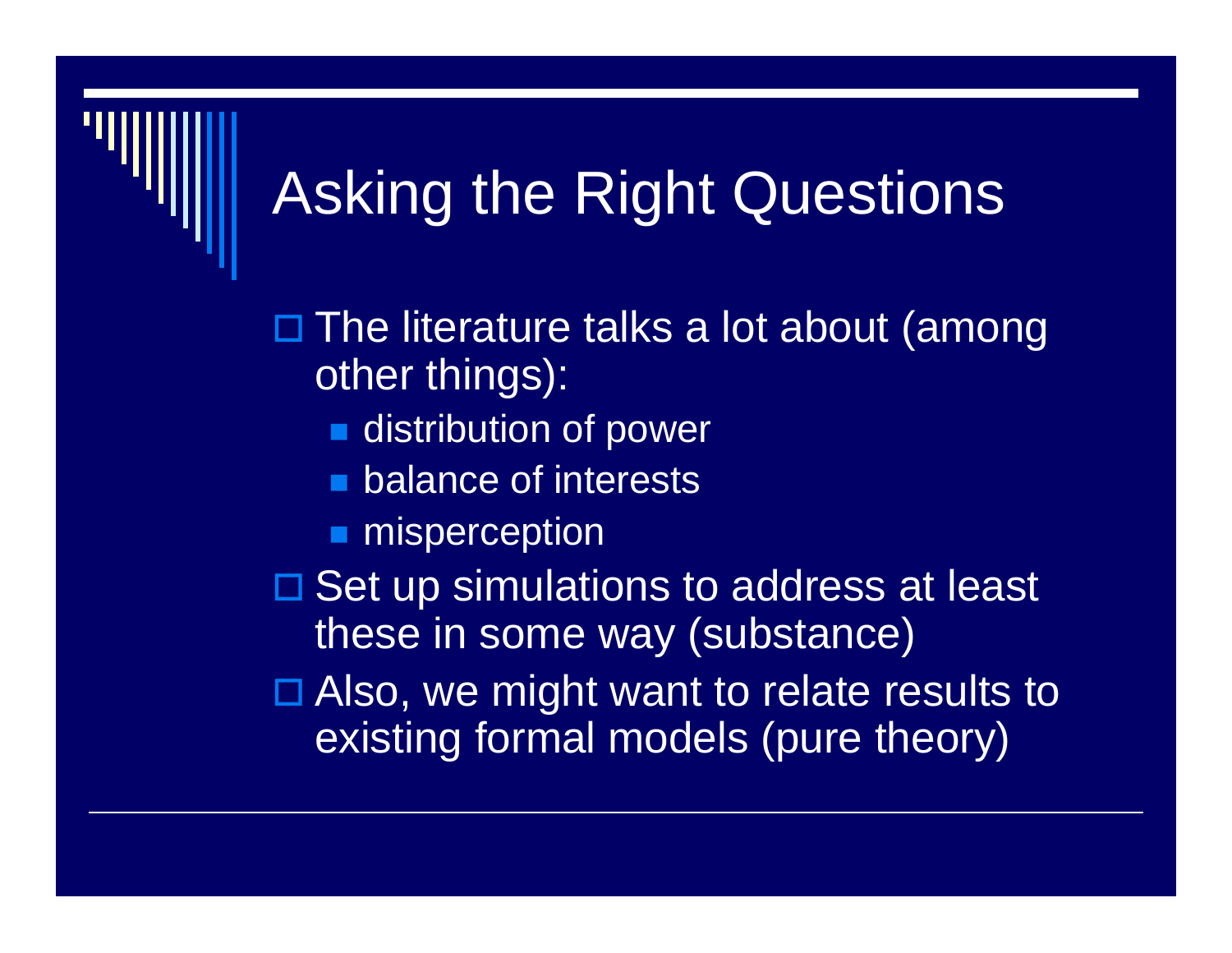# Asking the Right Questions

- The literature talks a lot about (among other things):
  - distribution of power
  - balance of interests
  - misperception
- Set up simulations to address at least these in some way (substance)
- Also, we might want to relate results to existing formal models (pure theory)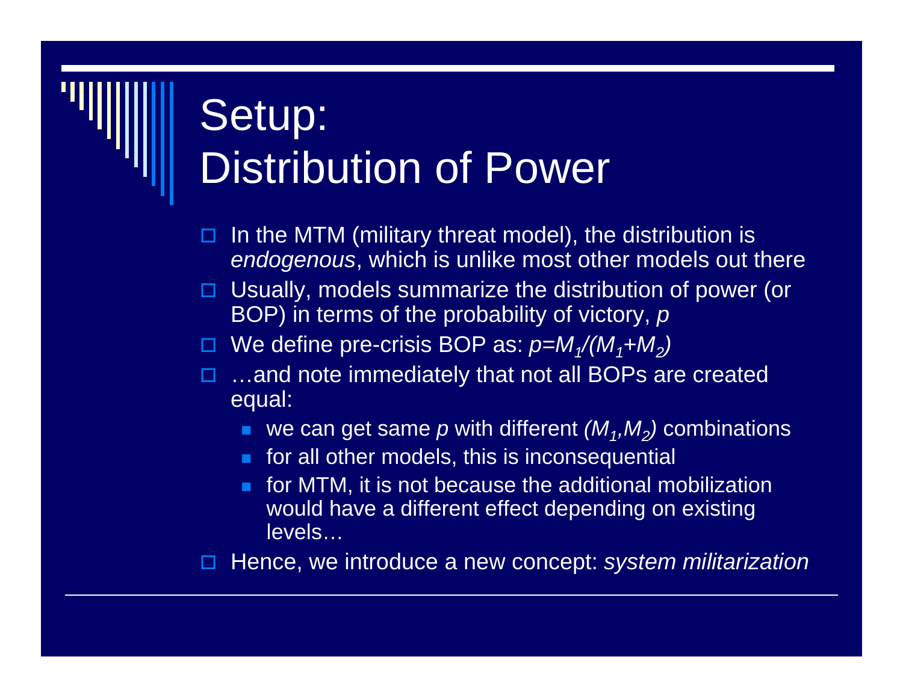# Setup: Distribution of Power

- In the MTM (military threat model), the distribution is *endogenous*, which is unlike most other models out there
- Usually, models summarize the distribution of power (or BOP) in terms of the probability of victory, $p$
- We define pre-crisis BOP as: $p=M_1/(M_1+M_2)$
- …and note immediately that not all BOPs are created equal:
  - we can get same $p$ with different $(M_1,M_2)$ combinations
  - for all other models, this is inconsequential
  - for MTM, it is not because the additional mobilization would have a different effect depending on existing levels…
- Hence, we introduce a new concept: *system militarization*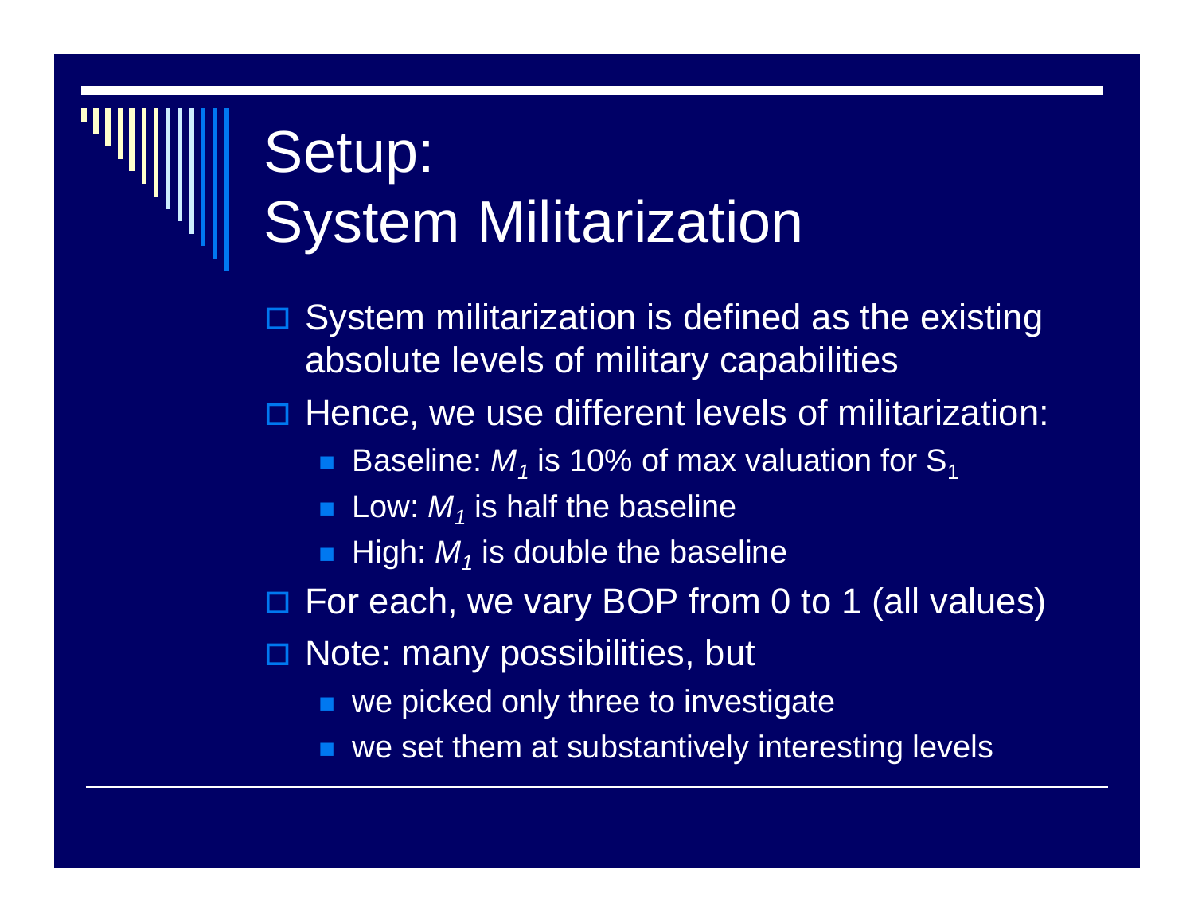# Setup: System Militarization

- System militarization is defined as the existing absolute levels of military capabilities
- Hence, we use different levels of militarization:
  - Baseline: $M_1$ is 10% of max valuation for $S_1$
  - Low: $M_1$ is half the baseline
  - High: $M_1$ is double the baseline
- For each, we vary BOP from 0 to 1 (all values)
- Note: many possibilities, but
  - we picked only three to investigate
  - we set them at substantively interesting levels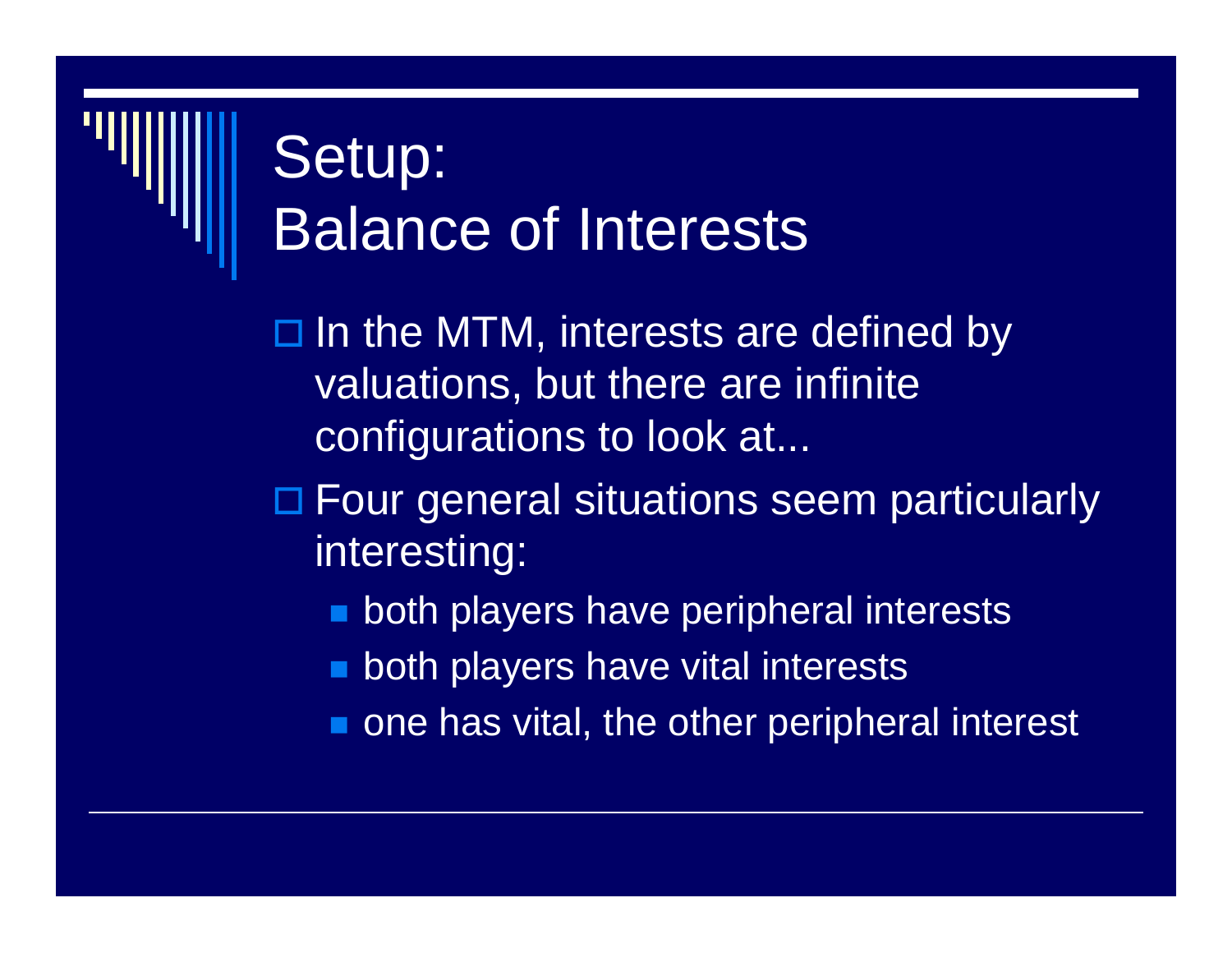# Setup: Balance of Interests

- In the MTM, interests are defined by valuations, but there are infinite configurations to look at...
- Four general situations seem particularly interesting:
  - both players have peripheral interests
  - both players have vital interests
  - one has vital, the other peripheral interest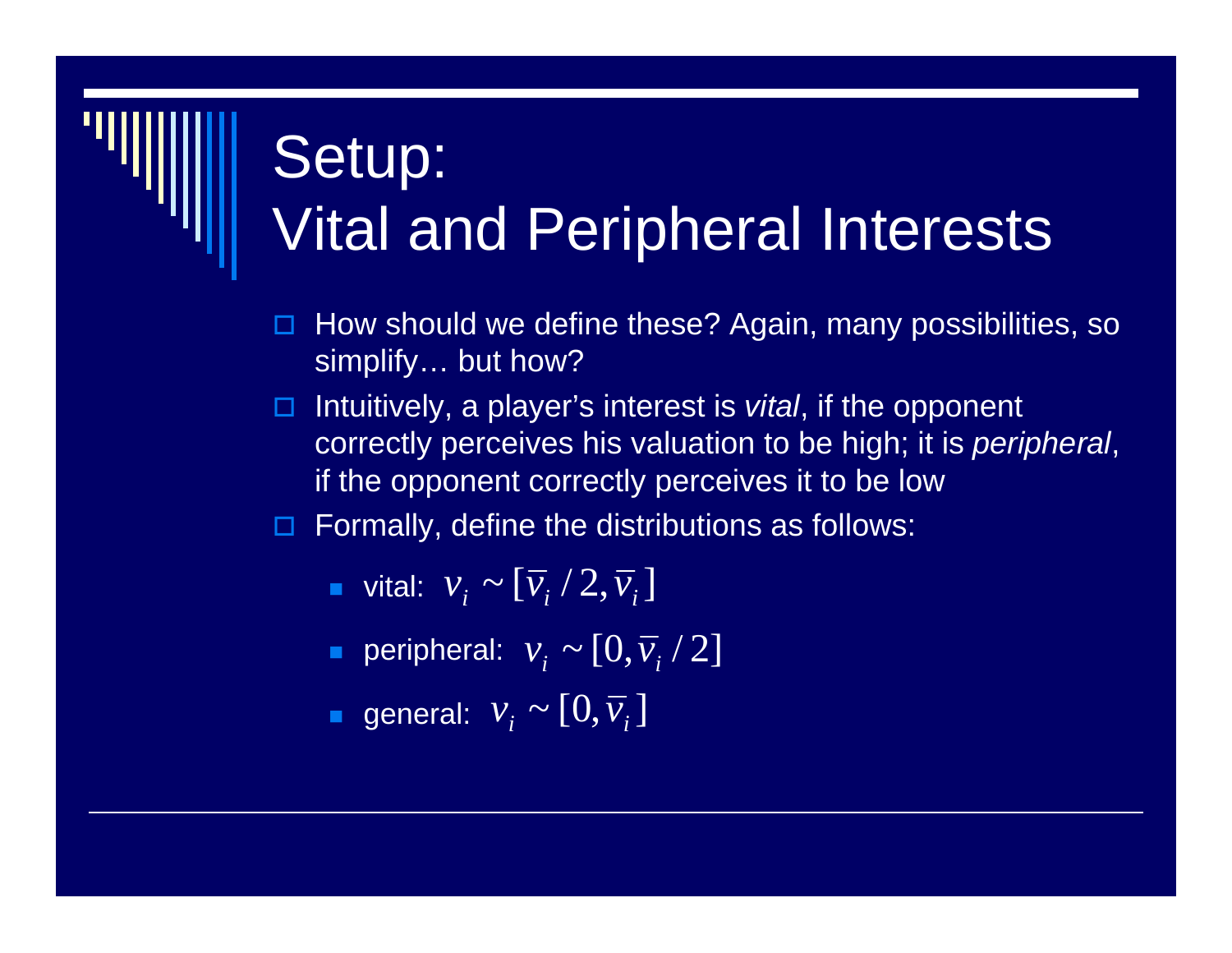# Setup: Vital and Peripheral Interests

- How should we define these? Again, many possibilities, so simplify… but how?
- Intuitively, a player's interest is *vital*, if the opponent correctly perceives his valuation to be high; it is *peripheral*, if the opponent correctly perceives it to be low
- Formally, define the distributions as follows:
  - vital: $v_i \sim [\bar{v}_i / 2, \bar{v}_i]$
  - peripheral: $v_i \sim [0, \bar{v}_i / 2]$
  - general: $v_i \sim [0, \bar{v}_i]$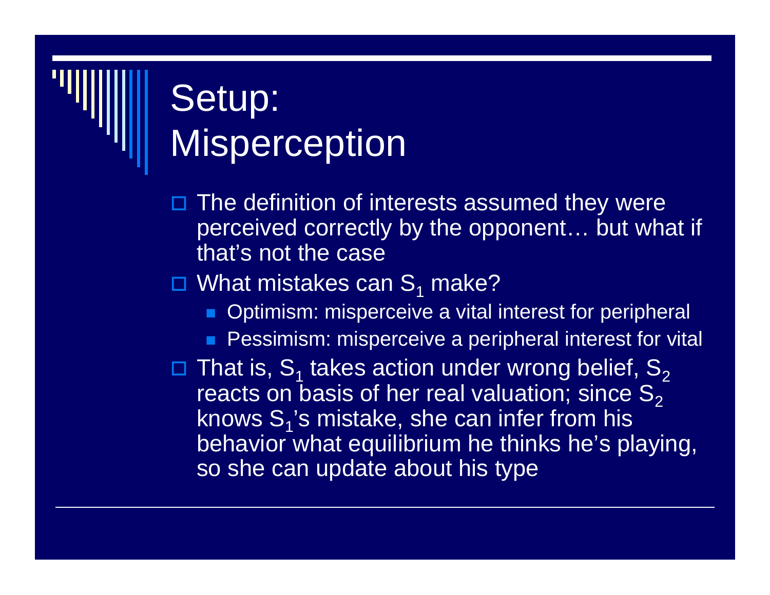# Setup: Misperception

- The definition of interests assumed they were perceived correctly by the opponent… but what if that's not the case
- What mistakes can $S_1$ make?
  - Optimism: misperceive a vital interest for peripheral
  - Pessimism: misperceive a peripheral interest for vital
- That is, $S_1$ takes action under wrong belief, $S_2$ reacts on basis of her real valuation; since $S_2$ knows $S_1$'s mistake, she can infer from his behavior what equilibrium he thinks he's playing, so she can update about his type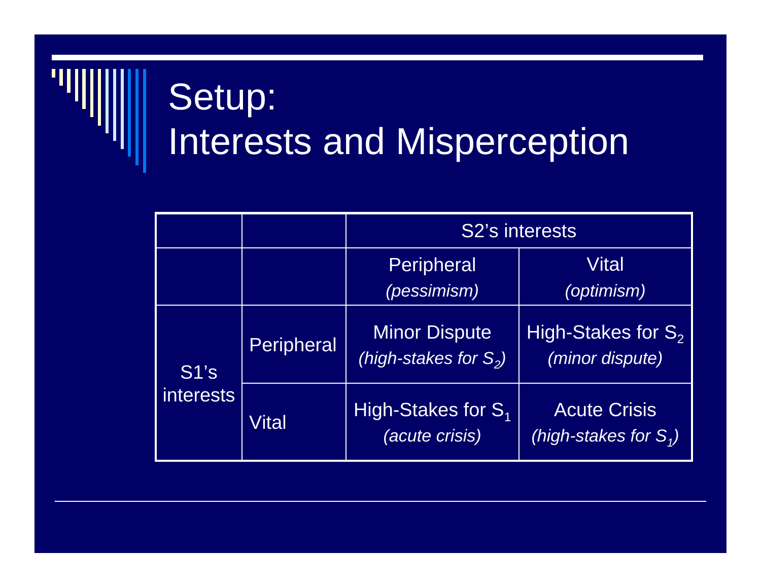# Setup: Interests and Misperception

| | | S2's interests | |
|---|---|---|---|
| | | Peripheral *(pessimism)* | Vital *(optimism)* |
| S1's interests | Peripheral | Minor Dispute *(high-stakes for $S_2$)* | High-Stakes for $S_2$ *(minor dispute)* |
| | Vital | High-Stakes for $S_1$ *(acute crisis)* | Acute Crisis *(high-stakes for $S_1$)* |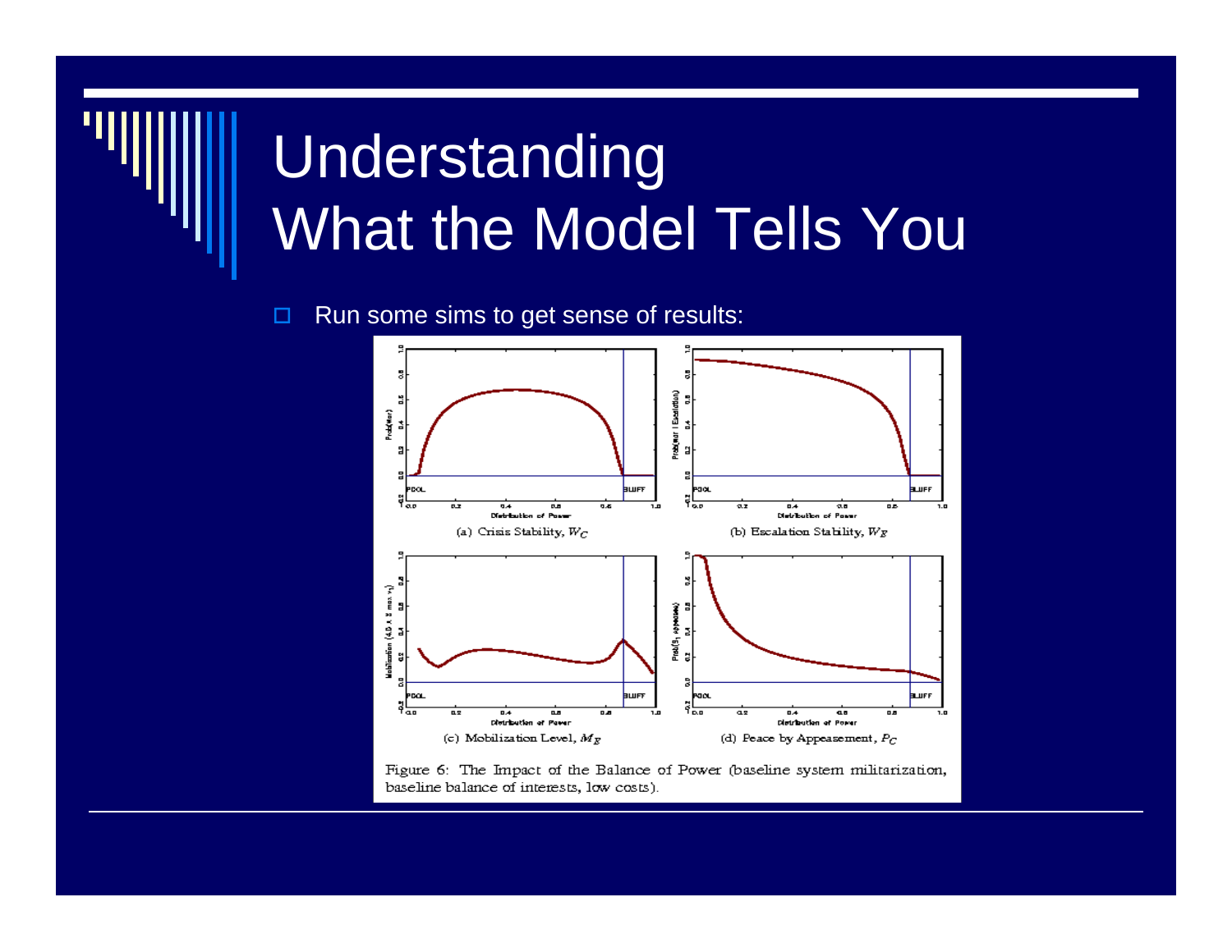# Understanding What the Model Tells You

- Run some sims to get sense of results:

(a) Crisis Stability, $W_C$

(b) Escalation Stability, $W_E$

(c) Mobilization Level, $M_E$

(d) Peace by Appeasement, $P_C$

Figure 6: The Impact of the Balance of Power (baseline system militarization, baseline balance of interests, low costs).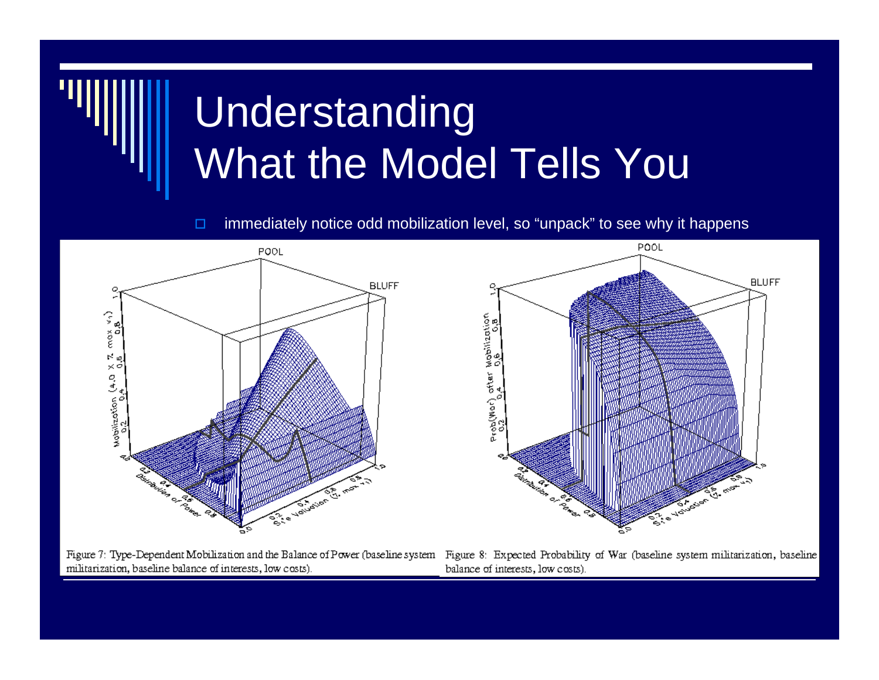# Understanding What the Model Tells You

- immediately notice odd mobilization level, so "unpack" to see why it happens

Figure 7: Type-Dependent Mobilization and the Balance of Power (baseline system militarization, baseline balance of interests, low costs).

Figure 8: Expected Probability of War (baseline system militarization, baseline balance of interests, low costs).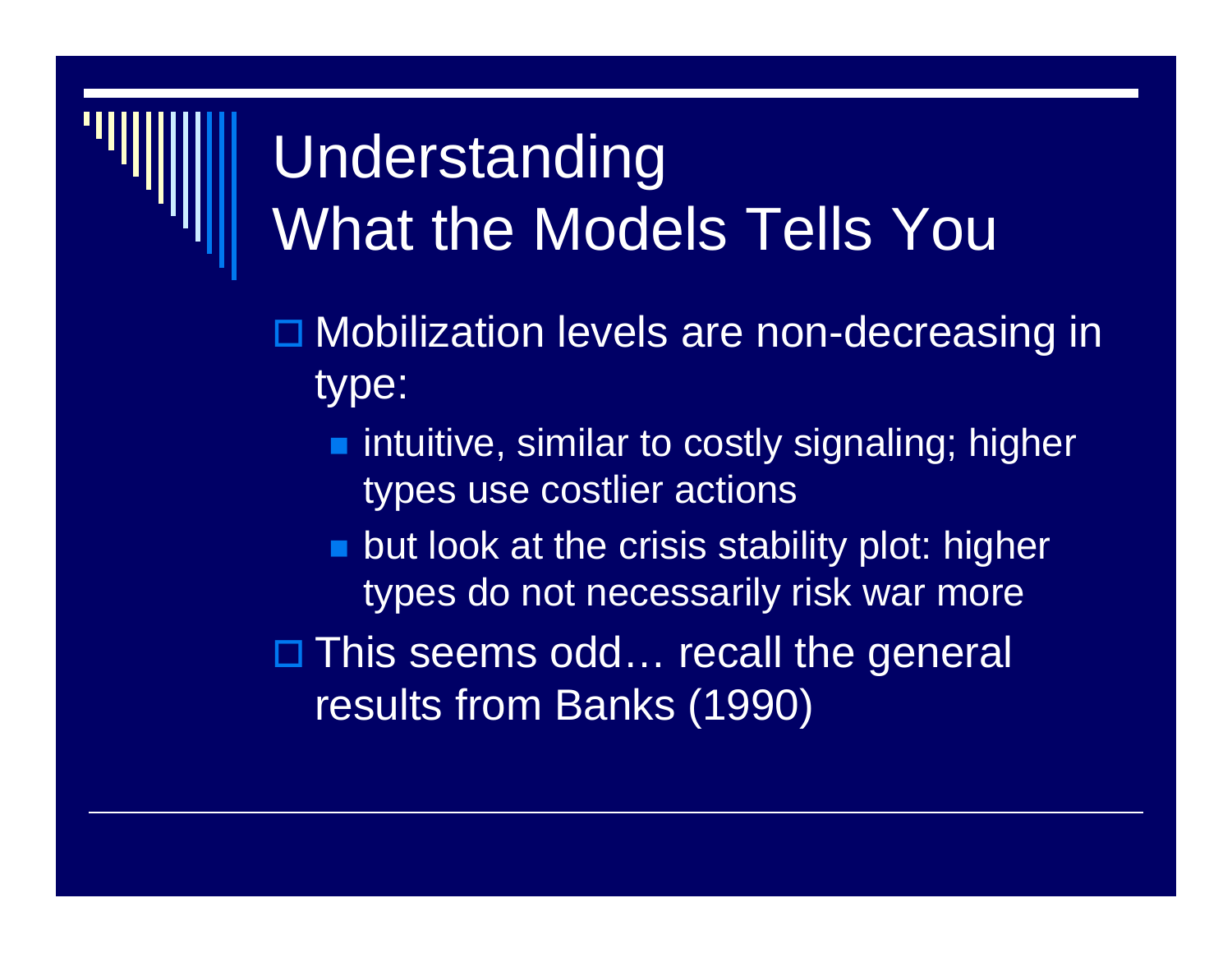# Understanding What the Models Tells You

- Mobilization levels are non-decreasing in type:
  - intuitive, similar to costly signaling; higher types use costlier actions
  - but look at the crisis stability plot: higher types do not necessarily risk war more
- This seems odd… recall the general results from Banks (1990)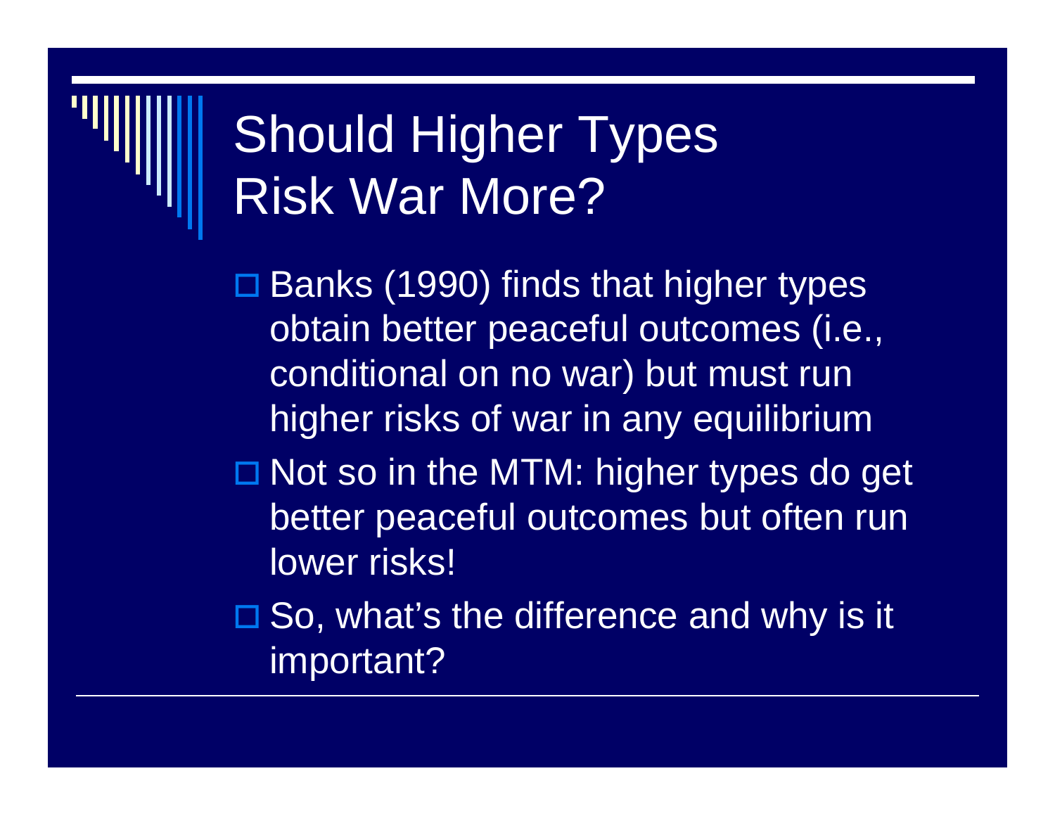# Should Higher Types Risk War More?

- Banks (1990) finds that higher types obtain better peaceful outcomes (i.e., conditional on no war) but must run higher risks of war in any equilibrium
- Not so in the MTM: higher types do get better peaceful outcomes but often run lower risks!
- So, what's the difference and why is it important?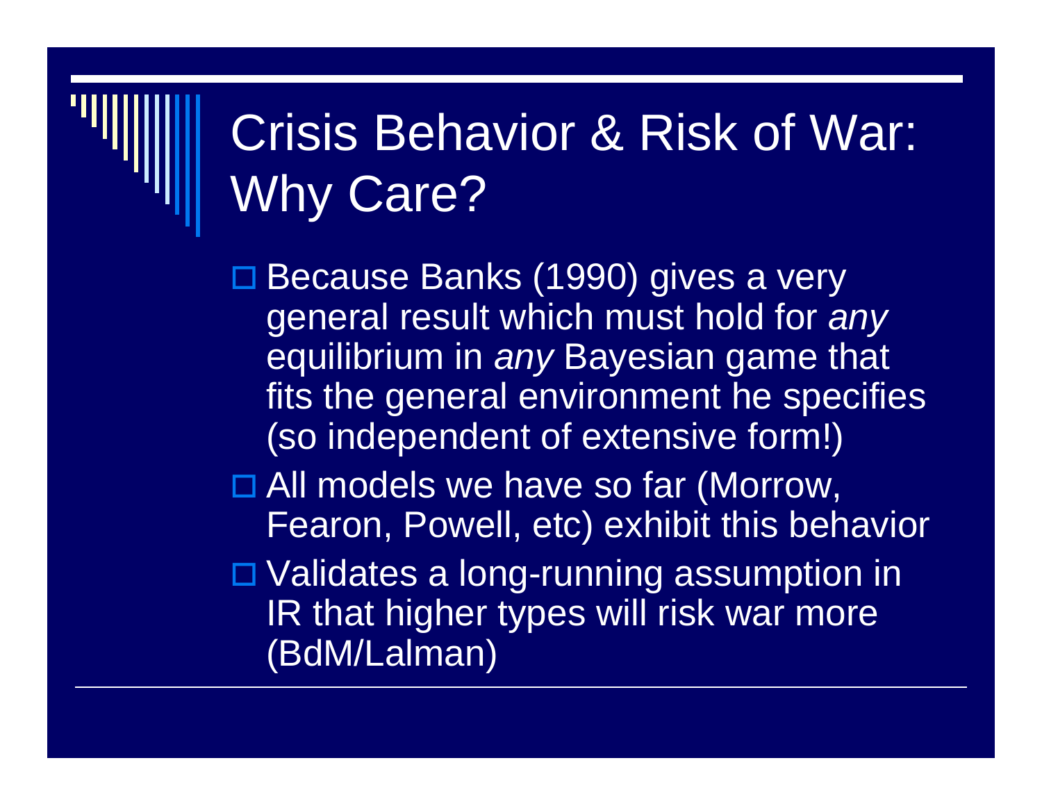# Crisis Behavior & Risk of War: Why Care?

- Because Banks (1990) gives a very general result which must hold for *any* equilibrium in *any* Bayesian game that fits the general environment he specifies (so independent of extensive form!)
- All models we have so far (Morrow, Fearon, Powell, etc) exhibit this behavior
- Validates a long-running assumption in IR that higher types will risk war more (BdM/Lalman)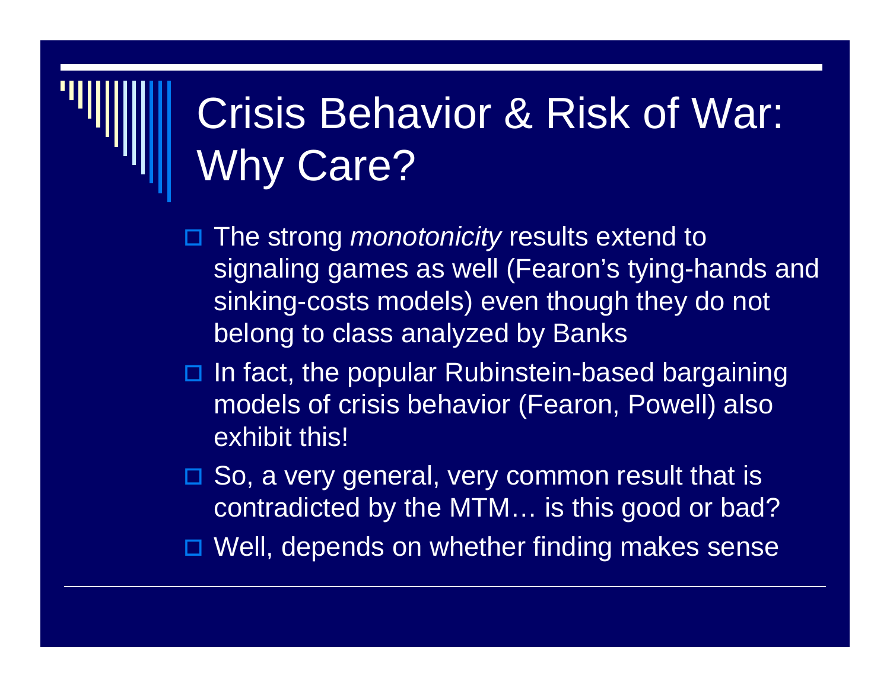# Crisis Behavior & Risk of War: Why Care?

- The strong *monotonicity* results extend to signaling games as well (Fearon's tying-hands and sinking-costs models) even though they do not belong to class analyzed by Banks
- In fact, the popular Rubinstein-based bargaining models of crisis behavior (Fearon, Powell) also exhibit this!
- So, a very general, very common result that is contradicted by the MTM… is this good or bad?
- Well, depends on whether finding makes sense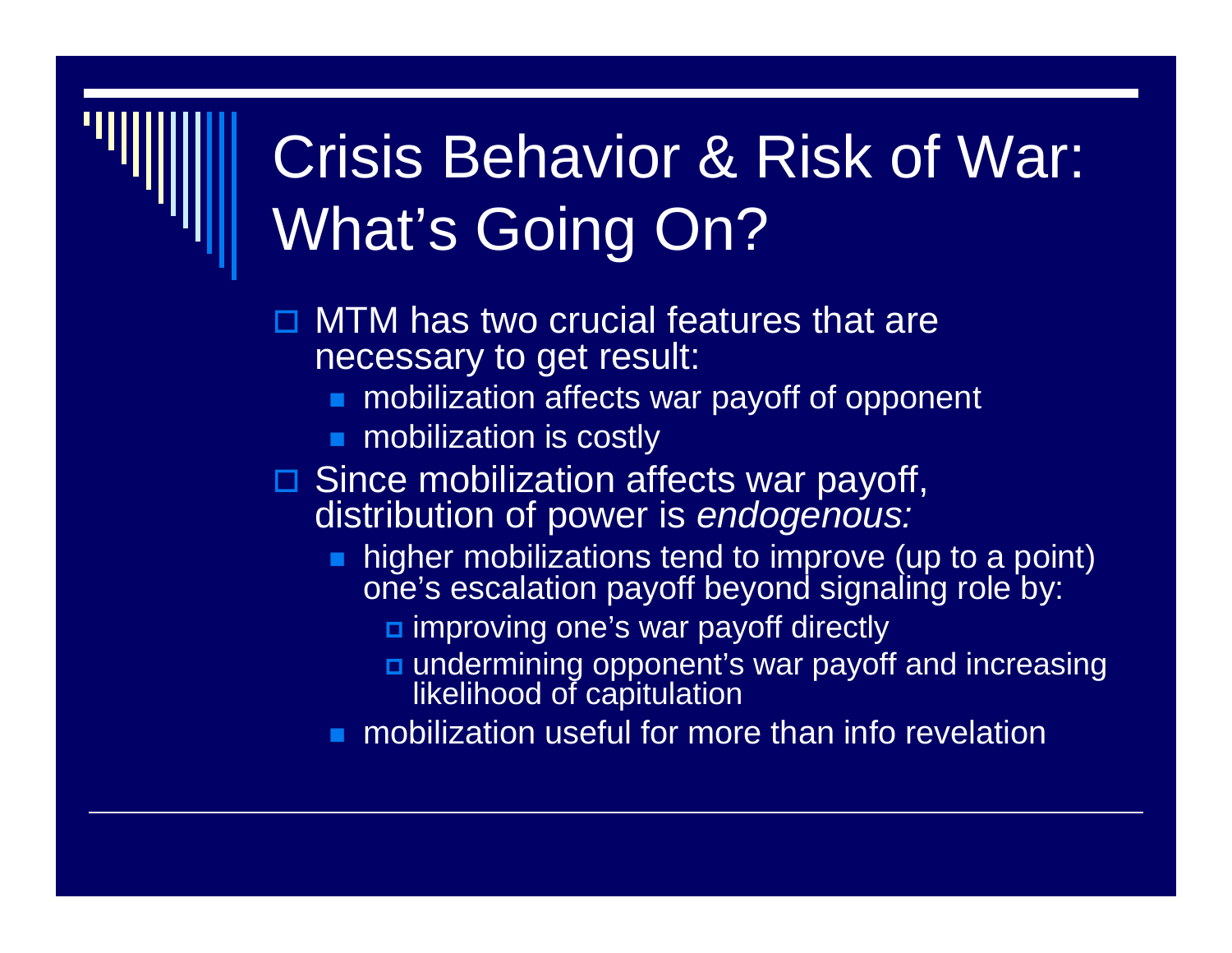# Crisis Behavior & Risk of War: What's Going On?

- MTM has two crucial features that are necessary to get result:
  - mobilization affects war payoff of opponent
  - mobilization is costly
- Since mobilization affects war payoff, distribution of power is *endogenous:*
  - higher mobilizations tend to improve (up to a point) one's escalation payoff beyond signaling role by:
    - improving one's war payoff directly
    - undermining opponent's war payoff and increasing likelihood of capitulation
  - mobilization useful for more than info revelation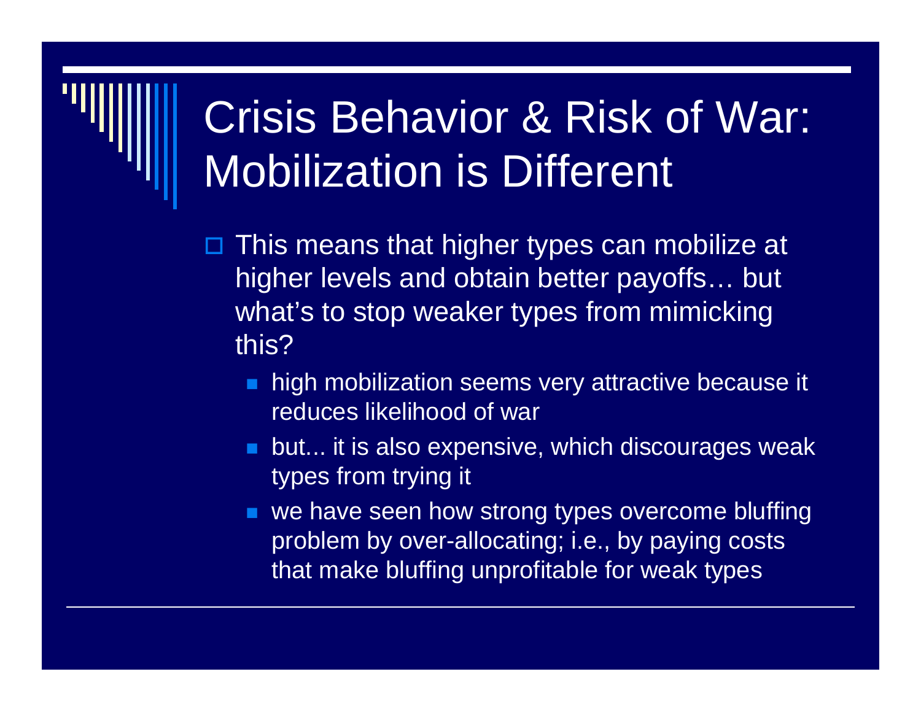# Crisis Behavior & Risk of War: Mobilization is Different

- This means that higher types can mobilize at higher levels and obtain better payoffs… but what's to stop weaker types from mimicking this?
  - high mobilization seems very attractive because it reduces likelihood of war
  - but... it is also expensive, which discourages weak types from trying it
  - we have seen how strong types overcome bluffing problem by over-allocating; i.e., by paying costs that make bluffing unprofitable for weak types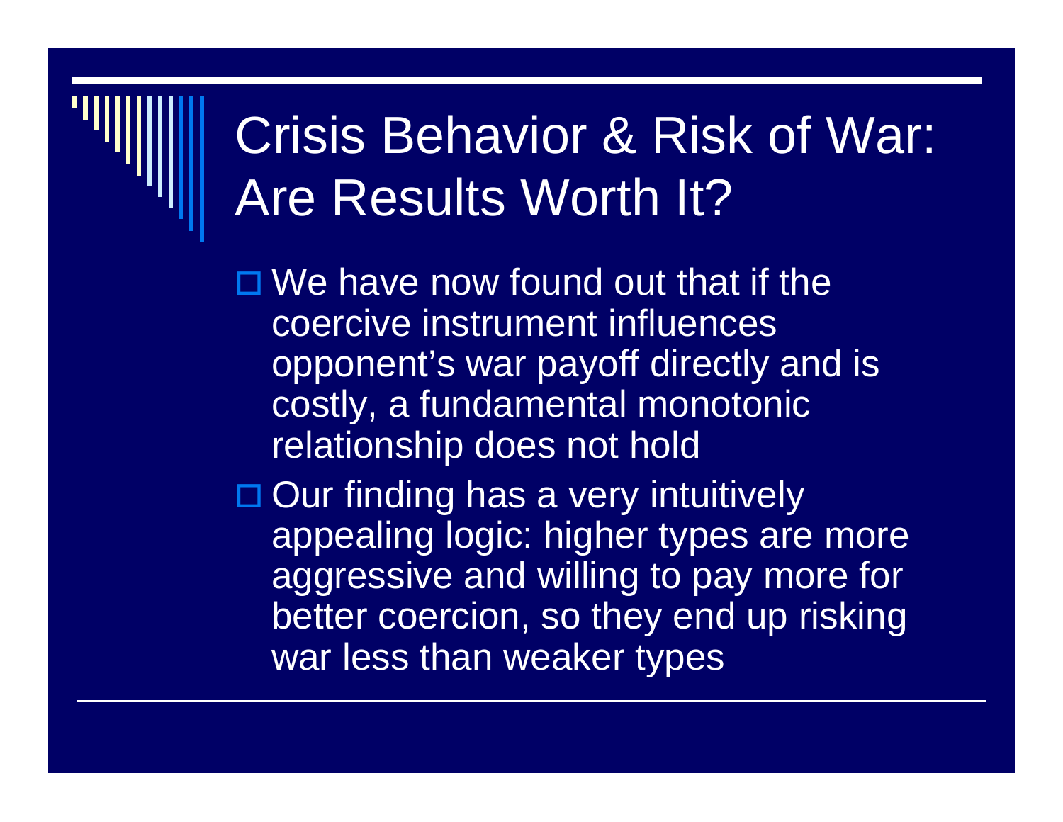# Crisis Behavior & Risk of War: Are Results Worth It?

- We have now found out that if the coercive instrument influences opponent's war payoff directly and is costly, a fundamental monotonic relationship does not hold
- Our finding has a very intuitively appealing logic: higher types are more aggressive and willing to pay more for better coercion, so they end up risking war less than weaker types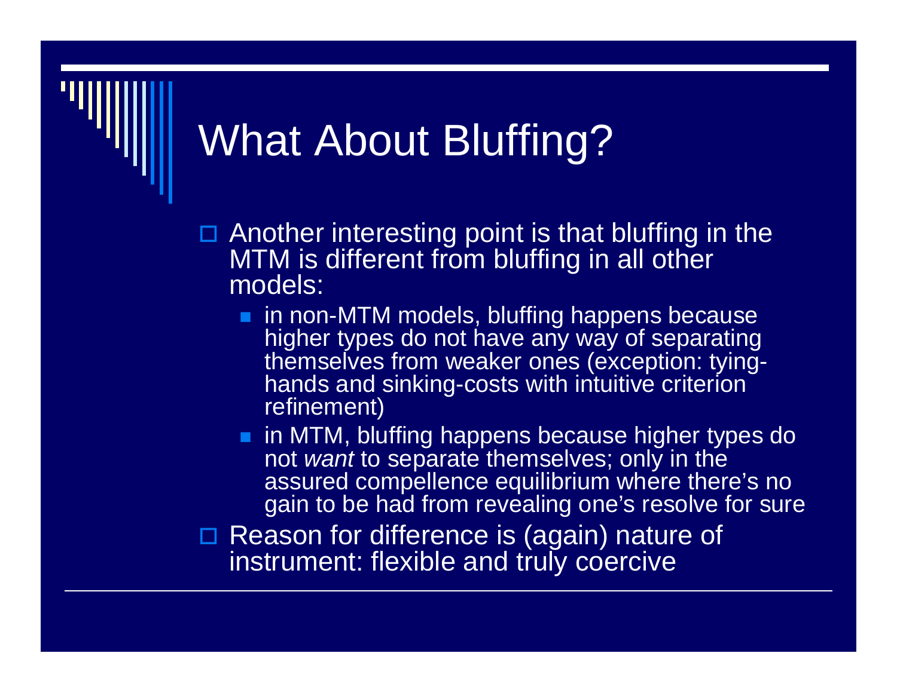# What About Bluffing?

- Another interesting point is that bluffing in the MTM is different from bluffing in all other models:
  - in non-MTM models, bluffing happens because higher types do not have any way of separating themselves from weaker ones (exception: tying-hands and sinking-costs with intuitive criterion refinement)
  - in MTM, bluffing happens because higher types do not *want* to separate themselves; only in the assured compellence equilibrium where there's no gain to be had from revealing one's resolve for sure
- Reason for difference is (again) nature of instrument: flexible and truly coercive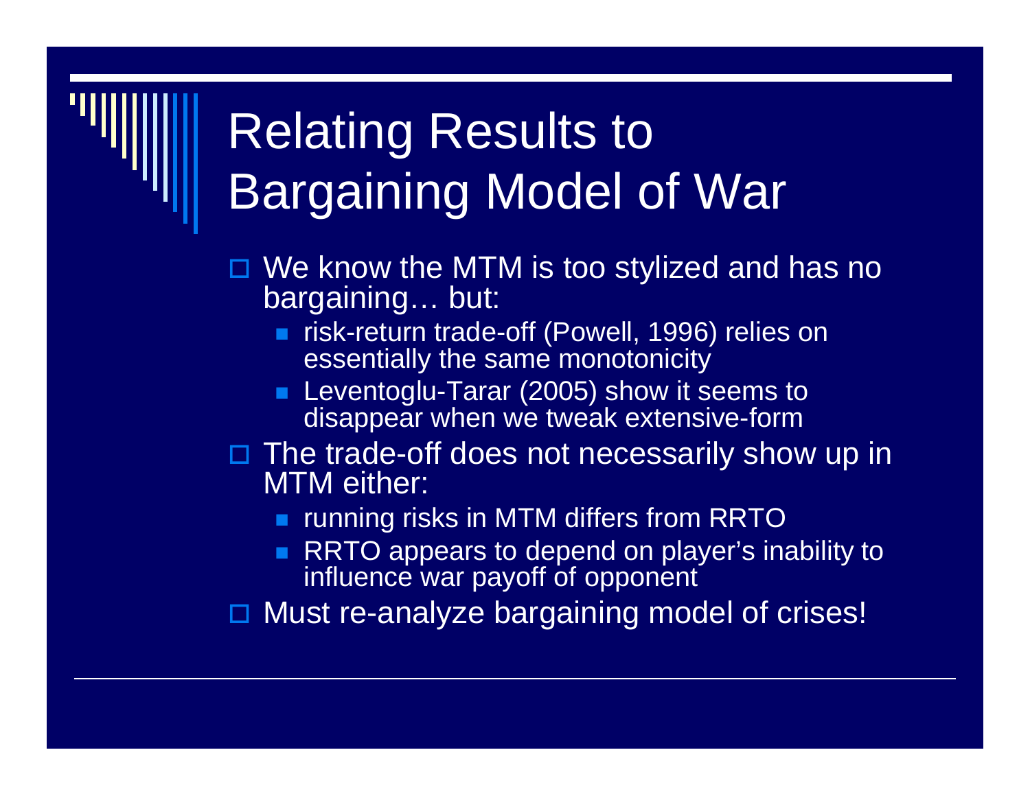# Relating Results to Bargaining Model of War

- We know the MTM is too stylized and has no bargaining… but:
  - risk-return trade-off (Powell, 1996) relies on essentially the same monotonicity
  - Leventoglu-Tarar (2005) show it seems to disappear when we tweak extensive-form
- The trade-off does not necessarily show up in MTM either:
  - running risks in MTM differs from RRTO
  - RRTO appears to depend on player's inability to influence war payoff of opponent
- Must re-analyze bargaining model of crises!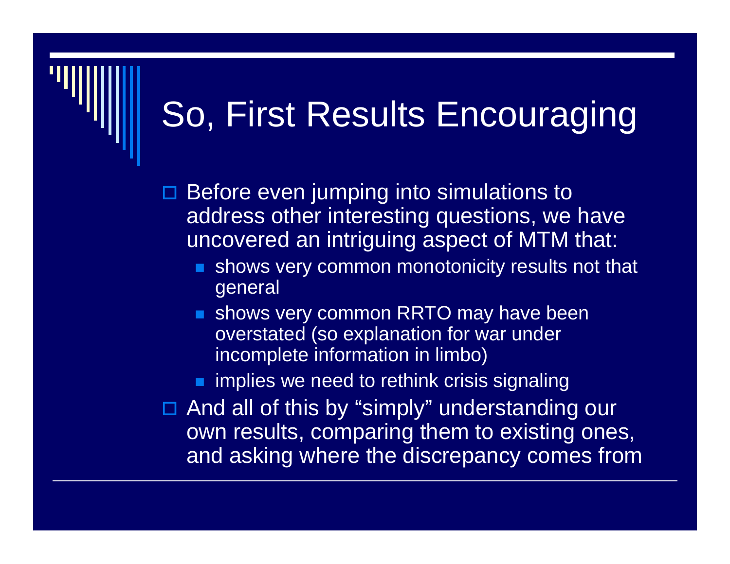# So, First Results Encouraging

- Before even jumping into simulations to address other interesting questions, we have uncovered an intriguing aspect of MTM that:
  - shows very common monotonicity results not that general
  - shows very common RRTO may have been overstated (so explanation for war under incomplete information in limbo)
  - implies we need to rethink crisis signaling
- And all of this by “simply” understanding our own results, comparing them to existing ones, and asking where the discrepancy comes from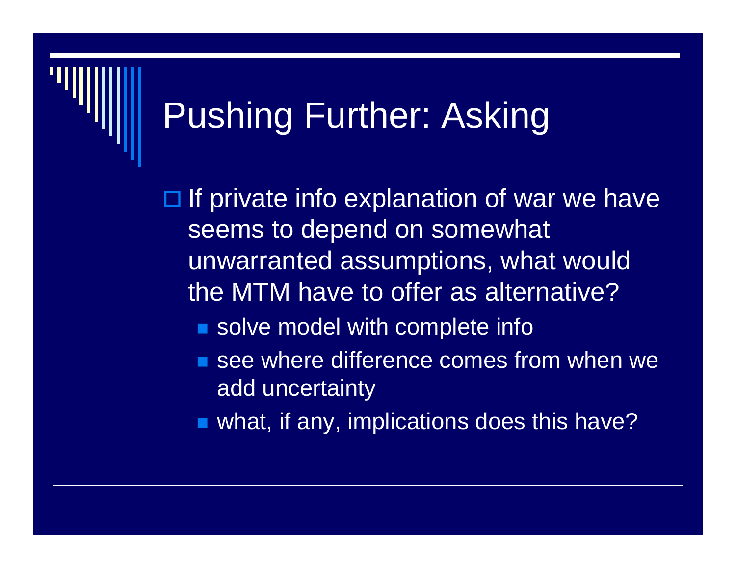# Pushing Further: Asking

- If private info explanation of war we have seems to depend on somewhat unwarranted assumptions, what would the MTM have to offer as alternative?
  - solve model with complete info
  - see where difference comes from when we add uncertainty
  - what, if any, implications does this have?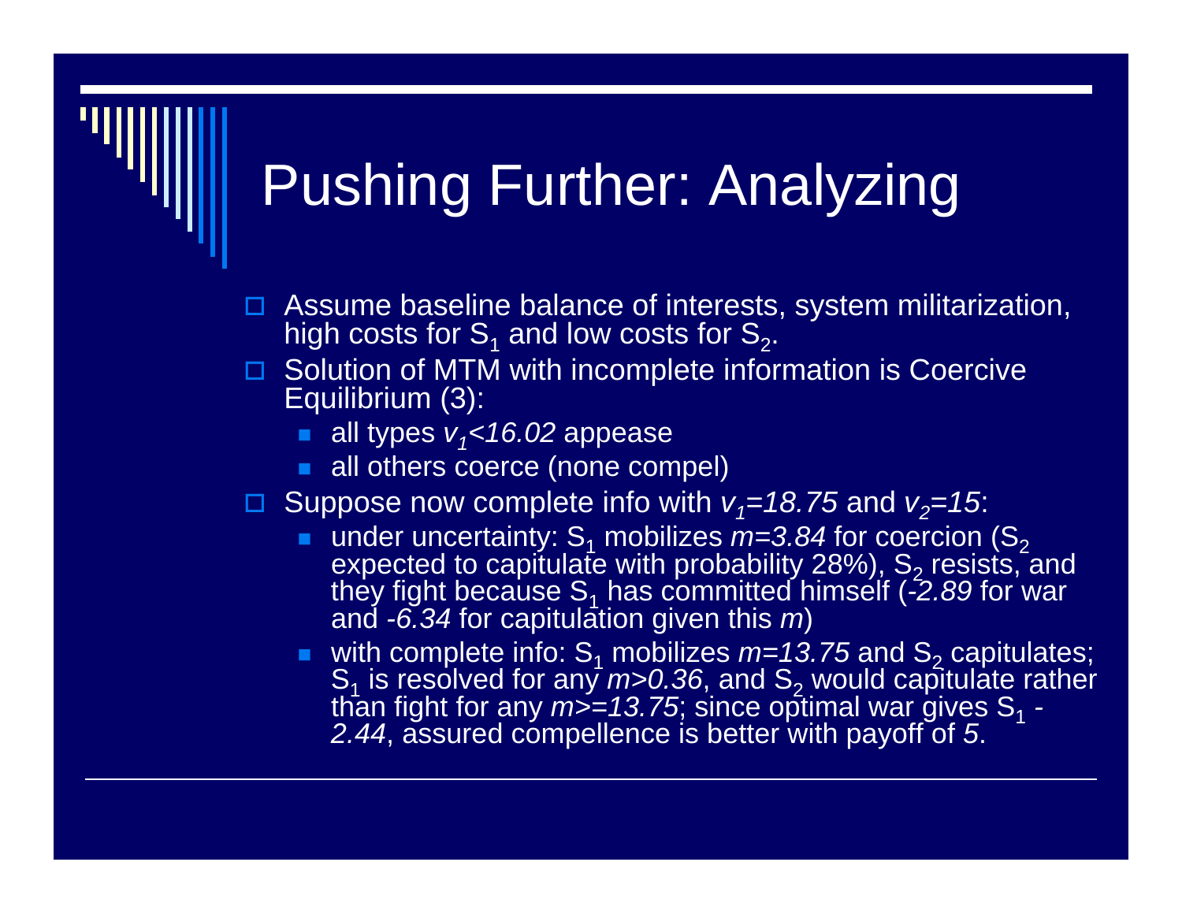# Pushing Further: Analyzing

- Assume baseline balance of interests, system militarization, high costs for $S_1$ and low costs for $S_2$.
- Solution of MTM with incomplete information is Coercive Equilibrium (3):
  - all types $v_1 < 16.02$ appease
  - all others coerce (none compel)
- Suppose now complete info with $v_1 = 18.75$ and $v_2 = 15$:
  - under uncertainty: $S_1$ mobilizes $m = 3.84$ for coercion ($S_2$ expected to capitulate with probability 28%), $S_2$ resists, and they fight because $S_1$ has committed himself ($-2.89$ for war and $-6.34$ for capitulation given this $m$)
  - with complete info: $S_1$ mobilizes $m = 13.75$ and $S_2$ capitulates; $S_1$ is resolved for any $m > 0.36$, and $S_2$ would capitulate rather than fight for any $m >= 13.75$; since optimal war gives $S_1$ $-2.44$, assured compellence is better with payoff of $5$.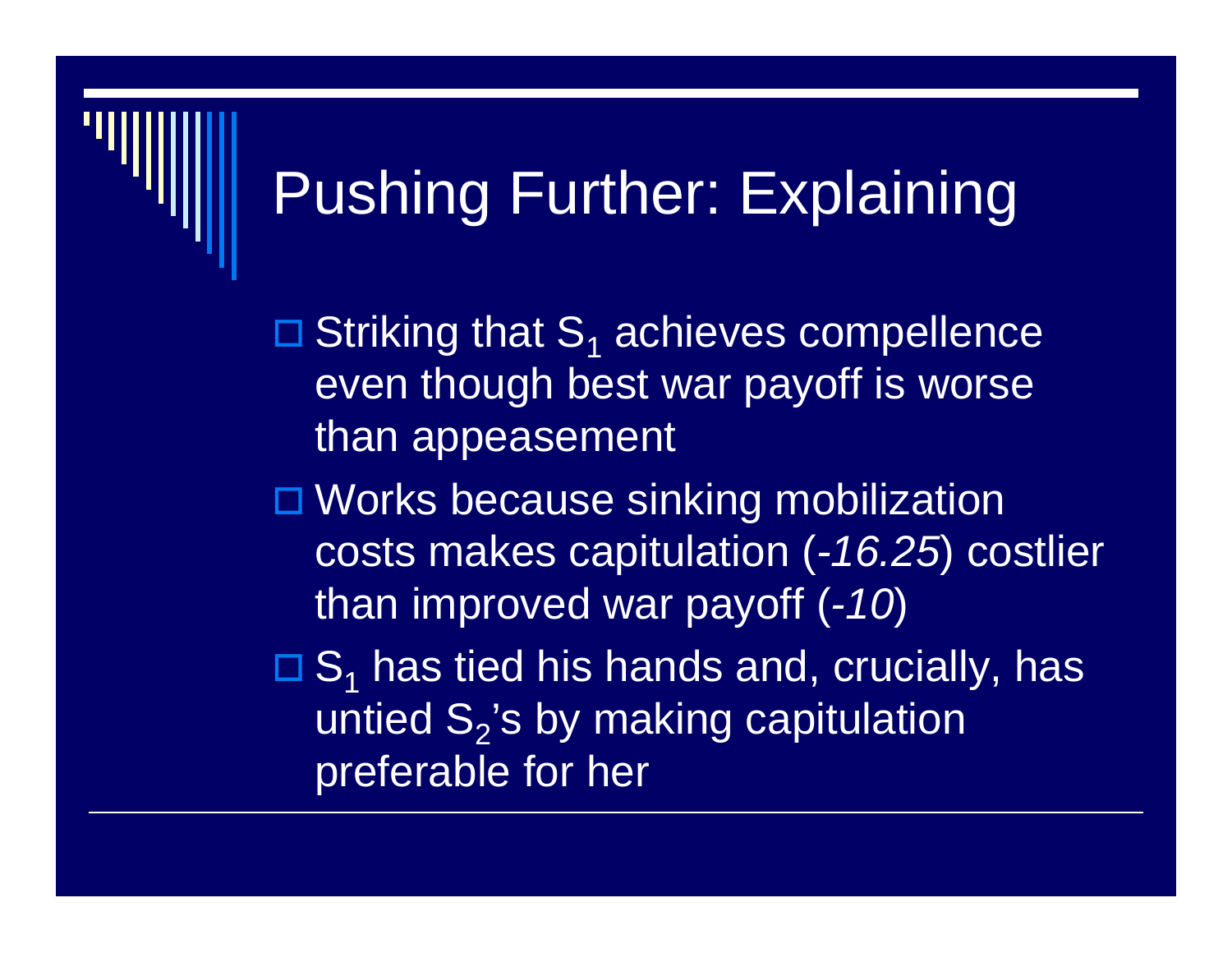# Pushing Further: Explaining

- Striking that $S_1$ achieves compellence even though best war payoff is worse than appeasement
- Works because sinking mobilization costs makes capitulation (*-16.25*) costlier than improved war payoff (*-10*)
- $S_1$ has tied his hands and, crucially, has untied $S_2$'s by making capitulation preferable for her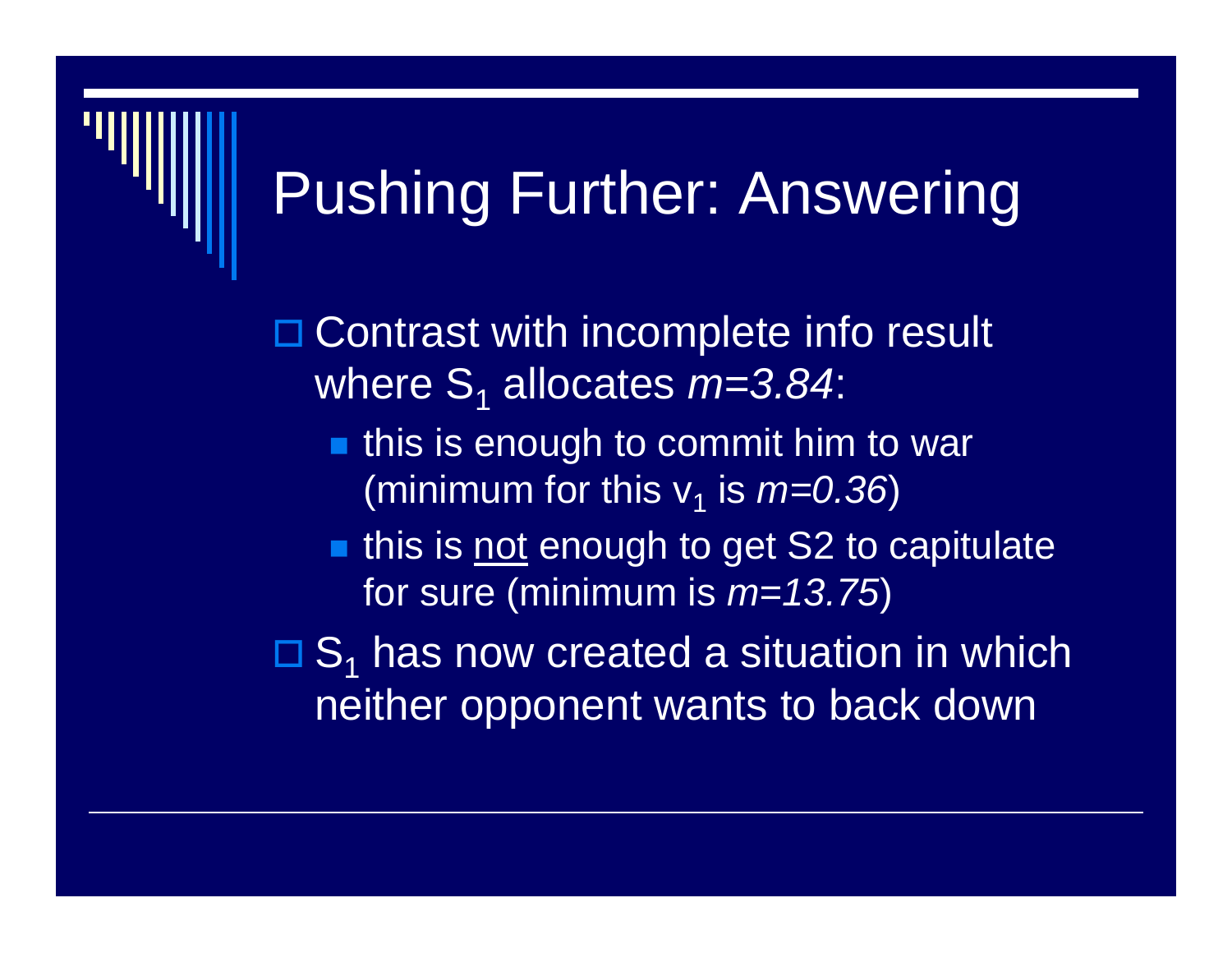# Pushing Further: Answering

- Contrast with incomplete info result where $S_1$ allocates *m=3.84*:
  - this is enough to commit him to war (minimum for this $v_1$ is *m=0.36*)
  - this is <u>not</u> enough to get S2 to capitulate for sure (minimum is *m=13.75*)
- $S_1$ has now created a situation in which neither opponent wants to back down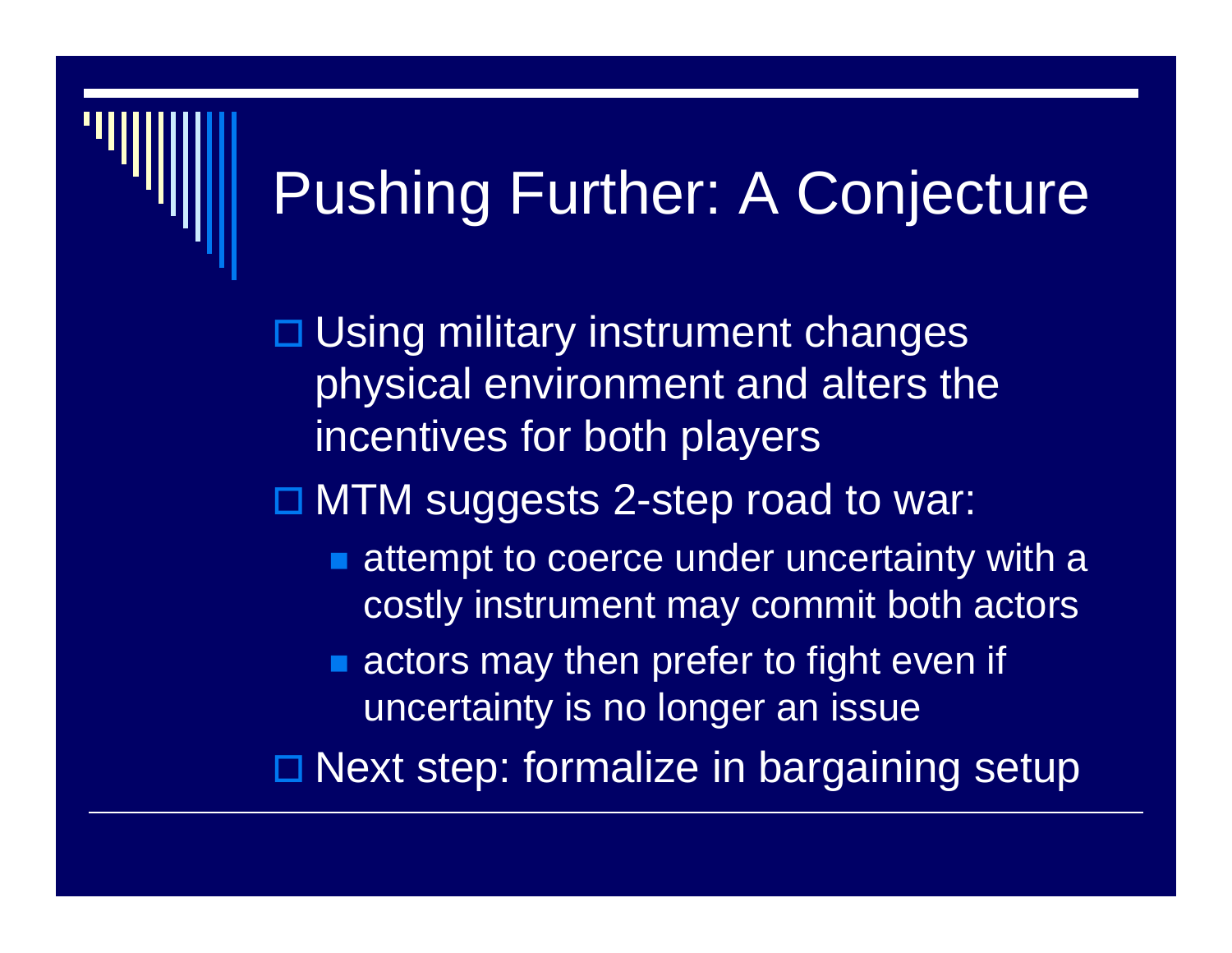# Pushing Further: A Conjecture

- Using military instrument changes physical environment and alters the incentives for both players
- MTM suggests 2-step road to war:
  - attempt to coerce under uncertainty with a costly instrument may commit both actors
  - actors may then prefer to fight even if uncertainty is no longer an issue
- Next step: formalize in bargaining setup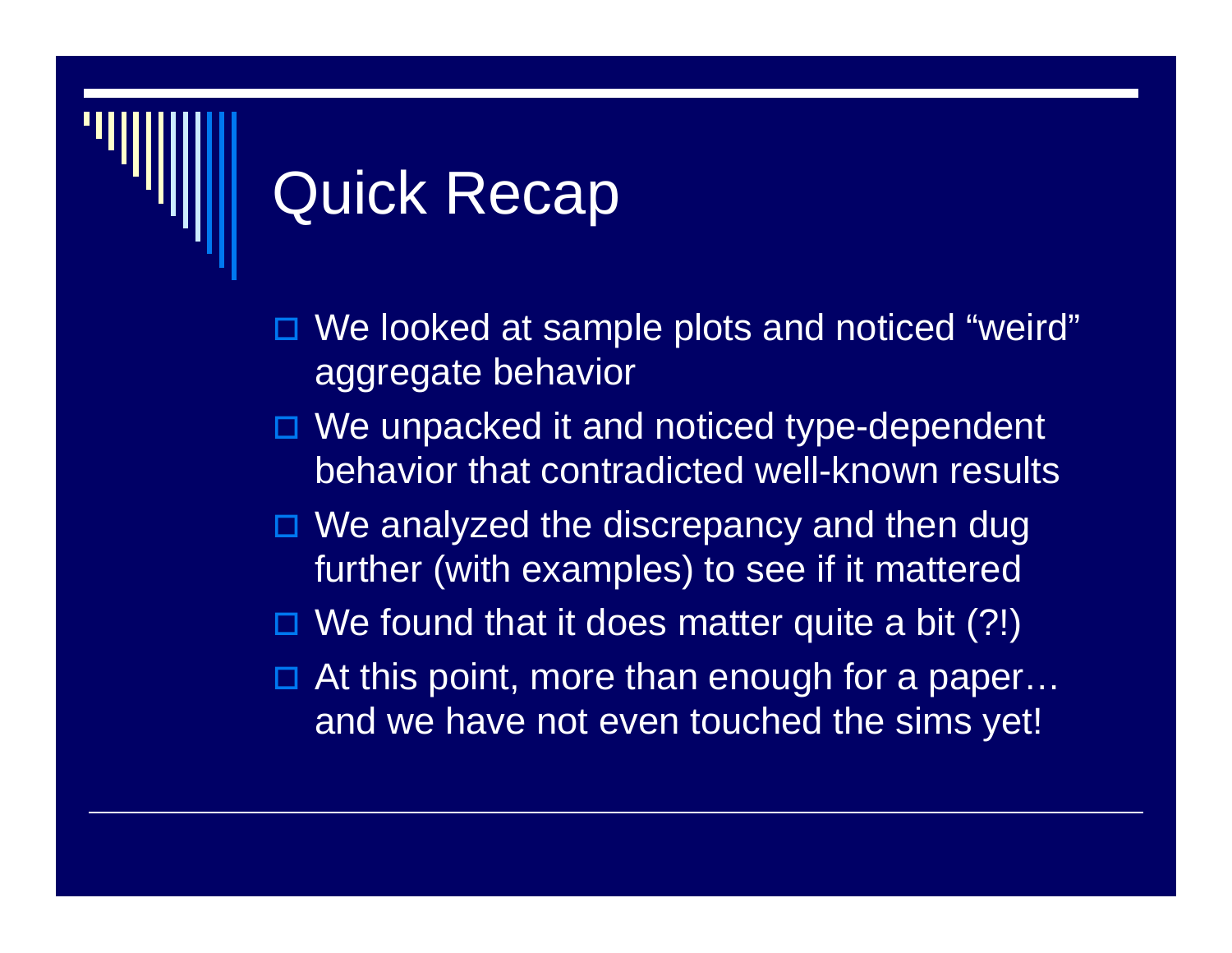# Quick Recap

- We looked at sample plots and noticed "weird" aggregate behavior
- We unpacked it and noticed type-dependent behavior that contradicted well-known results
- We analyzed the discrepancy and then dug further (with examples) to see if it mattered
- We found that it does matter quite a bit (?!)
- At this point, more than enough for a paper… and we have not even touched the sims yet!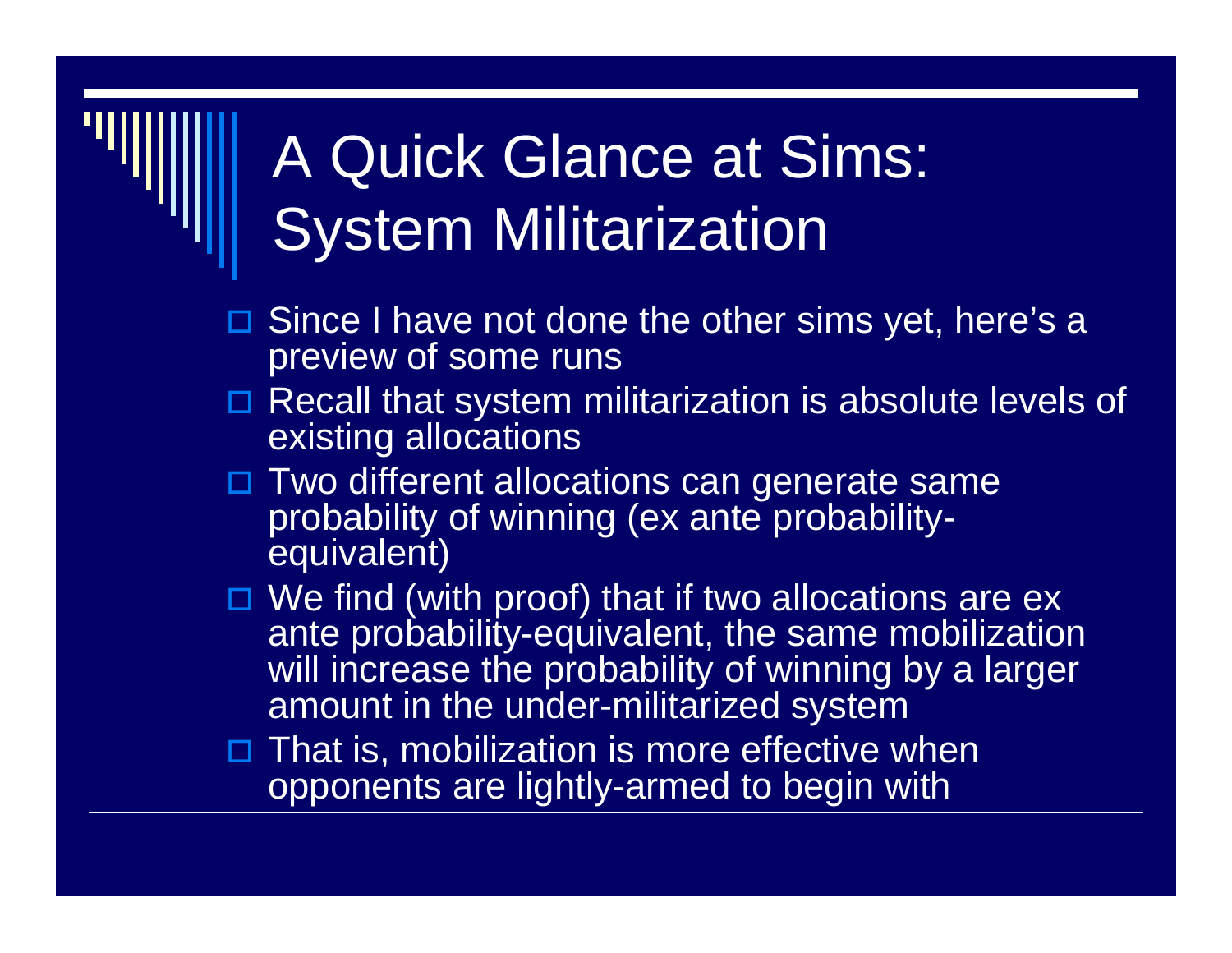# A Quick Glance at Sims: System Militarization

- Since I have not done the other sims yet, here's a preview of some runs
- Recall that system militarization is absolute levels of existing allocations
- Two different allocations can generate same probability of winning (ex ante probability-equivalent)
- We find (with proof) that if two allocations are ex ante probability-equivalent, the same mobilization will increase the probability of winning by a larger amount in the under-militarized system
- That is, mobilization is more effective when opponents are lightly-armed to begin with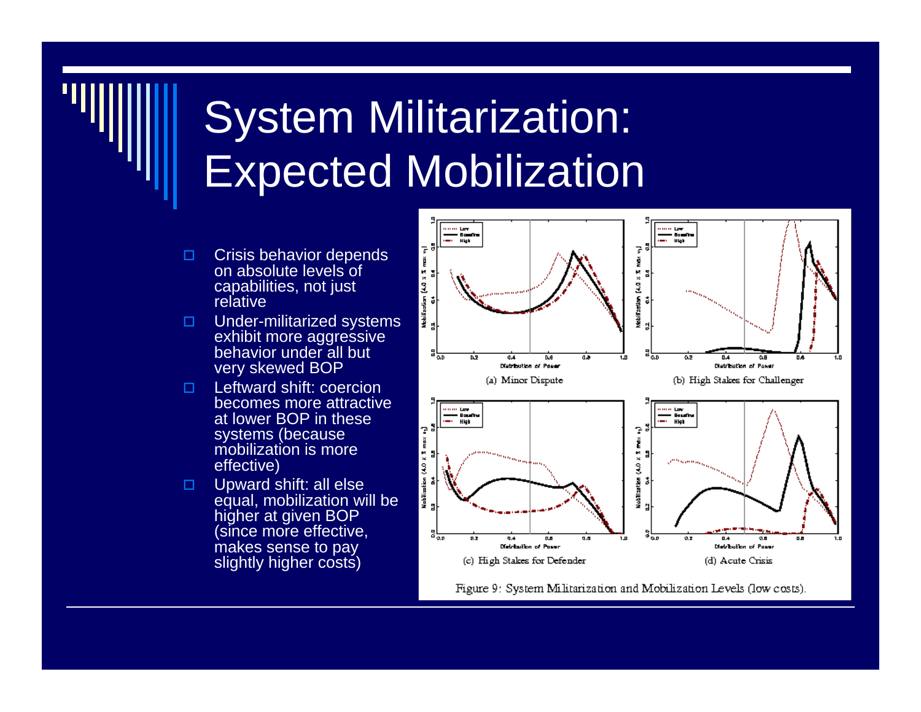# System Militarization: Expected Mobilization

- Crisis behavior depends on absolute levels of capabilities, not just relative
- Under-militarized systems exhibit more aggressive behavior under all but very skewed BOP
- Leftward shift: coercion becomes more attractive at lower BOP in these systems (because mobilization is more effective)
- Upward shift: all else equal, mobilization will be higher at given BOP (since more effective, makes sense to pay slightly higher costs)

(a) Minor Dispute

(b) High Stakes for Challenger

(c) High Stakes for Defender

(d) Acute Crisis

Figure 9: System Militarization and Mobilization Levels (low costs).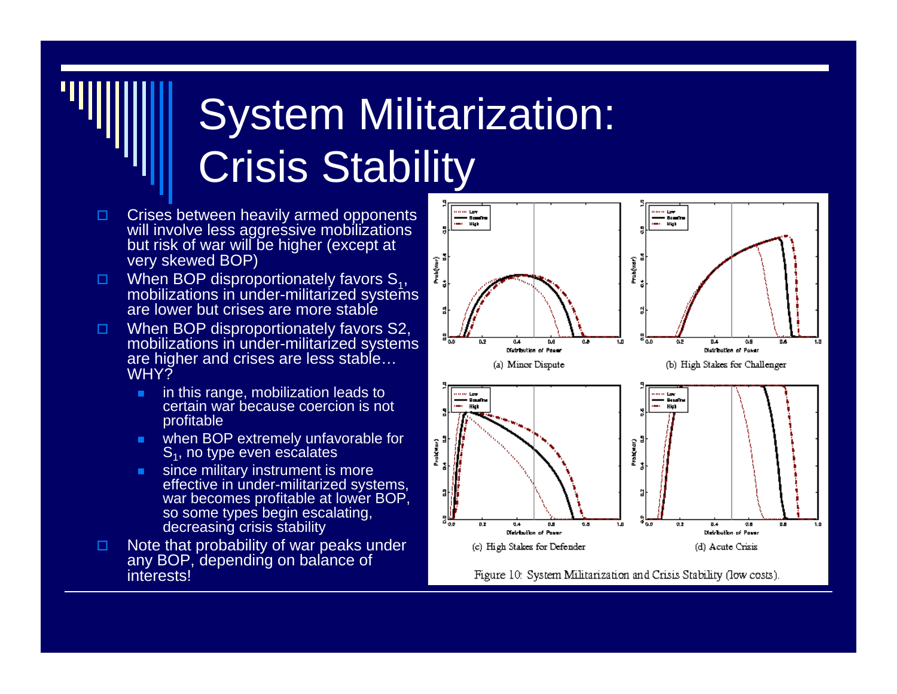# System Militarization: Crisis Stability

- Crises between heavily armed opponents will involve less aggressive mobilizations but risk of war will be higher (except at very skewed BOP)
- When BOP disproportionately favors $S_1$, mobilizations in under-militarized systems are lower but crises are more stable
- When BOP disproportionately favors S2, mobilizations in under-militarized systems are higher and crises are less stable… WHY?
  - in this range, mobilization leads to certain war because coercion is not profitable
  - when BOP extremely unfavorable for $S_1$, no type even escalates
  - since military instrument is more effective in under-militarized systems, war becomes profitable at lower BOP, so some types begin escalating, decreasing crisis stability
- Note that probability of war peaks under any BOP, depending on balance of interests!

(a) Minor Dispute

(b) High Stakes for Challenger

(c) High Stakes for Defender

(d) Acute Crisis

Figure 10: System Militarization and Crisis Stability (low costs).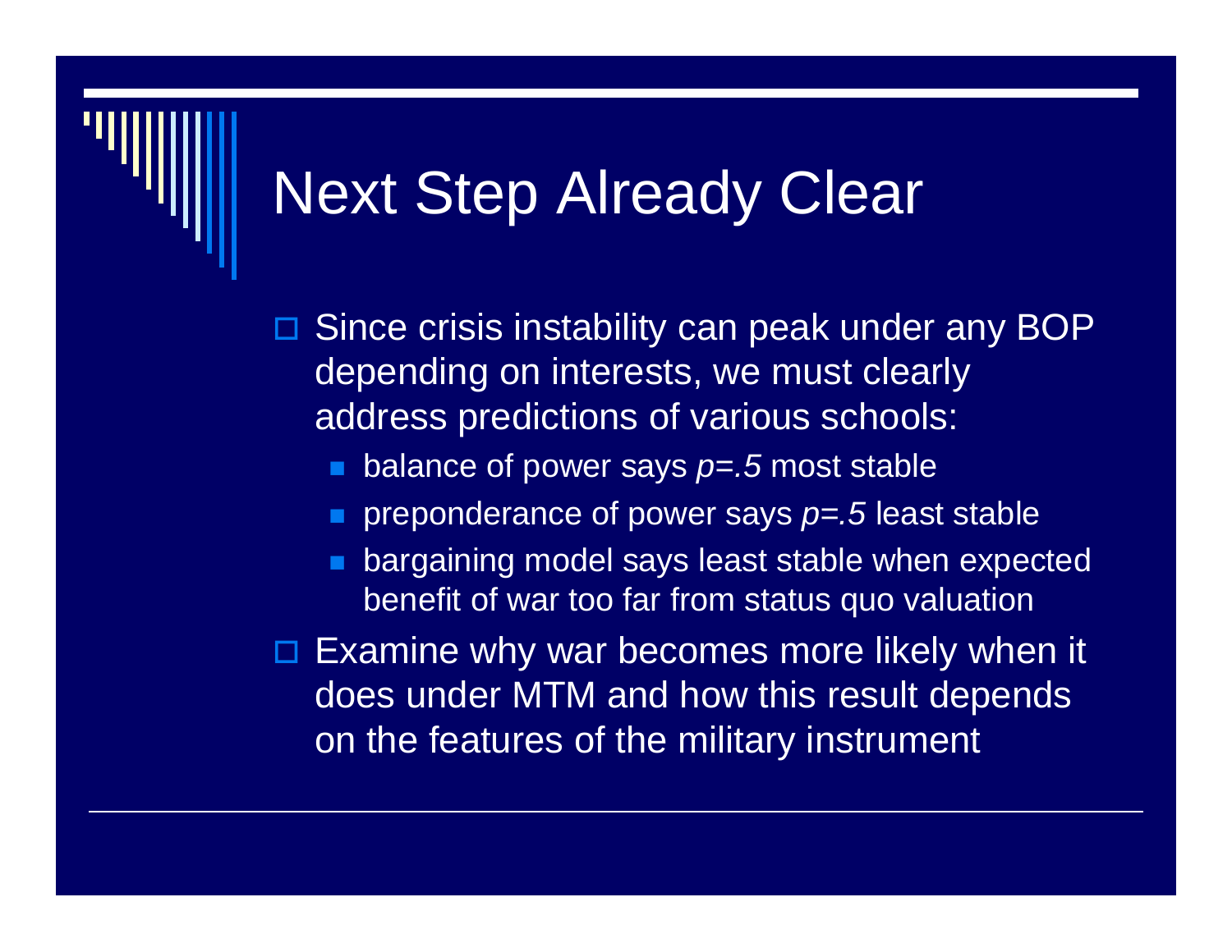# Next Step Already Clear

- Since crisis instability can peak under any BOP depending on interests, we must clearly address predictions of various schools:
  - balance of power says $p=.5$ most stable
  - preponderance of power says $p=.5$ least stable
  - bargaining model says least stable when expected benefit of war too far from status quo valuation
- Examine why war becomes more likely when it does under MTM and how this result depends on the features of the military instrument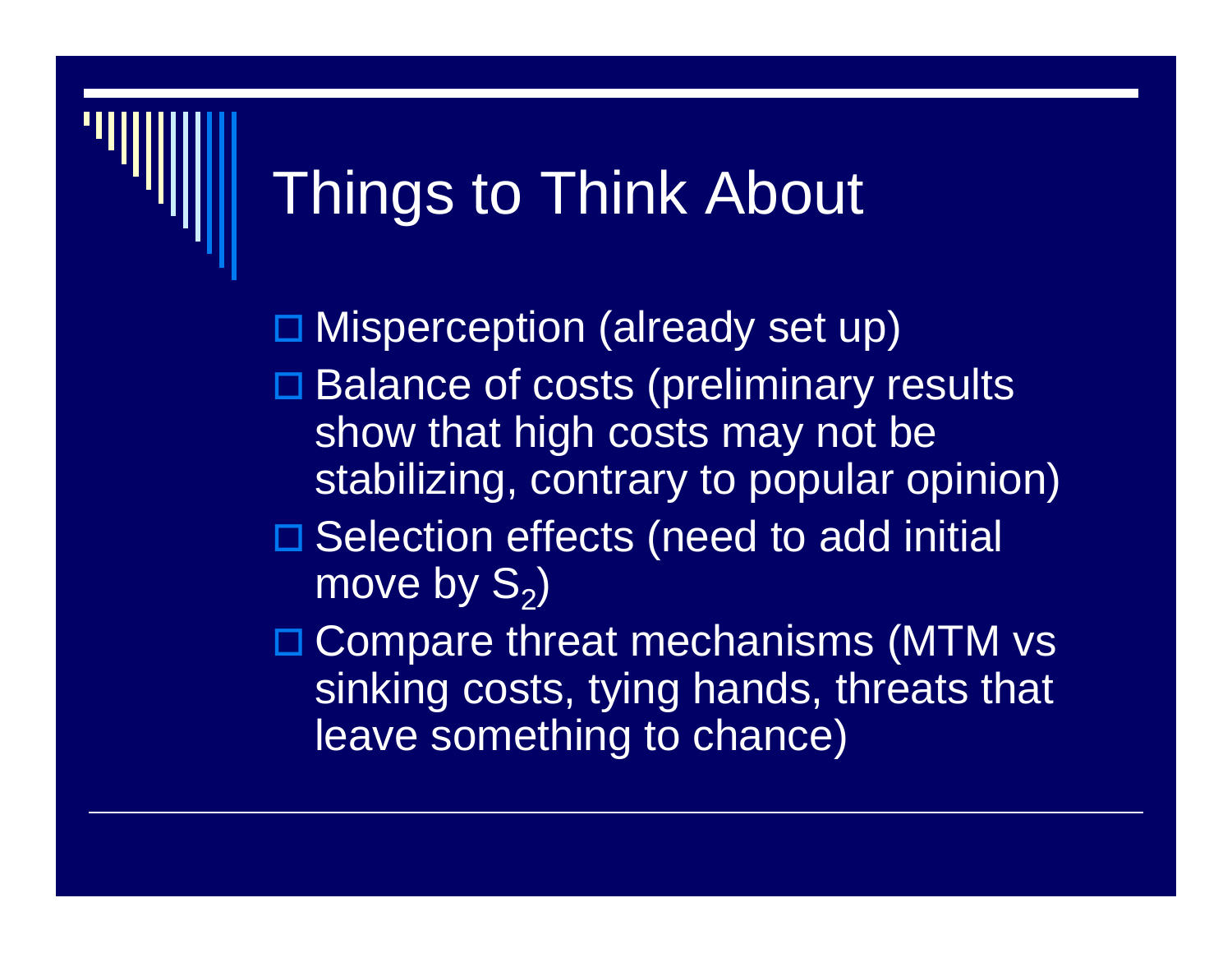# Things to Think About

- Misperception (already set up)
- Balance of costs (preliminary results show that high costs may not be stabilizing, contrary to popular opinion)
- Selection effects (need to add initial move by $S_2$)
- Compare threat mechanisms (MTM vs sinking costs, tying hands, threats that leave something to chance)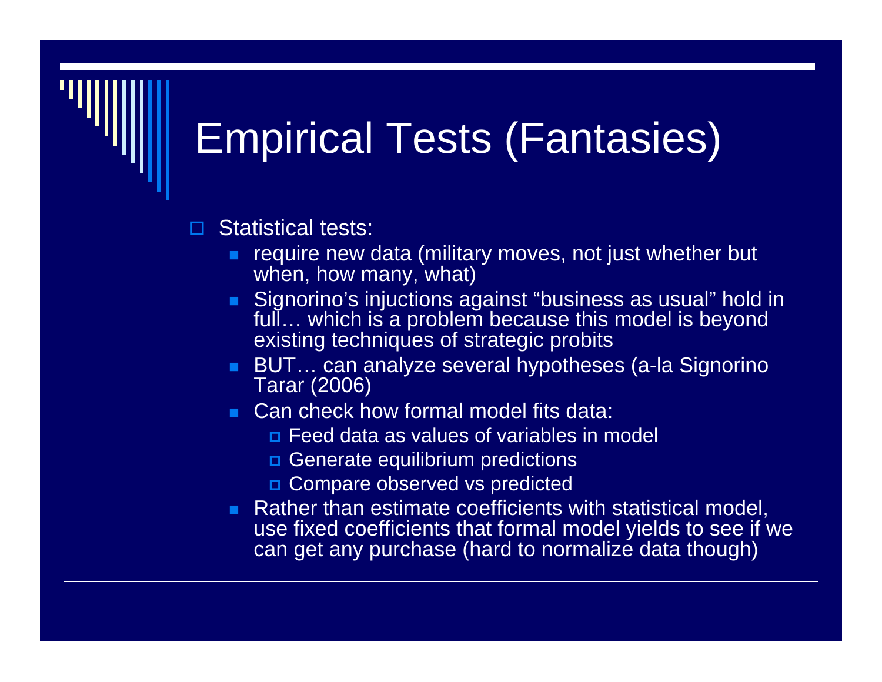# Empirical Tests (Fantasies)

- Statistical tests:
  - require new data (military moves, not just whether but when, how many, what)
  - Signorino's injuctions against "business as usual" hold in full… which is a problem because this model is beyond existing techniques of strategic probits
  - BUT… can analyze several hypotheses (a-la Signorino Tarar (2006)
  - Can check how formal model fits data:
    - Feed data as values of variables in model
    - Generate equilibrium predictions
    - Compare observed vs predicted
  - Rather than estimate coefficients with statistical model, use fixed coefficients that formal model yields to see if we can get any purchase (hard to normalize data though)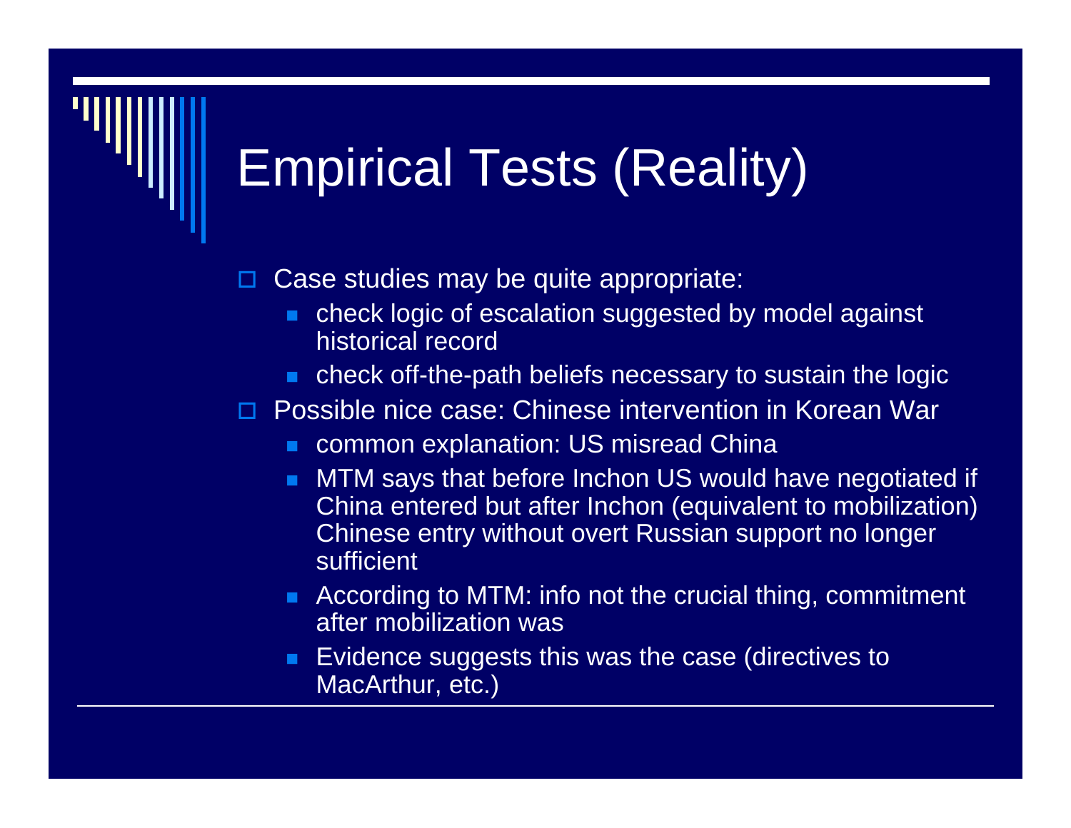# Empirical Tests (Reality)

- Case studies may be quite appropriate:
  - check logic of escalation suggested by model against historical record
  - check off-the-path beliefs necessary to sustain the logic
- Possible nice case: Chinese intervention in Korean War
  - common explanation: US misread China
  - MTM says that before Inchon US would have negotiated if China entered but after Inchon (equivalent to mobilization) Chinese entry without overt Russian support no longer sufficient
  - According to MTM: info not the crucial thing, commitment after mobilization was
  - Evidence suggests this was the case (directives to MacArthur, etc.)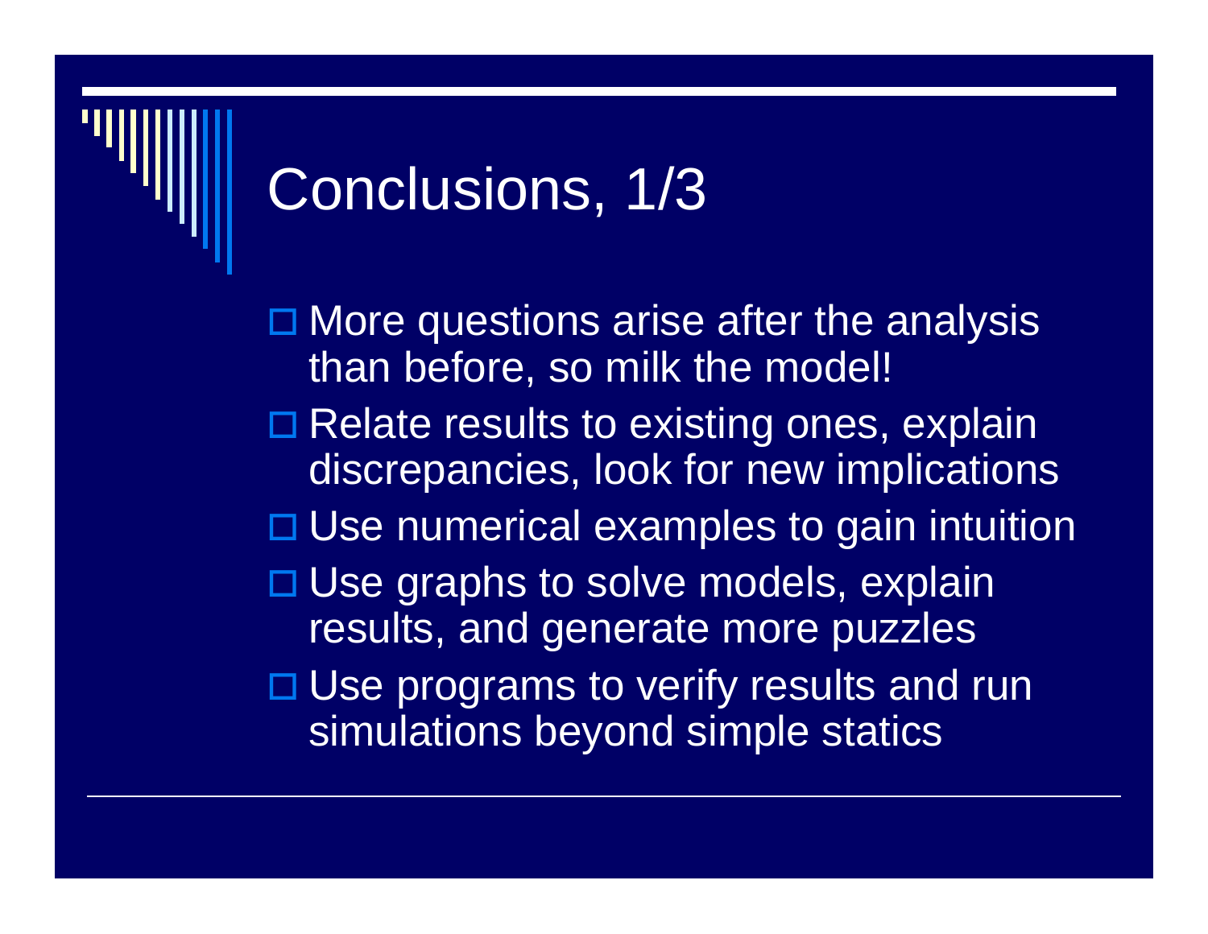# Conclusions, 1/3

- More questions arise after the analysis than before, so milk the model!
- Relate results to existing ones, explain discrepancies, look for new implications
- Use numerical examples to gain intuition
- Use graphs to solve models, explain results, and generate more puzzles
- Use programs to verify results and run simulations beyond simple statics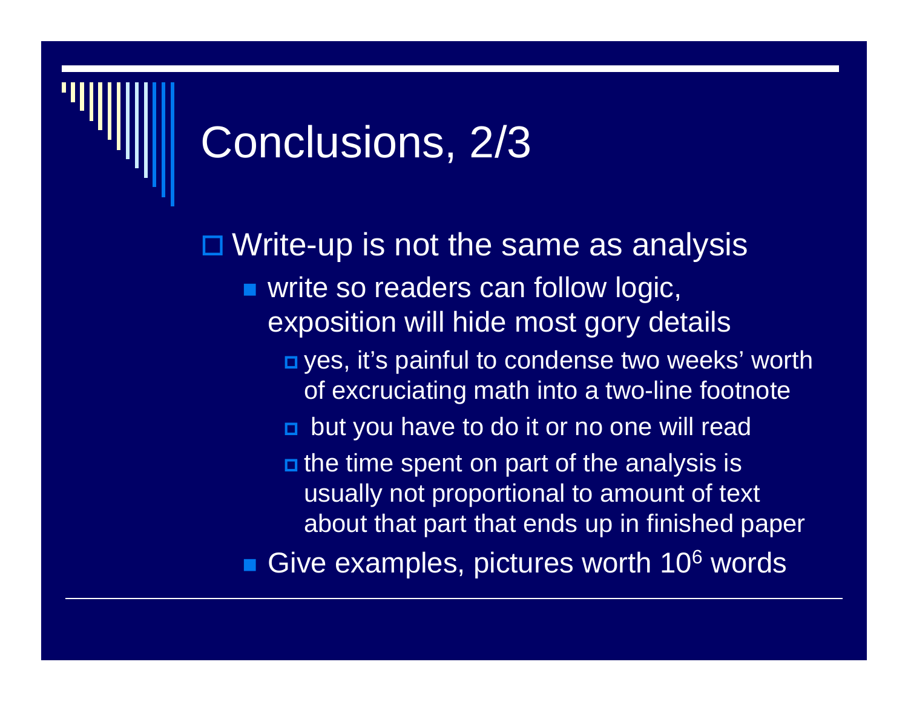# Conclusions, 2/3

- Write-up is not the same as analysis
  - write so readers can follow logic, exposition will hide most gory details
    - yes, it's painful to condense two weeks' worth of excruciating math into a two-line footnote
    - but you have to do it or no one will read
    - the time spent on part of the analysis is usually not proportional to amount of text about that part that ends up in finished paper
  - Give examples, pictures worth $10^6$ words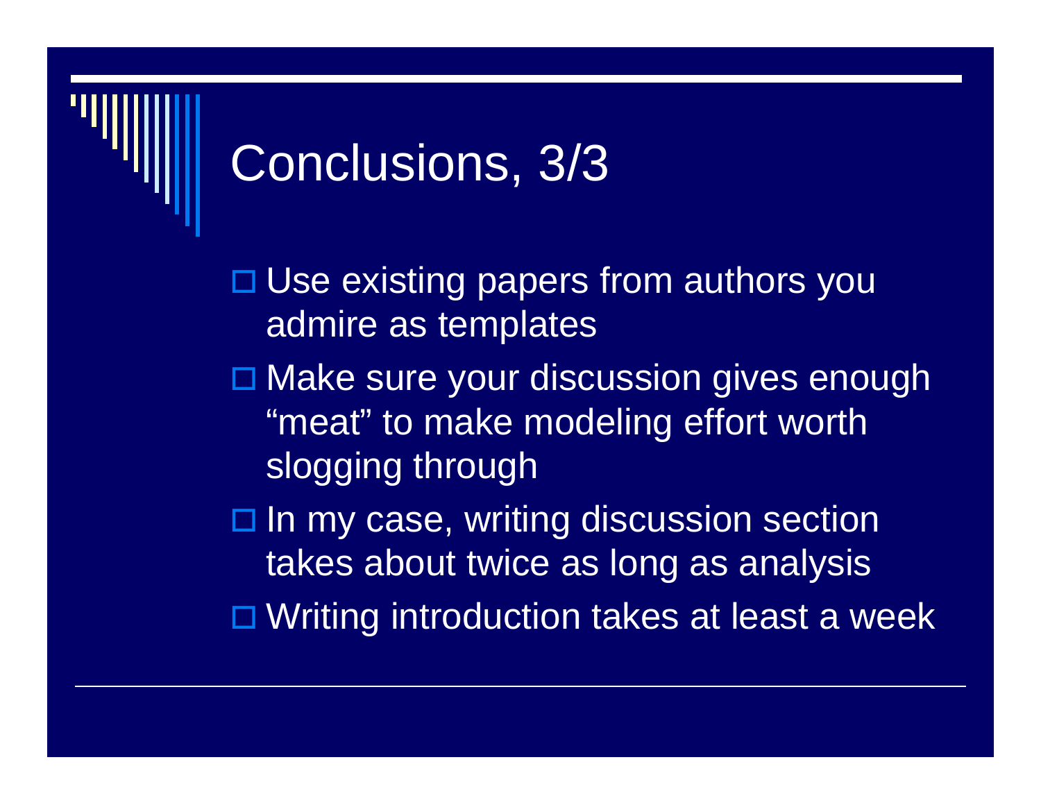# Conclusions, 3/3

- Use existing papers from authors you admire as templates
- Make sure your discussion gives enough “meat” to make modeling effort worth slogging through
- In my case, writing discussion section takes about twice as long as analysis
- Writing introduction takes at least a week